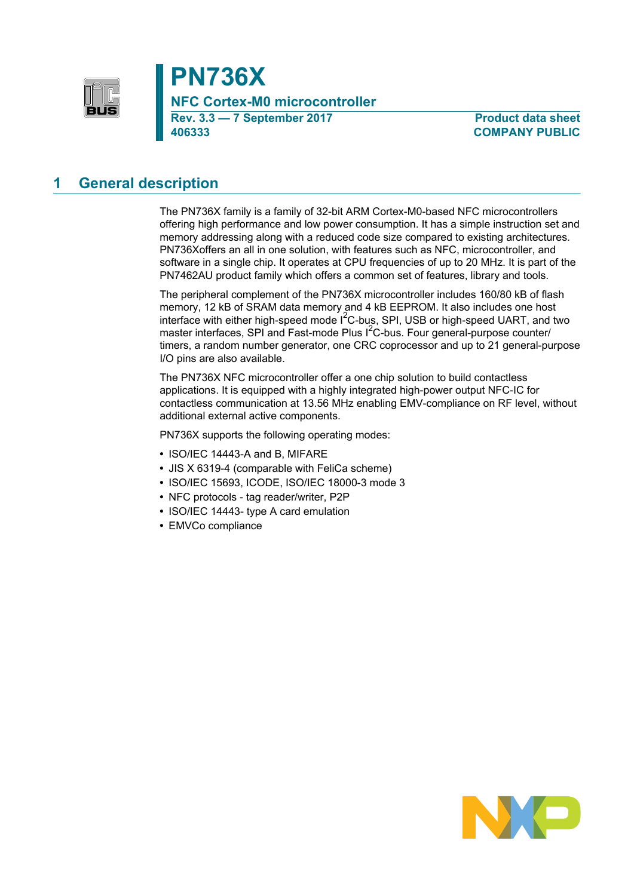# PN736X

## NFC Cortex-M0 microcontroller

**Rev. 3.3 — 7 September 2017**
**406333**

**Product data sheet**
**COMPANY PUBLIC**

## 1 General description

The PN736X family is a family of 32-bit ARM Cortex-M0-based NFC microcontrollers offering high performance and low power consumption. It has a simple instruction set and memory addressing along with a reduced code size compared to existing architectures. PN736Xoffers an all in one solution, with features such as NFC, microcontroller, and software in a single chip. It operates at CPU frequencies of up to 20 MHz. It is part of the PN7462AU product family which offers a common set of features, library and tools.

The peripheral complement of the PN736X microcontroller includes 160/80 kB of flash memory, 12 kB of SRAM data memory and 4 kB EEPROM. It also includes one host interface with either high-speed mode I$^2$C-bus, SPI, USB or high-speed UART, and two master interfaces, SPI and Fast-mode Plus I$^2$C-bus. Four general-purpose counter/ timers, a random number generator, one CRC coprocessor and up to 21 general-purpose I/O pins are also available.

The PN736X NFC microcontroller offer a one chip solution to build contactless applications. It is equipped with a highly integrated high-power output NFC-IC for contactless communication at 13.56 MHz enabling EMV-compliance on RF level, without additional external active components.

PN736X supports the following operating modes:

- ISO/IEC 14443-A and B, MIFARE
- JIS X 6319-4 (comparable with FeliCa scheme)
- ISO/IEC 15693, ICODE, ISO/IEC 18000-3 mode 3
- NFC protocols - tag reader/writer, P2P
- ISO/IEC 14443- type A card emulation
- EMVCo compliance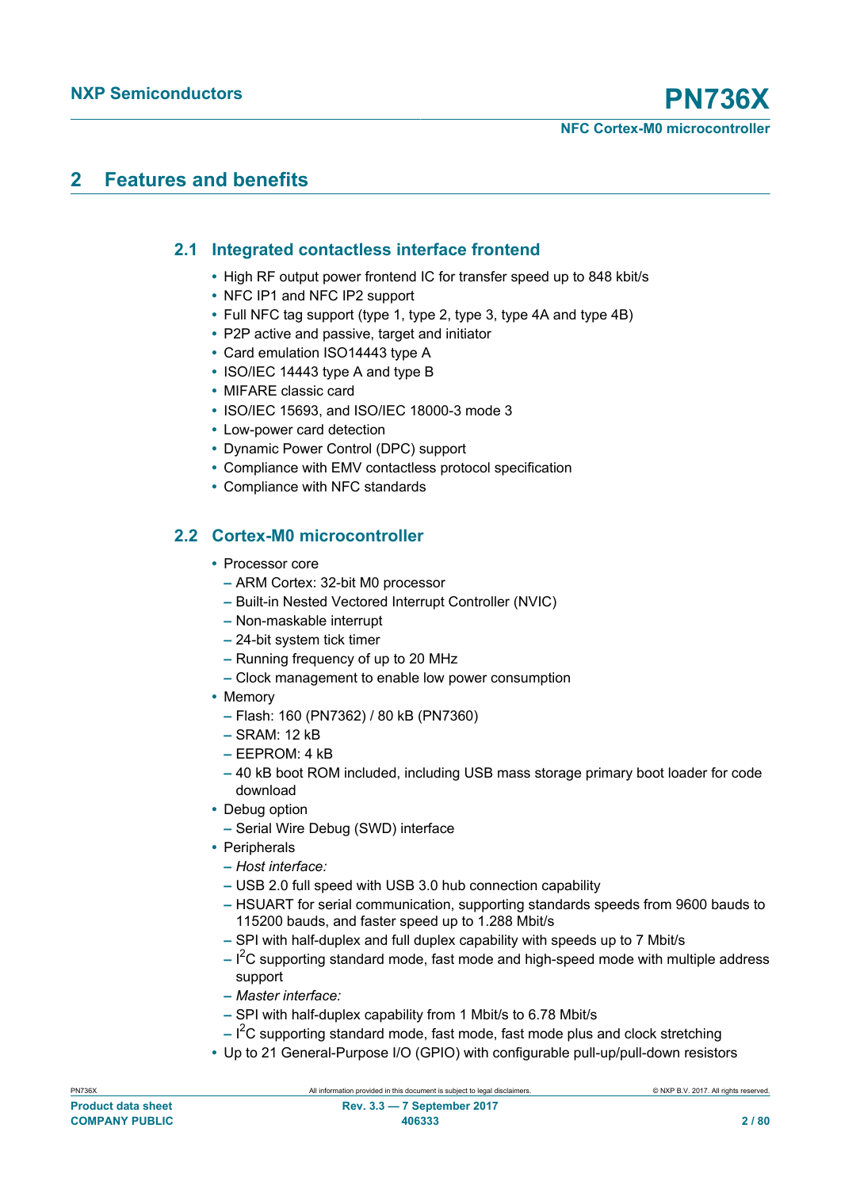## 2 Features and benefits

### 2.1 Integrated contactless interface frontend

- High RF output power frontend IC for transfer speed up to 848 kbit/s
- NFC IP1 and NFC IP2 support
- Full NFC tag support (type 1, type 2, type 3, type 4A and type 4B)
- P2P active and passive, target and initiator
- Card emulation ISO14443 type A
- ISO/IEC 14443 type A and type B
- MIFARE classic card
- ISO/IEC 15693, and ISO/IEC 18000-3 mode 3
- Low-power card detection
- Dynamic Power Control (DPC) support
- Compliance with EMV contactless protocol specification
- Compliance with NFC standards

### 2.2 Cortex-M0 microcontroller

- Processor core
  - ARM Cortex: 32-bit M0 processor
  - Built-in Nested Vectored Interrupt Controller (NVIC)
  - Non-maskable interrupt
  - 24-bit system tick timer
  - Running frequency of up to 20 MHz
  - Clock management to enable low power consumption
- Memory
  - Flash: 160 (PN7362) / 80 kB (PN7360)
  - SRAM: 12 kB
  - EEPROM: 4 kB
  - 40 kB boot ROM included, including USB mass storage primary boot loader for code download
- Debug option
  - Serial Wire Debug (SWD) interface
- Peripherals
  - *Host interface:*
  - USB 2.0 full speed with USB 3.0 hub connection capability
  - HSUART for serial communication, supporting standards speeds from 9600 bauds to 115200 bauds, and faster speed up to 1.288 Mbit/s
  - SPI with half-duplex and full duplex capability with speeds up to 7 Mbit/s
  - $I^2C$ supporting standard mode, fast mode and high-speed mode with multiple address support
  - *Master interface:*
  - SPI with half-duplex capability from 1 Mbit/s to 6.78 Mbit/s
  - $I^2C$ supporting standard mode, fast mode, fast mode plus and clock stretching
- Up to 21 General-Purpose I/O (GPIO) with configurable pull-up/pull-down resistors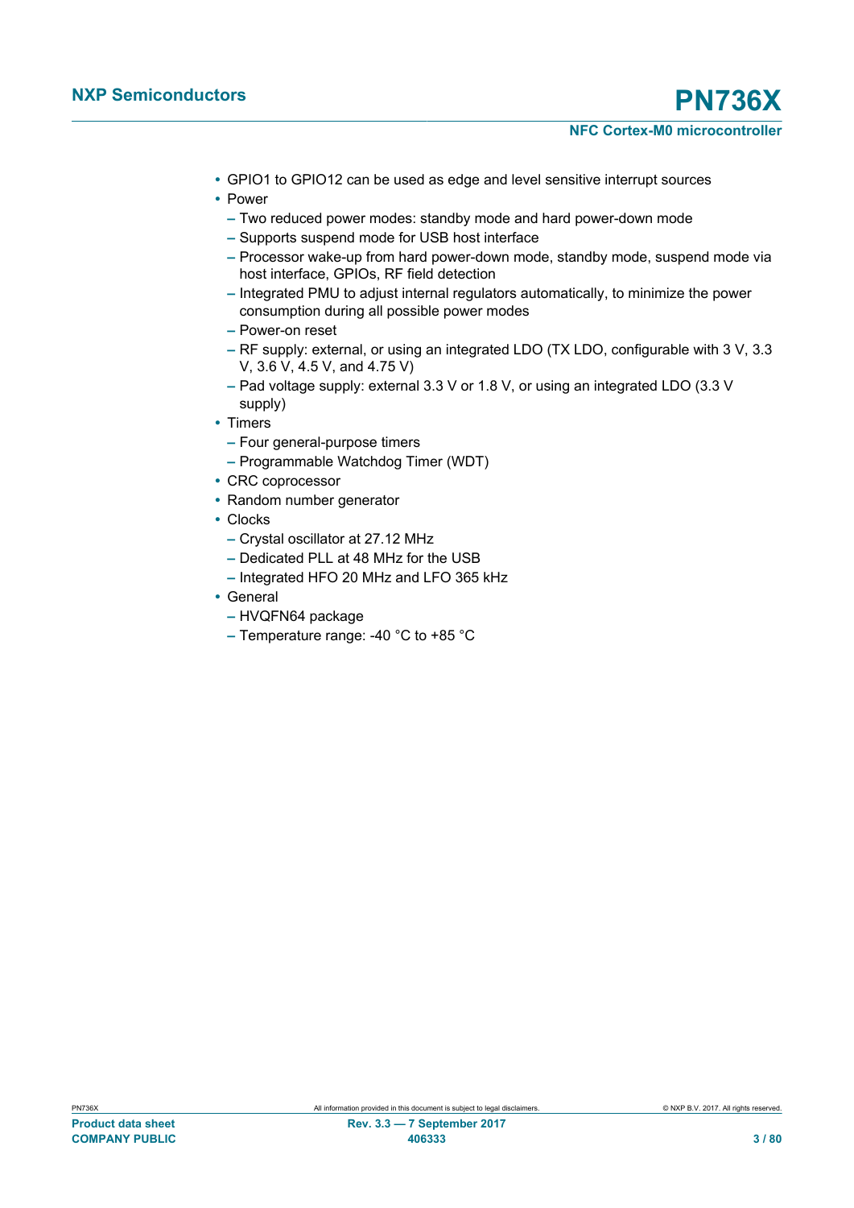- GPIO1 to GPIO12 can be used as edge and level sensitive interrupt sources
- Power
  - Two reduced power modes: standby mode and hard power-down mode
  - Supports suspend mode for USB host interface
  - Processor wake-up from hard power-down mode, standby mode, suspend mode via host interface, GPIOs, RF field detection
  - Integrated PMU to adjust internal regulators automatically, to minimize the power consumption during all possible power modes
  - Power-on reset
  - RF supply: external, or using an integrated LDO (TX LDO, configurable with 3 V, 3.3 V, 3.6 V, 4.5 V, and 4.75 V)
  - Pad voltage supply: external 3.3 V or 1.8 V, or using an integrated LDO (3.3 V supply)
- Timers
  - Four general-purpose timers
  - Programmable Watchdog Timer (WDT)
- CRC coprocessor
- Random number generator
- Clocks
  - Crystal oscillator at 27.12 MHz
  - Dedicated PLL at 48 MHz for the USB
  - Integrated HFO 20 MHz and LFO 365 kHz
- General
  - HVQFN64 package
  - Temperature range: -40 °C to +85 °C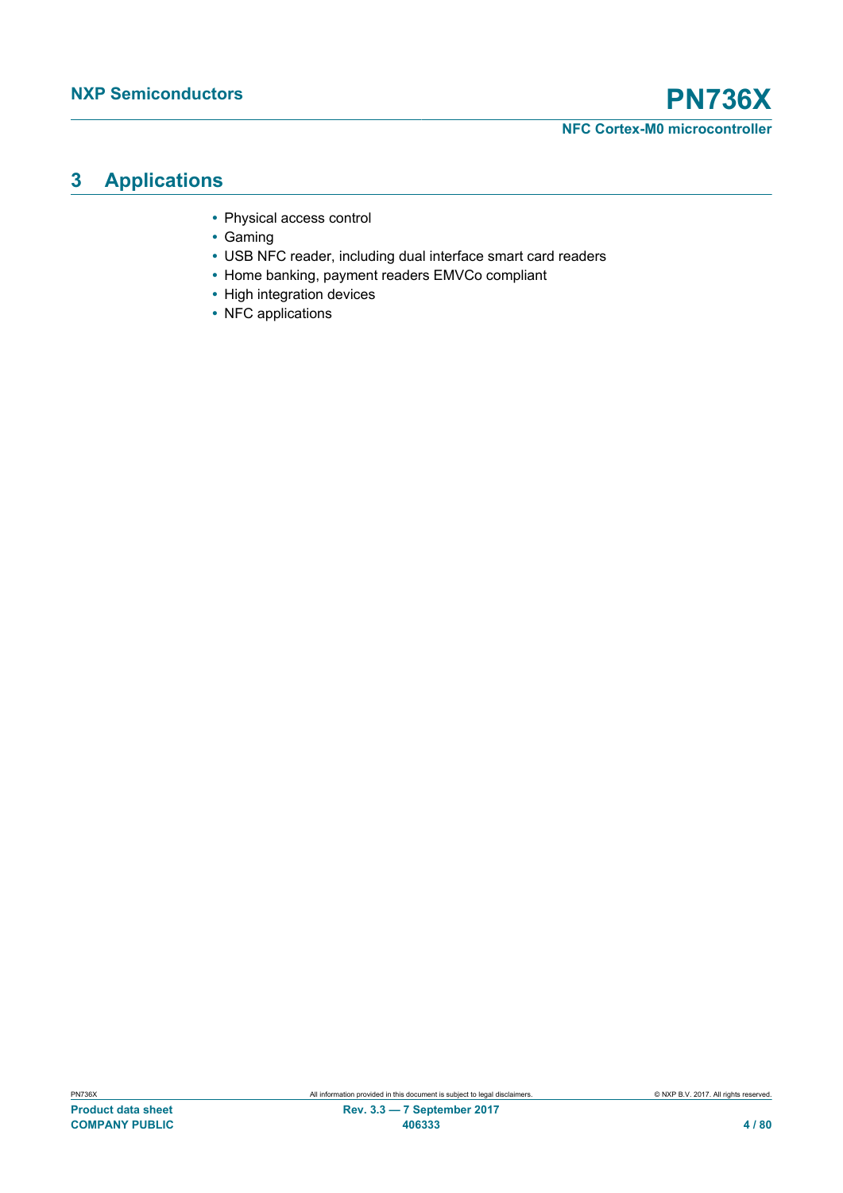## 3 Applications

- Physical access control
- Gaming
- USB NFC reader, including dual interface smart card readers
- Home banking, payment readers EMVCo compliant
- High integration devices
- NFC applications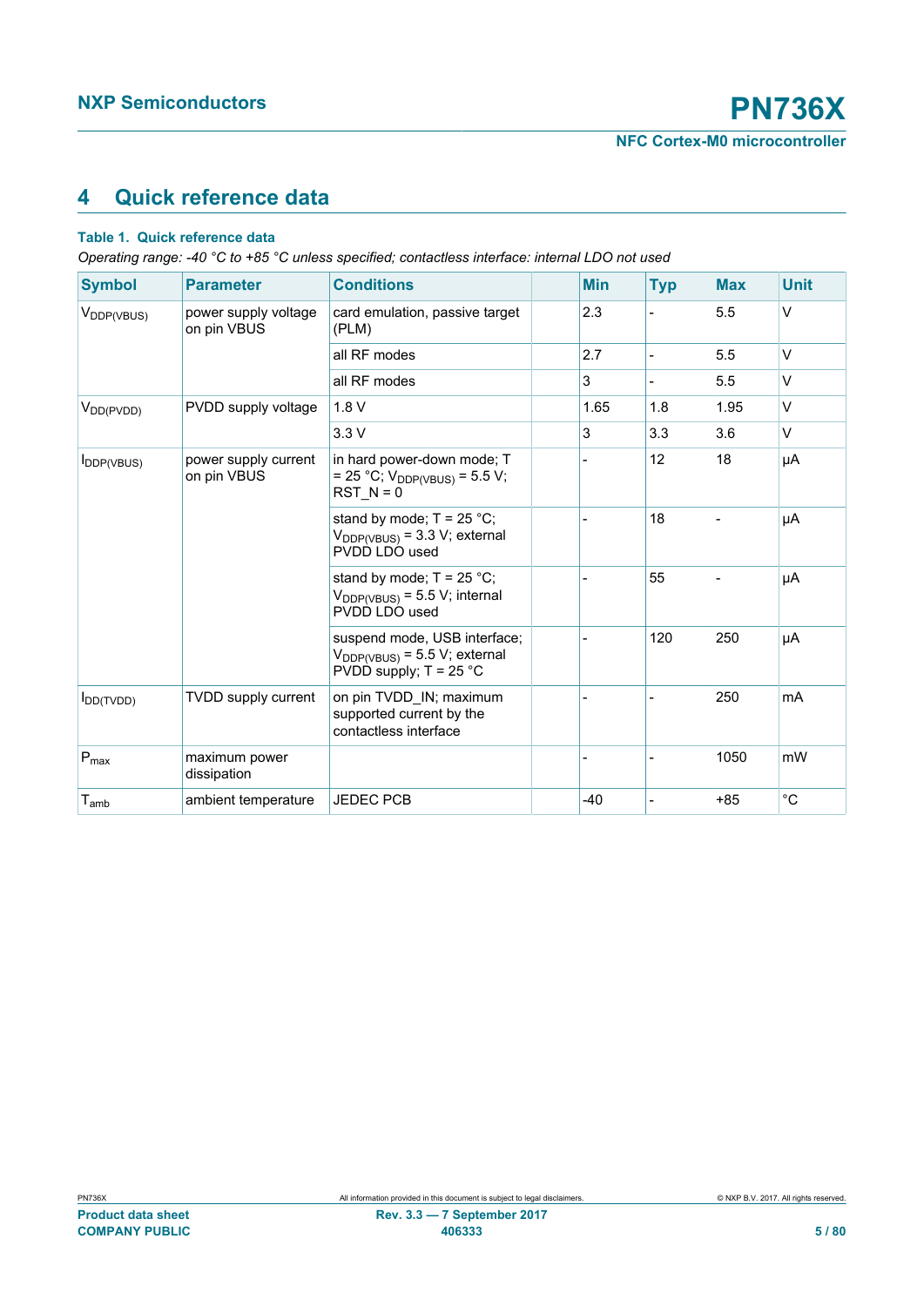# 4 Quick reference data

**Table 1. Quick reference data**

*Operating range: -40 °C to +85 °C unless specified; contactless interface: internal LDO not used*

| Symbol | Parameter | Conditions | | Min | Typ | Max | Unit |
|---|---|---|---|---|---|---|---|
| $V_{DDP(VBUS)}$ | power supply voltage on pin VBUS | card emulation, passive target (PLM) | | 2.3 | - | 5.5 | V |
| | | all RF modes | | 2.7 | - | 5.5 | V |
| | | all RF modes | | 3 | - | 5.5 | V |
| $V_{DD(PVDD)}$ | PVDD supply voltage | 1.8 V | | 1.65 | 1.8 | 1.95 | V |
| | | 3.3 V | | 3 | 3.3 | 3.6 | V |
| $I_{DDP(VBUS)}$ | power supply current on pin VBUS | in hard power-down mode; T = 25 °C; $V_{DDP(VBUS)}$ = 5.5 V; RST_N = 0 | | - | 12 | 18 | µA |
| | | stand by mode; T = 25 °C; $V_{DDP(VBUS)}$ = 3.3 V; external PVDD LDO used | | - | 18 | - | µA |
| | | stand by mode; T = 25 °C; $V_{DDP(VBUS)}$ = 5.5 V; internal PVDD LDO used | | - | 55 | - | µA |
| | | suspend mode, USB interface; $V_{DDP(VBUS)}$ = 5.5 V; external PVDD supply; T = 25 °C | | - | 120 | 250 | µA |
| $I_{DD(TVDD)}$ | TVDD supply current | on pin TVDD_IN; maximum supported current by the contactless interface | | - | - | 250 | mA |
| $P_{max}$ | maximum power dissipation | | | - | - | 1050 | mW |
| $T_{amb}$ | ambient temperature | JEDEC PCB | | -40 | - | +85 | °C |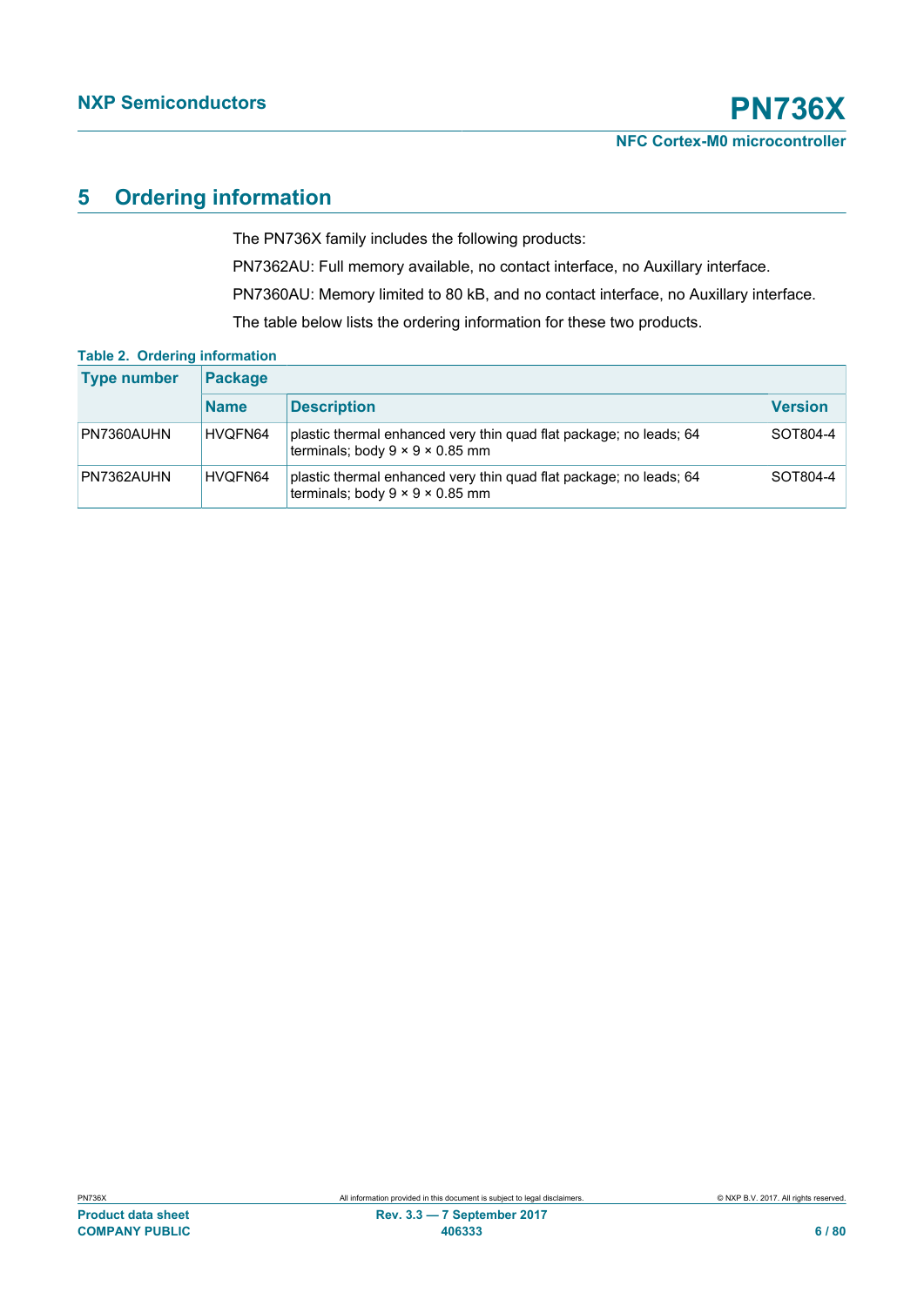## 5 Ordering information

The PN736X family includes the following products:

PN7362AU: Full memory available, no contact interface, no Auxillary interface.

PN7360AU: Memory limited to 80 kB, and no contact interface, no Auxillary interface.

The table below lists the ordering information for these two products.

**Table 2. Ordering information**

| Type number | Package | | |
|---|---|---|---|
| | Name | Description | Version |
| PN7360AUHN | HVQFN64 | plastic thermal enhanced very thin quad flat package; no leads; 64 terminals; body 9 × 9 × 0.85 mm | SOT804-4 |
| PN7362AUHN | HVQFN64 | plastic thermal enhanced very thin quad flat package; no leads; 64 terminals; body 9 × 9 × 0.85 mm | SOT804-4 |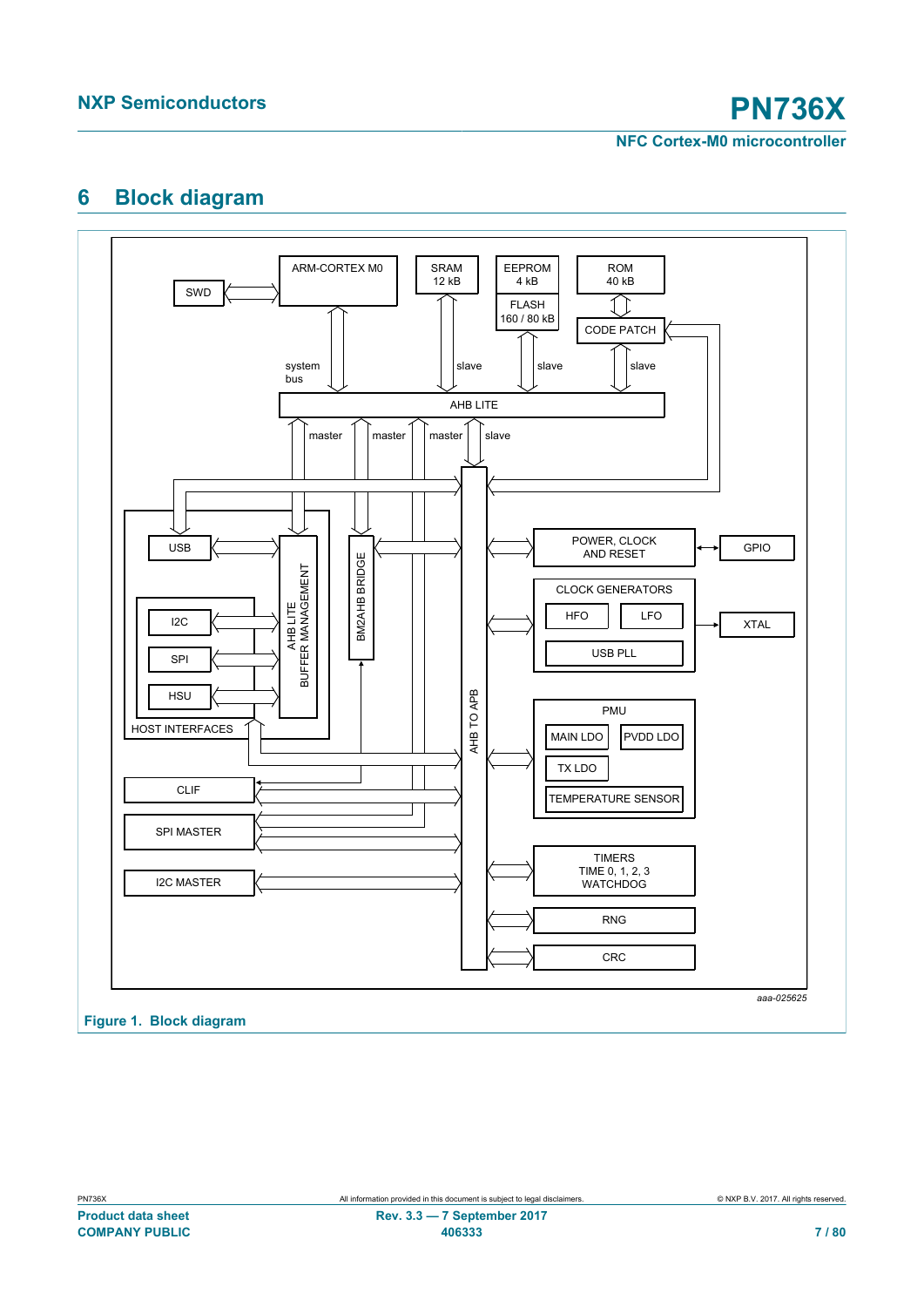## 6 Block diagram

aaa-025625

**Figure 1. Block diagram**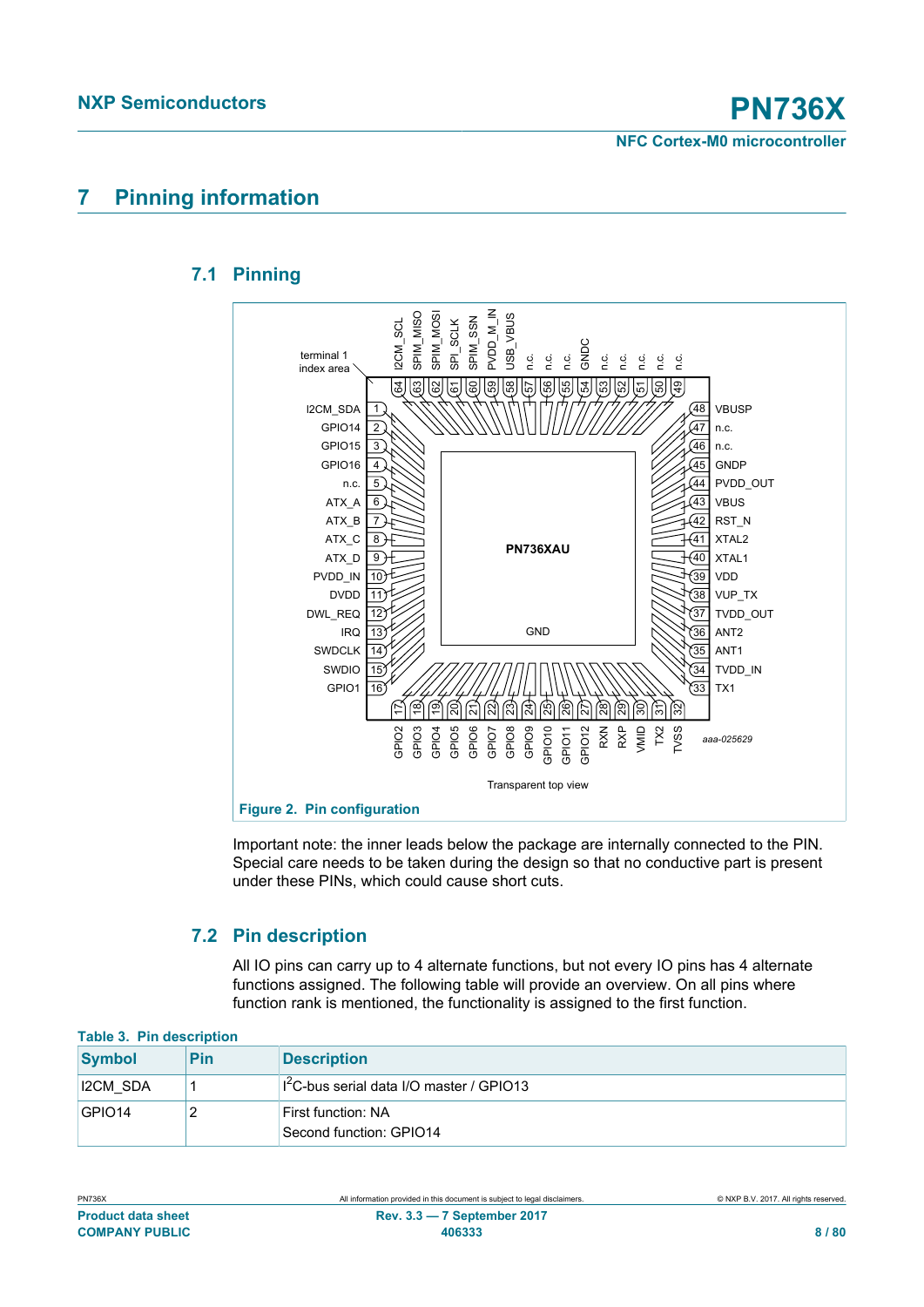## 7 Pinning information

### 7.1 Pinning

Figure 2. Pin configuration

Important note: the inner leads below the package are internally connected to the PIN. Special care needs to be taken during the design so that no conductive part is present under these PINs, which could cause short cuts.

### 7.2 Pin description

All IO pins can carry up to 4 alternate functions, but not every IO pins has 4 alternate functions assigned. The following table will provide an overview. On all pins where function rank is mentioned, the functionality is assigned to the first function.

**Table 3. Pin description**

| Symbol | Pin | Description |
|---|---|---|
| I2CM_SDA | 1 | $I^2C$-bus serial data I/O master / GPIO13 |
| GPIO14 | 2 | First function: NA<br>Second function: GPIO14 |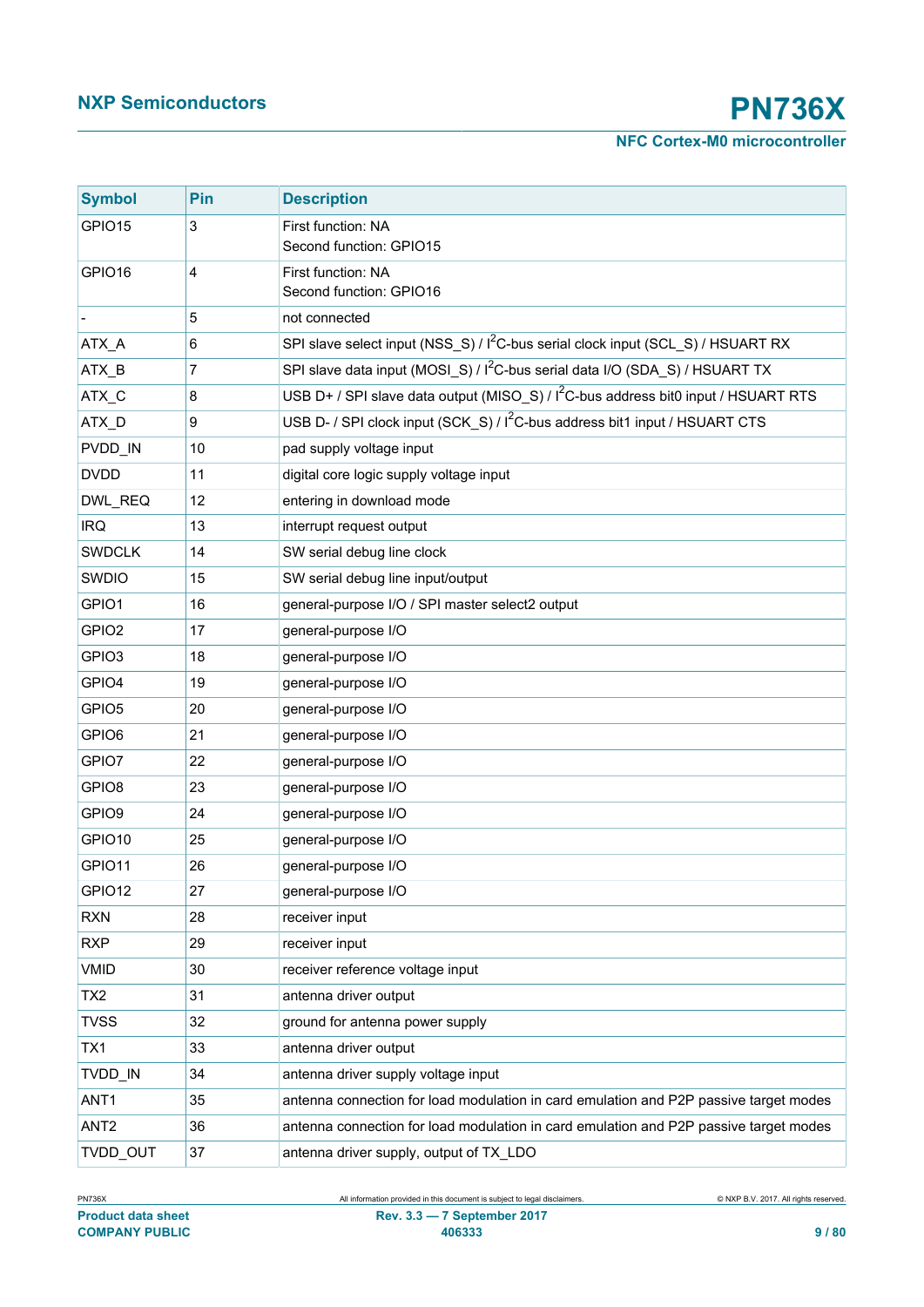| Symbol | Pin | Description |
|---|---|---|
| GPIO15 | 3 | First function: NA<br>Second function: GPIO15 |
| GPIO16 | 4 | First function: NA<br>Second function: GPIO16 |
| - | 5 | not connected |
| ATX_A | 6 | SPI slave select input (NSS_S) / I$^2$C-bus serial clock input (SCL_S) / HSUART RX |
| ATX_B | 7 | SPI slave data input (MOSI_S) / I$^2$C-bus serial data I/O (SDA_S) / HSUART TX |
| ATX_C | 8 | USB D+ / SPI slave data output (MISO_S) / I$^2$C-bus address bit0 input / HSUART RTS |
| ATX_D | 9 | USB D- / SPI clock input (SCK_S) / I$^2$C-bus address bit1 input / HSUART CTS |
| PVDD_IN | 10 | pad supply voltage input |
| DVDD | 11 | digital core logic supply voltage input |
| DWL_REQ | 12 | entering in download mode |
| IRQ | 13 | interrupt request output |
| SWDCLK | 14 | SW serial debug line clock |
| SWDIO | 15 | SW serial debug line input/output |
| GPIO1 | 16 | general-purpose I/O / SPI master select2 output |
| GPIO2 | 17 | general-purpose I/O |
| GPIO3 | 18 | general-purpose I/O |
| GPIO4 | 19 | general-purpose I/O |
| GPIO5 | 20 | general-purpose I/O |
| GPIO6 | 21 | general-purpose I/O |
| GPIO7 | 22 | general-purpose I/O |
| GPIO8 | 23 | general-purpose I/O |
| GPIO9 | 24 | general-purpose I/O |
| GPIO10 | 25 | general-purpose I/O |
| GPIO11 | 26 | general-purpose I/O |
| GPIO12 | 27 | general-purpose I/O |
| RXN | 28 | receiver input |
| RXP | 29 | receiver input |
| VMID | 30 | receiver reference voltage input |
| TX2 | 31 | antenna driver output |
| TVSS | 32 | ground for antenna power supply |
| TX1 | 33 | antenna driver output |
| TVDD_IN | 34 | antenna driver supply voltage input |
| ANT1 | 35 | antenna connection for load modulation in card emulation and P2P passive target modes |
| ANT2 | 36 | antenna connection for load modulation in card emulation and P2P passive target modes |
| TVDD_OUT | 37 | antenna driver supply, output of TX_LDO |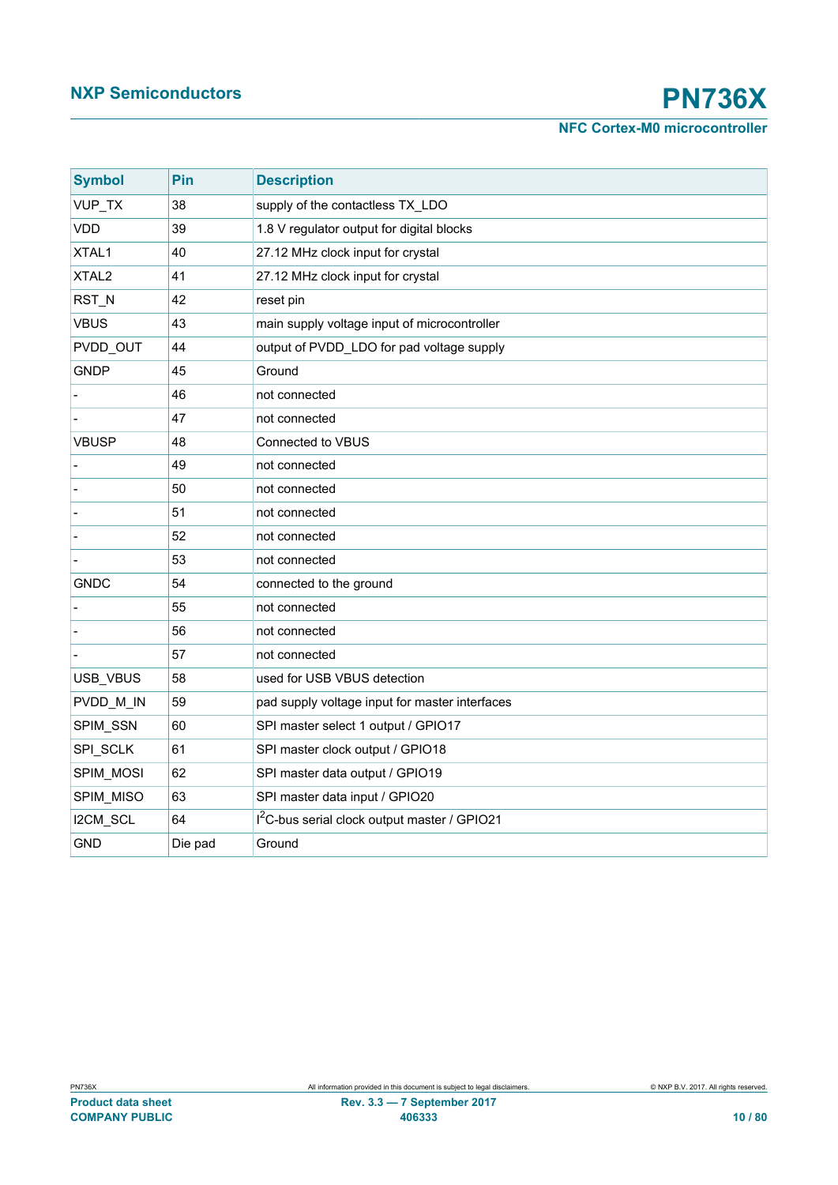| Symbol | Pin | Description |
|---|---|---|
| VUP_TX | 38 | supply of the contactless TX_LDO |
| VDD | 39 | 1.8 V regulator output for digital blocks |
| XTAL1 | 40 | 27.12 MHz clock input for crystal |
| XTAL2 | 41 | 27.12 MHz clock input for crystal |
| RST_N | 42 | reset pin |
| VBUS | 43 | main supply voltage input of microcontroller |
| PVDD_OUT | 44 | output of PVDD_LDO for pad voltage supply |
| GNDP | 45 | Ground |
| - | 46 | not connected |
| - | 47 | not connected |
| VBUSP | 48 | Connected to VBUS |
| - | 49 | not connected |
| - | 50 | not connected |
| - | 51 | not connected |
| - | 52 | not connected |
| - | 53 | not connected |
| GNDC | 54 | connected to the ground |
| - | 55 | not connected |
| - | 56 | not connected |
| - | 57 | not connected |
| USB_VBUS | 58 | used for USB VBUS detection |
| PVDD_M_IN | 59 | pad supply voltage input for master interfaces |
| SPIM_SSN | 60 | SPI master select 1 output / GPIO17 |
| SPI_SCLK | 61 | SPI master clock output / GPIO18 |
| SPIM_MOSI | 62 | SPI master data output / GPIO19 |
| SPIM_MISO | 63 | SPI master data input / GPIO20 |
| I2CM_SCL | 64 | $I^2C$-bus serial clock output master / GPIO21 |
| GND | Die pad | Ground |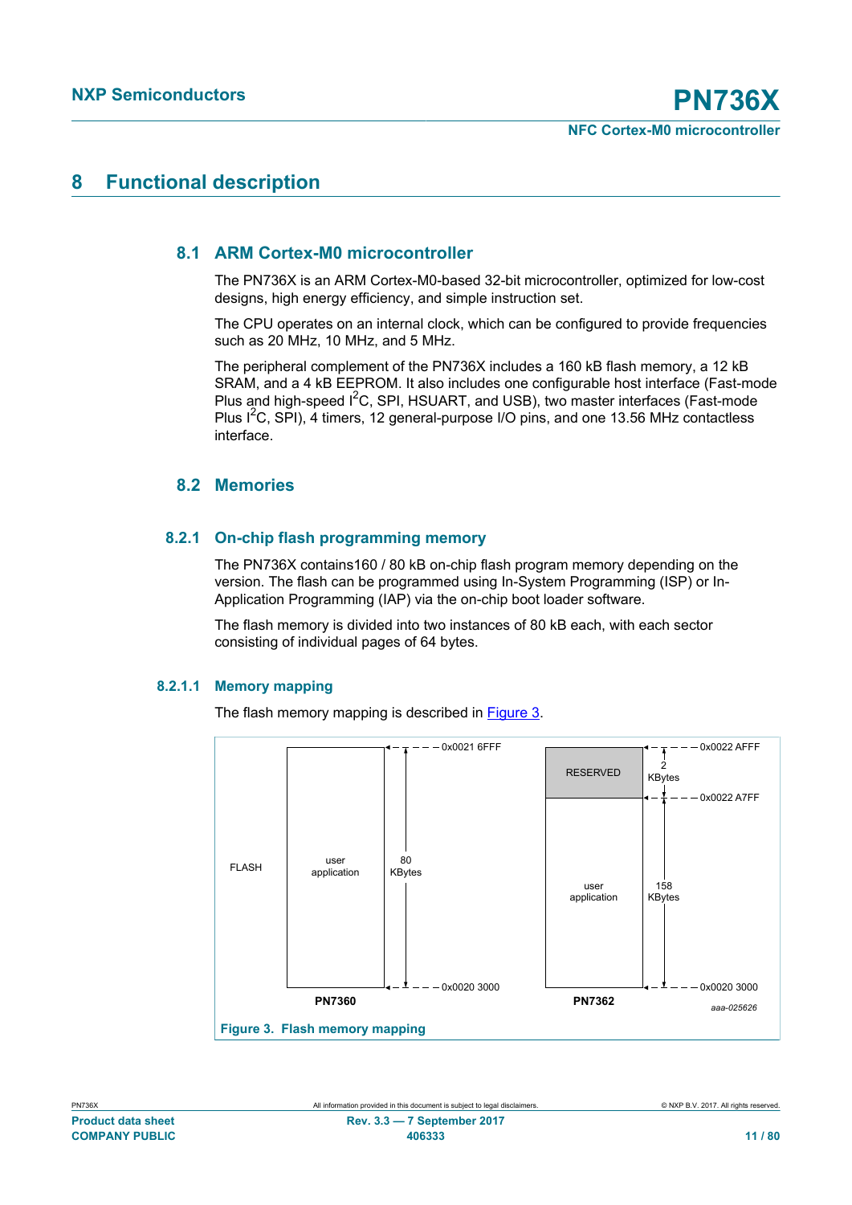# 8 Functional description

## 8.1 ARM Cortex-M0 microcontroller

The PN736X is an ARM Cortex-M0-based 32-bit microcontroller, optimized for low-cost designs, high energy efficiency, and simple instruction set.

The CPU operates on an internal clock, which can be configured to provide frequencies such as 20 MHz, 10 MHz, and 5 MHz.

The peripheral complement of the PN736X includes a 160 kB flash memory, a 12 kB SRAM, and a 4 kB EEPROM. It also includes one configurable host interface (Fast-mode Plus and high-speed I$^2$C, SPI, HSUART, and USB), two master interfaces (Fast-mode Plus I$^2$C, SPI), 4 timers, 12 general-purpose I/O pins, and one 13.56 MHz contactless interface.

## 8.2 Memories

### 8.2.1 On-chip flash programming memory

The PN736X contains160 / 80 kB on-chip flash program memory depending on the version. The flash can be programmed using In-System Programming (ISP) or In-Application Programming (IAP) via the on-chip boot loader software.

The flash memory is divided into two instances of 80 kB each, with each sector consisting of individual pages of 64 bytes.

#### 8.2.1.1 Memory mapping

The flash memory mapping is described in Figure 3.

FLASH

| PN7360 | Size | Address |
|---|---|---|
| user application | 80 KBytes | 0x0021 6FFF – 0x0020 3000 |

| PN7362 | Size | Address |
|---|---|---|
| RESERVED | 2 KBytes | 0x0022 AFFF – 0x0022 A7FF |
| user application | 158 KBytes | 0x0022 A7FF – 0x0020 3000 |

aaa-025626

**Figure 3. Flash memory mapping**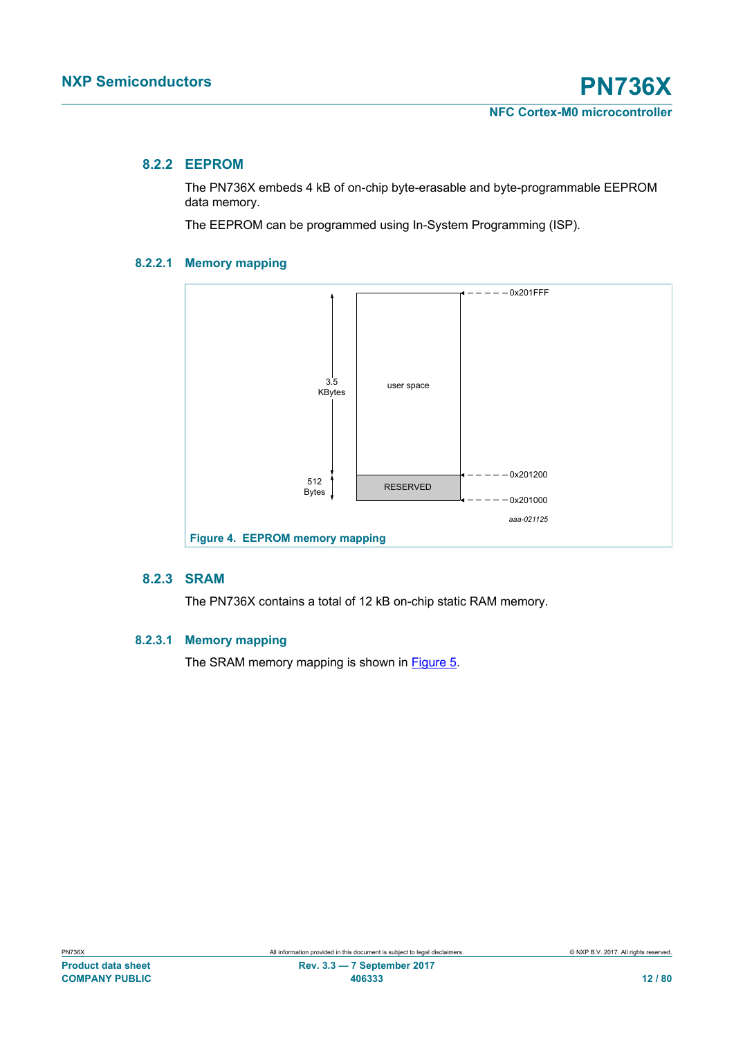### 8.2.2 EEPROM

The PN736X embeds 4 kB of on-chip byte-erasable and byte-programmable EEPROM data memory.

The EEPROM can be programmed using In-System Programming (ISP).

#### 8.2.2.1 Memory mapping

| Address | Region | Size |
| --- | --- | --- |
| 0x201200 – 0x201FFF | user space | 3.5 KBytes |
| 0x201000 – 0x201200 | RESERVED | 512 Bytes |

aaa-021125

**Figure 4. EEPROM memory mapping**

### 8.2.3 SRAM

The PN736X contains a total of 12 kB on-chip static RAM memory.

#### 8.2.3.1 Memory mapping

The SRAM memory mapping is shown in Figure 5.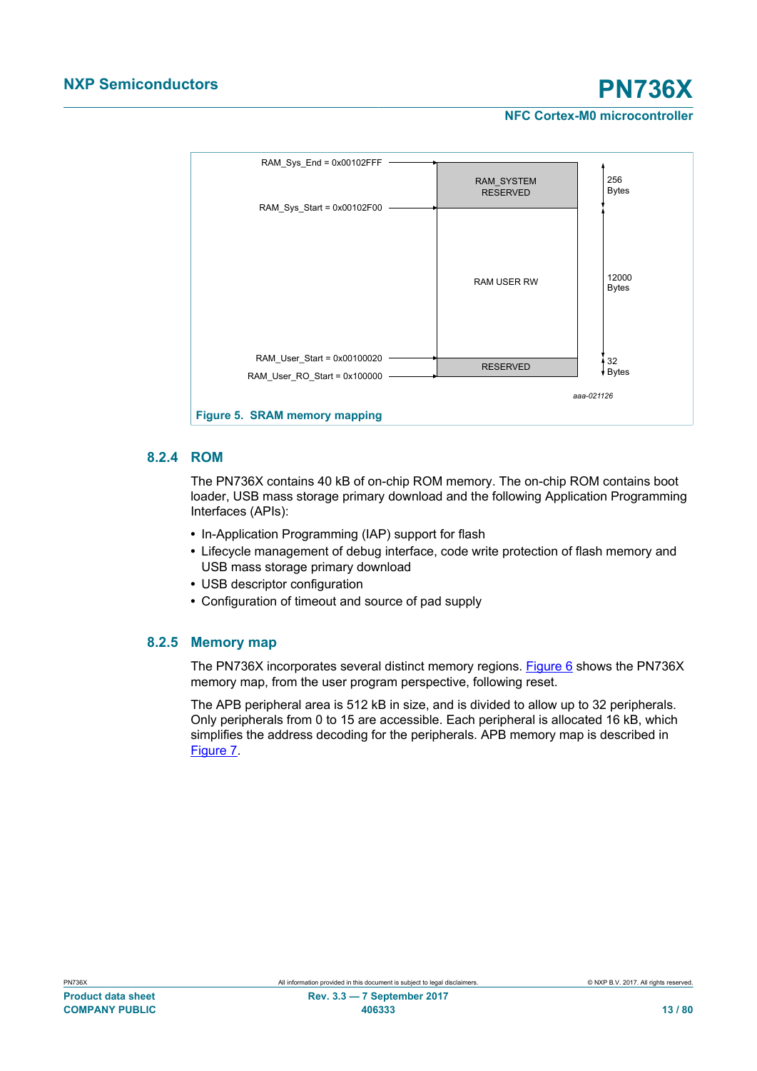RAM_Sys_End = 0x00102FFF

RAM_Sys_Start = 0x00102F00

RAM_User_Start = 0x00100020

RAM_User_RO_Start = 0x100000

RAM_SYSTEM RESERVED — 256 Bytes

RAM USER RW — 12000 Bytes

RESERVED — 32 Bytes

aaa-021126

**Figure 5. SRAM memory mapping**

### 8.2.4 ROM

The PN736X contains 40 kB of on-chip ROM memory. The on-chip ROM contains boot loader, USB mass storage primary download and the following Application Programming Interfaces (APIs):

- In-Application Programming (IAP) support for flash
- Lifecycle management of debug interface, code write protection of flash memory and USB mass storage primary download
- USB descriptor configuration
- Configuration of timeout and source of pad supply

### 8.2.5 Memory map

The PN736X incorporates several distinct memory regions. Figure 6 shows the PN736X memory map, from the user program perspective, following reset.

The APB peripheral area is 512 kB in size, and is divided to allow up to 32 peripherals. Only peripherals from 0 to 15 are accessible. Each peripheral is allocated 16 kB, which simplifies the address decoding for the peripherals. APB memory map is described in Figure 7.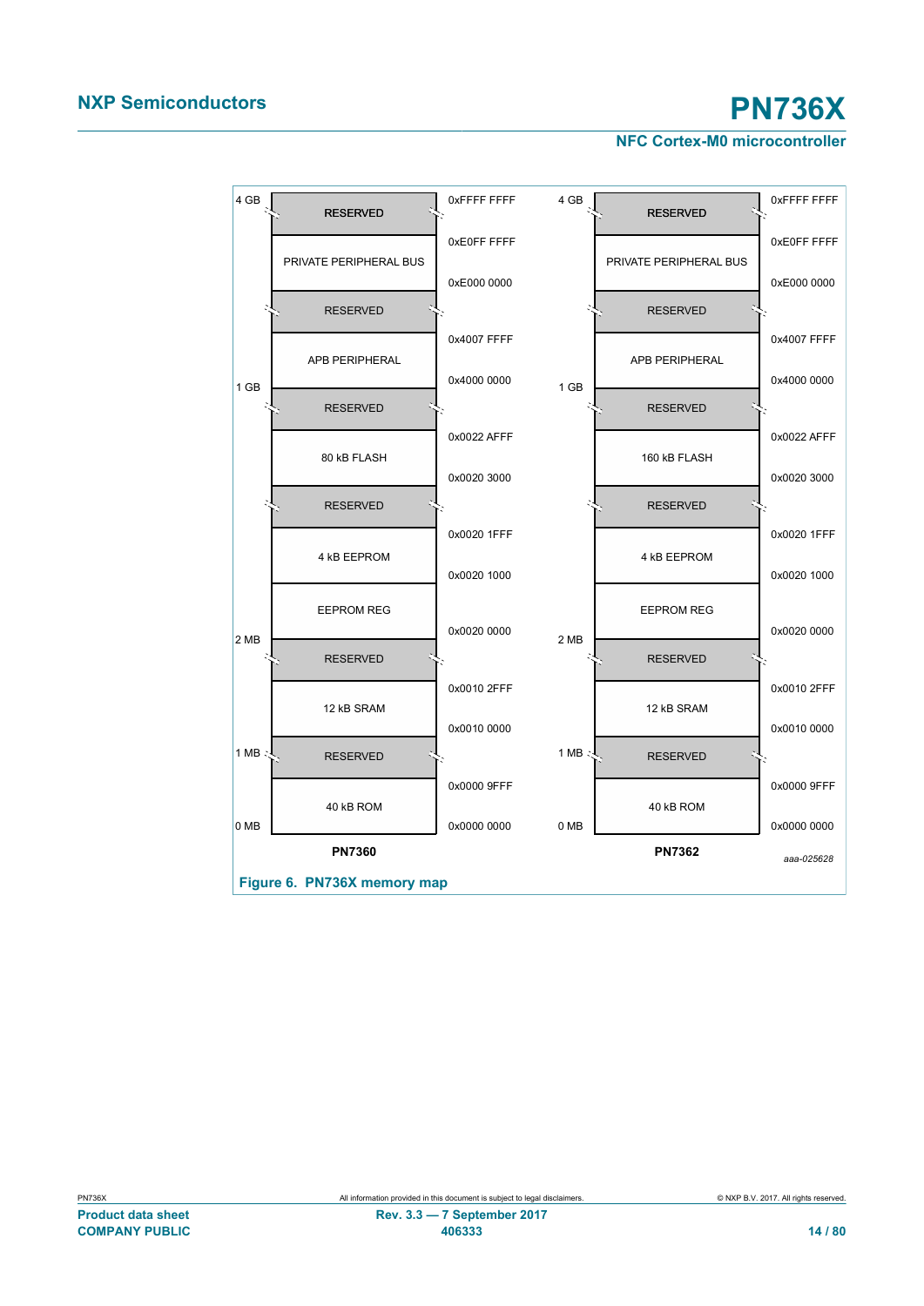| Size marker | PN7360 | PN7362 | Start address | End address |
|---|---|---|---|---|
| 4 GB | RESERVED | RESERVED | | 0xFFFF FFFF |
| | PRIVATE PERIPHERAL BUS | PRIVATE PERIPHERAL BUS | 0xE000 0000 | 0xE0FF FFFF |
| | RESERVED | RESERVED | | |
| | APB PERIPHERAL | APB PERIPHERAL | 0x4000 0000 | 0x4007 FFFF |
| 1 GB | RESERVED | RESERVED | | |
| | 80 kB FLASH | 160 kB FLASH | 0x0020 3000 | 0x0022 AFFF |
| | RESERVED | RESERVED | | |
| | 4 kB EEPROM | 4 kB EEPROM | 0x0020 1000 | 0x0020 1FFF |
| | EEPROM REG | EEPROM REG | 0x0020 0000 | |
| 2 MB | RESERVED | RESERVED | | |
| | 12 kB SRAM | 12 kB SRAM | 0x0010 0000 | 0x0010 2FFF |
| 1 MB | RESERVED | RESERVED | | |
| 0 MB | 40 kB ROM | 40 kB ROM | 0x0000 0000 | 0x0000 9FFF |

aaa-025628

Figure 6. PN736X memory map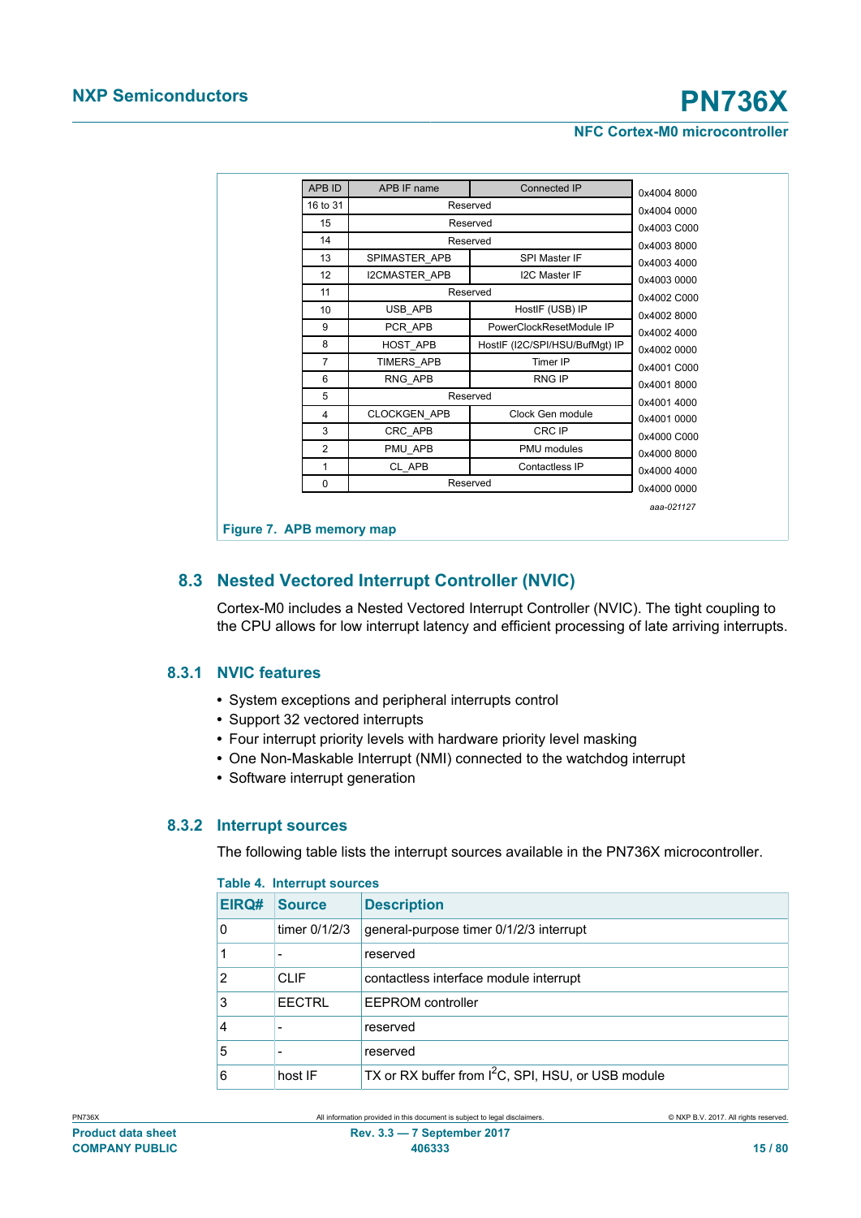| APB ID | APB IF name | Connected IP | Address |
|---|---|---|---|
| | | | 0x4004 8000 |
| 16 to 31 | Reserved | | 0x4004 0000 |
| 15 | Reserved | | 0x4003 C000 |
| 14 | Reserved | | 0x4003 8000 |
| 13 | SPIMASTER_APB | SPI Master IF | 0x4003 4000 |
| 12 | I2CMASTER_APB | I2C Master IF | 0x4003 0000 |
| 11 | Reserved | | 0x4002 C000 |
| 10 | USB_APB | HostIF (USB) IP | 0x4002 8000 |
| 9 | PCR_APB | PowerClockResetModule IP | 0x4002 4000 |
| 8 | HOST_APB | HostIF (I2C/SPI/HSU/BufMgt) IP | 0x4002 0000 |
| 7 | TIMERS_APB | Timer IP | 0x4001 C000 |
| 6 | RNG_APB | RNG IP | 0x4001 8000 |
| 5 | Reserved | | 0x4001 4000 |
| 4 | CLOCKGEN_APB | Clock Gen module | 0x4001 0000 |
| 3 | CRC_APB | CRC IP | 0x4000 C000 |
| 2 | PMU_APB | PMU modules | 0x4000 8000 |
| 1 | CL_APB | Contactless IP | 0x4000 4000 |
| 0 | Reserved | | 0x4000 0000 |

aaa-021127

**Figure 7. APB memory map**

## 8.3 Nested Vectored Interrupt Controller (NVIC)

Cortex-M0 includes a Nested Vectored Interrupt Controller (NVIC). The tight coupling to the CPU allows for low interrupt latency and efficient processing of late arriving interrupts.

### 8.3.1 NVIC features

- System exceptions and peripheral interrupts control
- Support 32 vectored interrupts
- Four interrupt priority levels with hardware priority level masking
- One Non-Maskable Interrupt (NMI) connected to the watchdog interrupt
- Software interrupt generation

### 8.3.2 Interrupt sources

The following table lists the interrupt sources available in the PN736X microcontroller.

**Table 4. Interrupt sources**

| EIRQ# | Source | Description |
|---|---|---|
| 0 | timer 0/1/2/3 | general-purpose timer 0/1/2/3 interrupt |
| 1 | - | reserved |
| 2 | CLIF | contactless interface module interrupt |
| 3 | EECTRL | EEPROM controller |
| 4 | - | reserved |
| 5 | - | reserved |
| 6 | host IF | TX or RX buffer from I²C, SPI, HSU, or USB module |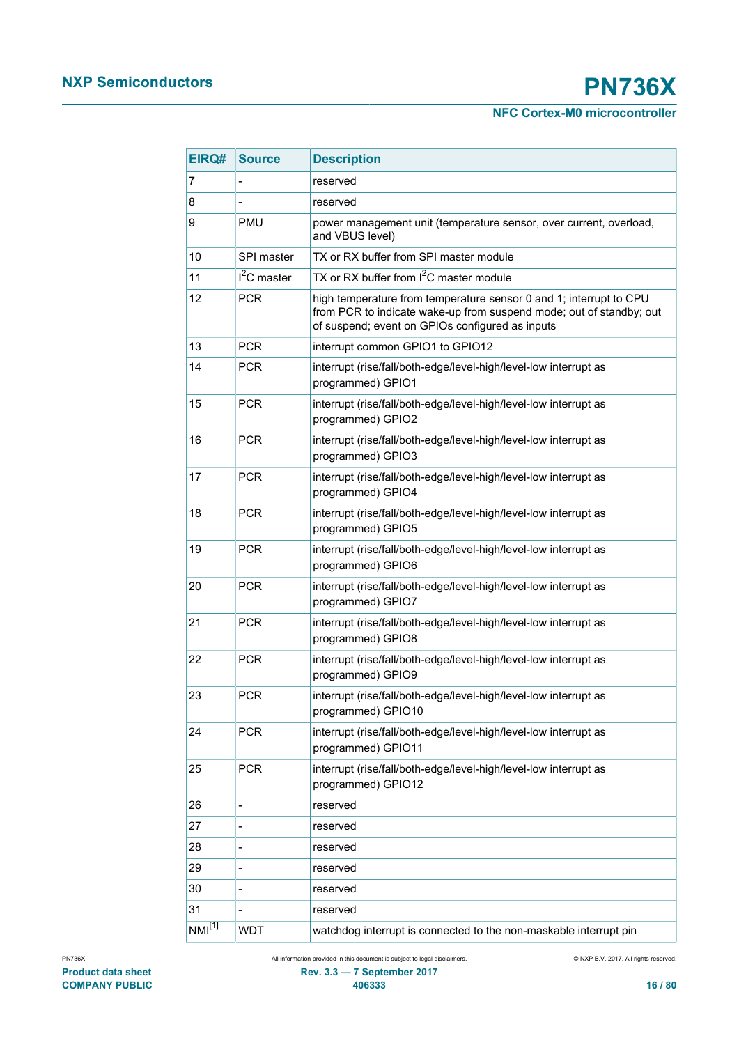| EIRQ# | Source | Description |
|---|---|---|
| 7 | - | reserved |
| 8 | - | reserved |
| 9 | PMU | power management unit (temperature sensor, over current, overload, and VBUS level) |
| 10 | SPI master | TX or RX buffer from SPI master module |
| 11 | $I^2C$ master | TX or RX buffer from $I^2C$ master module |
| 12 | PCR | high temperature from temperature sensor 0 and 1; interrupt to CPU from PCR to indicate wake-up from suspend mode; out of standby; out of suspend; event on GPIOs configured as inputs |
| 13 | PCR | interrupt common GPIO1 to GPIO12 |
| 14 | PCR | interrupt (rise/fall/both-edge/level-high/level-low interrupt as programmed) GPIO1 |
| 15 | PCR | interrupt (rise/fall/both-edge/level-high/level-low interrupt as programmed) GPIO2 |
| 16 | PCR | interrupt (rise/fall/both-edge/level-high/level-low interrupt as programmed) GPIO3 |
| 17 | PCR | interrupt (rise/fall/both-edge/level-high/level-low interrupt as programmed) GPIO4 |
| 18 | PCR | interrupt (rise/fall/both-edge/level-high/level-low interrupt as programmed) GPIO5 |
| 19 | PCR | interrupt (rise/fall/both-edge/level-high/level-low interrupt as programmed) GPIO6 |
| 20 | PCR | interrupt (rise/fall/both-edge/level-high/level-low interrupt as programmed) GPIO7 |
| 21 | PCR | interrupt (rise/fall/both-edge/level-high/level-low interrupt as programmed) GPIO8 |
| 22 | PCR | interrupt (rise/fall/both-edge/level-high/level-low interrupt as programmed) GPIO9 |
| 23 | PCR | interrupt (rise/fall/both-edge/level-high/level-low interrupt as programmed) GPIO10 |
| 24 | PCR | interrupt (rise/fall/both-edge/level-high/level-low interrupt as programmed) GPIO11 |
| 25 | PCR | interrupt (rise/fall/both-edge/level-high/level-low interrupt as programmed) GPIO12 |
| 26 | - | reserved |
| 27 | - | reserved |
| 28 | - | reserved |
| 29 | - | reserved |
| 30 | - | reserved |
| 31 | - | reserved |
| NMI[1] | WDT | watchdog interrupt is connected to the non-maskable interrupt pin |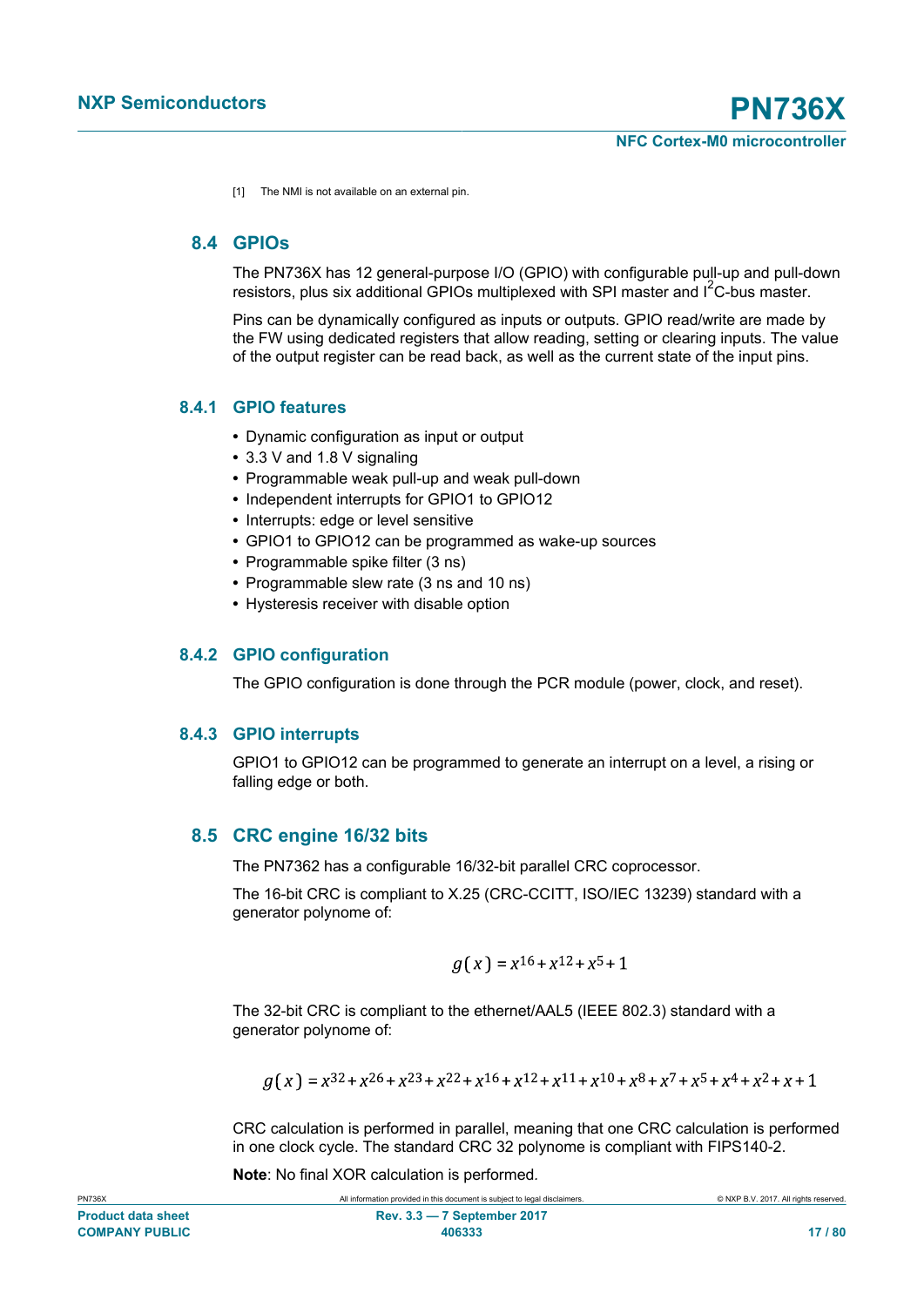[1] The NMI is not available on an external pin.

## 8.4 GPIOs

The PN736X has 12 general-purpose I/O (GPIO) with configurable pull-up and pull-down resistors, plus six additional GPIOs multiplexed with SPI master and $I^2C$-bus master.

Pins can be dynamically configured as inputs or outputs. GPIO read/write are made by the FW using dedicated registers that allow reading, setting or clearing inputs. The value of the output register can be read back, as well as the current state of the input pins.

### 8.4.1 GPIO features

- Dynamic configuration as input or output
- 3.3 V and 1.8 V signaling
- Programmable weak pull-up and weak pull-down
- Independent interrupts for GPIO1 to GPIO12
- Interrupts: edge or level sensitive
- GPIO1 to GPIO12 can be programmed as wake-up sources
- Programmable spike filter (3 ns)
- Programmable slew rate (3 ns and 10 ns)
- Hysteresis receiver with disable option

### 8.4.2 GPIO configuration

The GPIO configuration is done through the PCR module (power, clock, and reset).

### 8.4.3 GPIO interrupts

GPIO1 to GPIO12 can be programmed to generate an interrupt on a level, a rising or falling edge or both.

## 8.5 CRC engine 16/32 bits

The PN7362 has a configurable 16/32-bit parallel CRC coprocessor.

The 16-bit CRC is compliant to X.25 (CRC-CCITT, ISO/IEC 13239) standard with a generator polynome of:

$$g(x) = x^{16} + x^{12} + x^{5} + 1$$

The 32-bit CRC is compliant to the ethernet/AAL5 (IEEE 802.3) standard with a generator polynome of:

$$g(x) = x^{32} + x^{26} + x^{23} + x^{22} + x^{16} + x^{12} + x^{11} + x^{10} + x^{8} + x^{7} + x^{5} + x^{4} + x^{2} + x + 1$$

CRC calculation is performed in parallel, meaning that one CRC calculation is performed in one clock cycle. The standard CRC 32 polynome is compliant with FIPS140-2.

**Note**: No final XOR calculation is performed.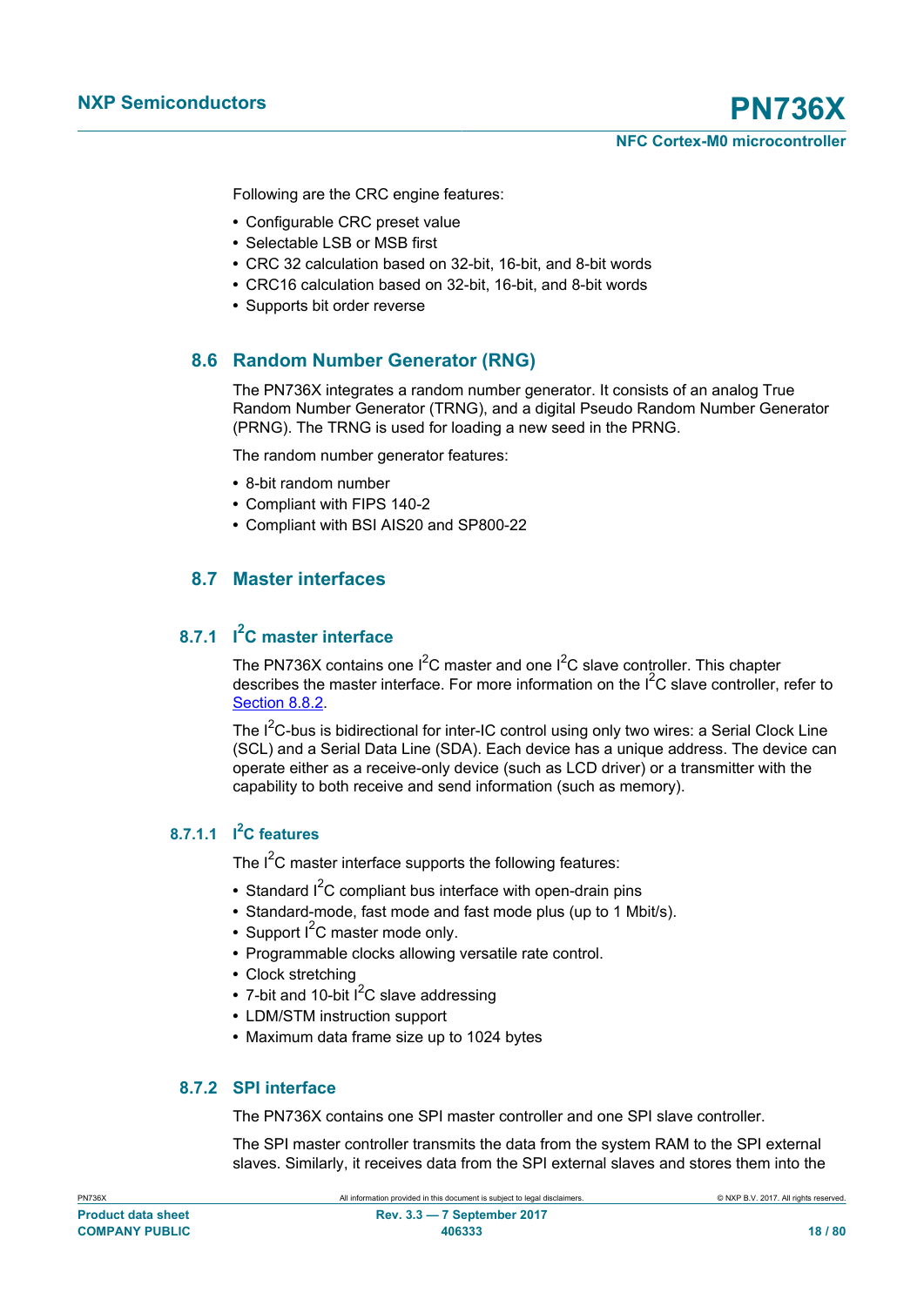Following are the CRC engine features:

- Configurable CRC preset value
- Selectable LSB or MSB first
- CRC 32 calculation based on 32-bit, 16-bit, and 8-bit words
- CRC16 calculation based on 32-bit, 16-bit, and 8-bit words
- Supports bit order reverse

## 8.6 Random Number Generator (RNG)

The PN736X integrates a random number generator. It consists of an analog True Random Number Generator (TRNG), and a digital Pseudo Random Number Generator (PRNG). The TRNG is used for loading a new seed in the PRNG.

The random number generator features:

- 8-bit random number
- Compliant with FIPS 140-2
- Compliant with BSI AIS20 and SP800-22

## 8.7 Master interfaces

### 8.7.1 I²C master interface

The PN736X contains one I²C master and one I²C slave controller. This chapter describes the master interface. For more information on the I²C slave controller, refer to Section 8.8.2.

The I²C-bus is bidirectional for inter-IC control using only two wires: a Serial Clock Line (SCL) and a Serial Data Line (SDA). Each device has a unique address. The device can operate either as a receive-only device (such as LCD driver) or a transmitter with the capability to both receive and send information (such as memory).

#### 8.7.1.1 I²C features

The I²C master interface supports the following features:

- Standard I²C compliant bus interface with open-drain pins
- Standard-mode, fast mode and fast mode plus (up to 1 Mbit/s).
- Support I²C master mode only.
- Programmable clocks allowing versatile rate control.
- Clock stretching
- 7-bit and 10-bit I²C slave addressing
- LDM/STM instruction support
- Maximum data frame size up to 1024 bytes

### 8.7.2 SPI interface

The PN736X contains one SPI master controller and one SPI slave controller.

The SPI master controller transmits the data from the system RAM to the SPI external slaves. Similarly, it receives data from the SPI external slaves and stores them into the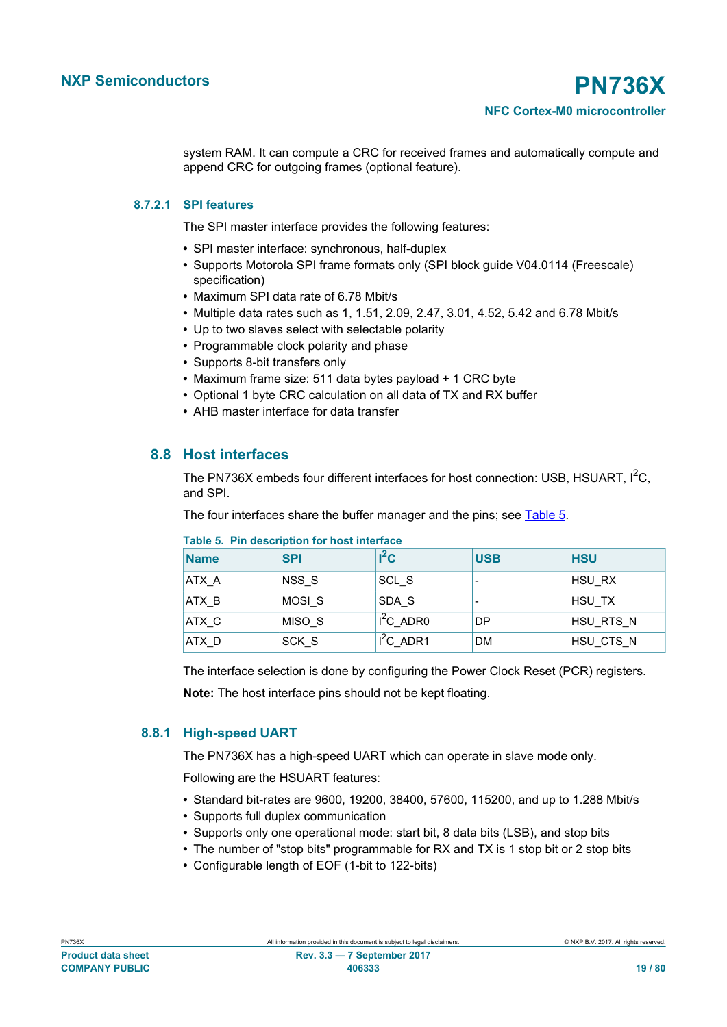system RAM. It can compute a CRC for received frames and automatically compute and append CRC for outgoing frames (optional feature).

#### 8.7.2.1 SPI features

The SPI master interface provides the following features:

- SPI master interface: synchronous, half-duplex
- Supports Motorola SPI frame formats only (SPI block guide V04.0114 (Freescale) specification)
- Maximum SPI data rate of 6.78 Mbit/s
- Multiple data rates such as 1, 1.51, 2.09, 2.47, 3.01, 4.52, 5.42 and 6.78 Mbit/s
- Up to two slaves select with selectable polarity
- Programmable clock polarity and phase
- Supports 8-bit transfers only
- Maximum frame size: 511 data bytes payload + 1 CRC byte
- Optional 1 byte CRC calculation on all data of TX and RX buffer
- AHB master interface for data transfer

## 8.8 Host interfaces

The PN736X embeds four different interfaces for host connection: USB, HSUART, $I^2C$, and SPI.

The four interfaces share the buffer manager and the pins; see Table 5.

**Table 5. Pin description for host interface**

| Name | SPI | $I^2C$ | USB | HSU |
|---|---|---|---|---|
| ATX_A | NSS_S | SCL_S | - | HSU_RX |
| ATX_B | MOSI_S | SDA_S | - | HSU_TX |
| ATX_C | MISO_S | $I^2C$_ADR0 | DP | HSU_RTS_N |
| ATX_D | SCK_S | $I^2C$_ADR1 | DM | HSU_CTS_N |

The interface selection is done by configuring the Power Clock Reset (PCR) registers.

**Note:** The host interface pins should not be kept floating.

### 8.8.1 High-speed UART

The PN736X has a high-speed UART which can operate in slave mode only.

Following are the HSUART features:

- Standard bit-rates are 9600, 19200, 38400, 57600, 115200, and up to 1.288 Mbit/s
- Supports full duplex communication
- Supports only one operational mode: start bit, 8 data bits (LSB), and stop bits
- The number of "stop bits" programmable for RX and TX is 1 stop bit or 2 stop bits
- Configurable length of EOF (1-bit to 122-bits)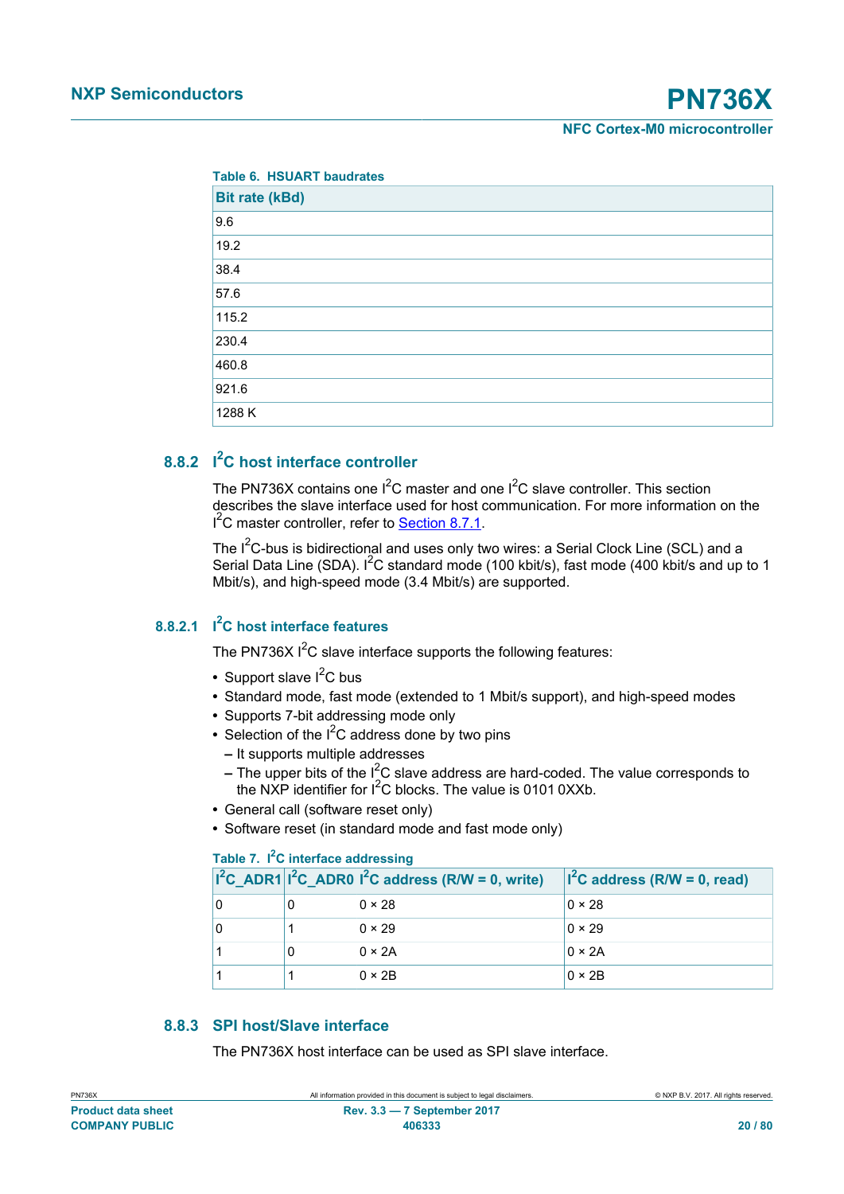Table 6. HSUART baudrates

| Bit rate (kBd) |
|---|
| 9.6 |
| 19.2 |
| 38.4 |
| 57.6 |
| 115.2 |
| 230.4 |
| 460.8 |
| 921.6 |
| 1288 K |

### 8.8.2 I²C host interface controller

The PN736X contains one I²C master and one I²C slave controller. This section describes the slave interface used for host communication. For more information on the I²C master controller, refer to Section 8.7.1.

The I²C-bus is bidirectional and uses only two wires: a Serial Clock Line (SCL) and a Serial Data Line (SDA). I²C standard mode (100 kbit/s), fast mode (400 kbit/s and up to 1 Mbit/s), and high-speed mode (3.4 Mbit/s) are supported.

#### 8.8.2.1 I²C host interface features

The PN736X I²C slave interface supports the following features:

- Support slave I²C bus
- Standard mode, fast mode (extended to 1 Mbit/s support), and high-speed modes
- Supports 7-bit addressing mode only
- Selection of the I²C address done by two pins
  - It supports multiple addresses
  - The upper bits of the I²C slave address are hard-coded. The value corresponds to the NXP identifier for I²C blocks. The value is 0101 0XXb.
- General call (software reset only)
- Software reset (in standard mode and fast mode only)

Table 7. I²C interface addressing

| I²C_ADR1 | I²C_ADR0 | I²C address (R/W = 0, write) | I²C address (R/W = 0, read) |
|---|---|---|---|
| 0 | 0 | 0 × 28 | 0 × 28 |
| 0 | 1 | 0 × 29 | 0 × 29 |
| 1 | 0 | 0 × 2A | 0 × 2A |
| 1 | 1 | 0 × 2B | 0 × 2B |

### 8.8.3 SPI host/Slave interface

The PN736X host interface can be used as SPI slave interface.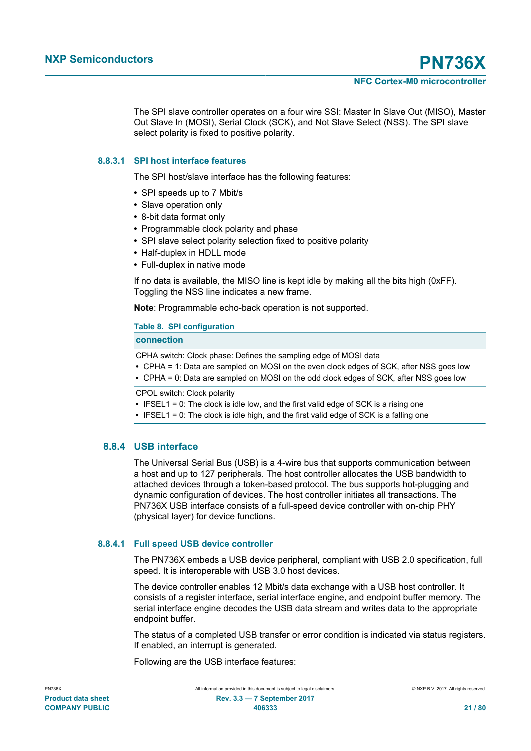The SPI slave controller operates on a four wire SSI: Master In Slave Out (MISO), Master Out Slave In (MOSI), Serial Clock (SCK), and Not Slave Select (NSS). The SPI slave select polarity is fixed to positive polarity.

#### 8.8.3.1 SPI host interface features

The SPI host/slave interface has the following features:

- SPI speeds up to 7 Mbit/s
- Slave operation only
- 8-bit data format only
- Programmable clock polarity and phase
- SPI slave select polarity selection fixed to positive polarity
- Half-duplex in HDLL mode
- Full-duplex in native mode

If no data is available, the MISO line is kept idle by making all the bits high (0xFF). Toggling the NSS line indicates a new frame.

**Note**: Programmable echo-back operation is not supported.

**Table 8. SPI configuration**

| connection |
|---|
| CPHA switch: Clock phase: Defines the sampling edge of MOSI data<br>• CPHA = 1: Data are sampled on MOSI on the even clock edges of SCK, after NSS goes low<br>• CPHA = 0: Data are sampled on MOSI on the odd clock edges of SCK, after NSS goes low |
| CPOL switch: Clock polarity<br>• IFSEL1 = 0: The clock is idle low, and the first valid edge of SCK is a rising one<br>• IFSEL1 = 0: The clock is idle high, and the first valid edge of SCK is a falling one |

### 8.8.4 USB interface

The Universal Serial Bus (USB) is a 4-wire bus that supports communication between a host and up to 127 peripherals. The host controller allocates the USB bandwidth to attached devices through a token-based protocol. The bus supports hot-plugging and dynamic configuration of devices. The host controller initiates all transactions. The PN736X USB interface consists of a full-speed device controller with on-chip PHY (physical layer) for device functions.

#### 8.8.4.1 Full speed USB device controller

The PN736X embeds a USB device peripheral, compliant with USB 2.0 specification, full speed. It is interoperable with USB 3.0 host devices.

The device controller enables 12 Mbit/s data exchange with a USB host controller. It consists of a register interface, serial interface engine, and endpoint buffer memory. The serial interface engine decodes the USB data stream and writes data to the appropriate endpoint buffer.

The status of a completed USB transfer or error condition is indicated via status registers. If enabled, an interrupt is generated.

Following are the USB interface features: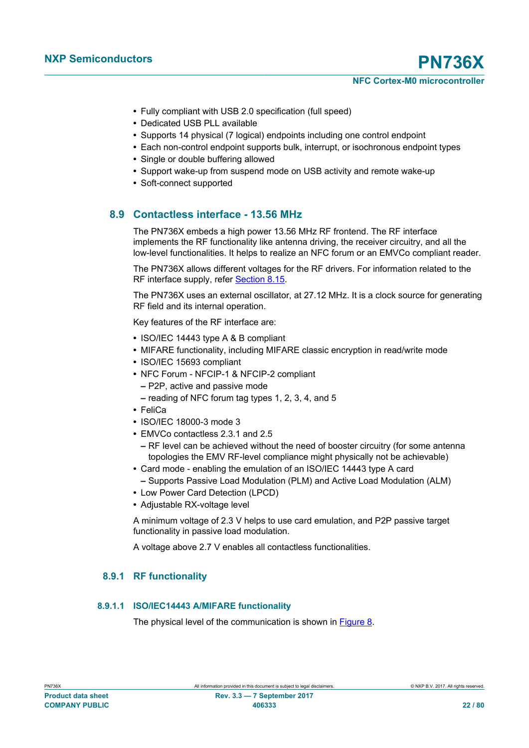- Fully compliant with USB 2.0 specification (full speed)
- Dedicated USB PLL available
- Supports 14 physical (7 logical) endpoints including one control endpoint
- Each non-control endpoint supports bulk, interrupt, or isochronous endpoint types
- Single or double buffering allowed
- Support wake-up from suspend mode on USB activity and remote wake-up
- Soft-connect supported

## 8.9 Contactless interface - 13.56 MHz

The PN736X embeds a high power 13.56 MHz RF frontend. The RF interface implements the RF functionality like antenna driving, the receiver circuitry, and all the low-level functionalities. It helps to realize an NFC forum or an EMVCo compliant reader.

The PN736X allows different voltages for the RF drivers. For information related to the RF interface supply, refer Section 8.15.

The PN736X uses an external oscillator, at 27.12 MHz. It is a clock source for generating RF field and its internal operation.

Key features of the RF interface are:

- ISO/IEC 14443 type A & B compliant
- MIFARE functionality, including MIFARE classic encryption in read/write mode
- ISO/IEC 15693 compliant
- NFC Forum - NFCIP-1 & NFCIP-2 compliant
  - P2P, active and passive mode
  - reading of NFC forum tag types 1, 2, 3, 4, and 5
- FeliCa
- ISO/IEC 18000-3 mode 3
- EMVCo contactless 2.3.1 and 2.5
  - RF level can be achieved without the need of booster circuitry (for some antenna topologies the EMV RF-level compliance might physically not be achievable)
- Card mode - enabling the emulation of an ISO/IEC 14443 type A card
  - Supports Passive Load Modulation (PLM) and Active Load Modulation (ALM)
- Low Power Card Detection (LPCD)
- Adjustable RX-voltage level

A minimum voltage of 2.3 V helps to use card emulation, and P2P passive target functionality in passive load modulation.

A voltage above 2.7 V enables all contactless functionalities.

### 8.9.1 RF functionality

#### 8.9.1.1 ISO/IEC14443 A/MIFARE functionality

The physical level of the communication is shown in Figure 8.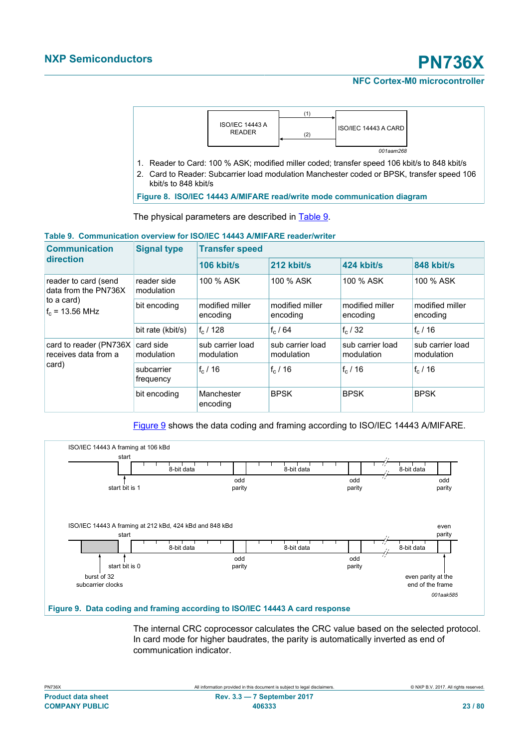1. Reader to Card: 100 % ASK; modified miller coded; transfer speed 106 kbit/s to 848 kbit/s
2. Card to Reader: Subcarrier load modulation Manchester coded or BPSK, transfer speed 106 kbit/s to 848 kbit/s

**Figure 8. ISO/IEC 14443 A/MIFARE read/write mode communication diagram**

The physical parameters are described in Table 9.

**Table 9. Communication overview for ISO/IEC 14443 A/MIFARE reader/writer**

| Communication direction | Signal type | Transfer speed | | | |
|---|---|---|---|---|---|
| | | 106 kbit/s | 212 kbit/s | 424 kbit/s | 848 kbit/s |
| reader to card (send data from the PN736X to a card) $f_c$ = 13.56 MHz | reader side modulation | 100 % ASK | 100 % ASK | 100 % ASK | 100 % ASK |
| | bit encoding | modified miller encoding | modified miller encoding | modified miller encoding | modified miller encoding |
| | bit rate (kbit/s) | $f_c$ / 128 | $f_c$ / 64 | $f_c$ / 32 | $f_c$ / 16 |
| card to reader (PN736X receives data from a card) | card side modulation | sub carrier load modulation | sub carrier load modulation | sub carrier load modulation | sub carrier load modulation |
| | subcarrier frequency | $f_c$ / 16 | $f_c$ / 16 | $f_c$ / 16 | $f_c$ / 16 |
| | bit encoding | Manchester encoding | BPSK | BPSK | BPSK |

Figure 9 shows the data coding and framing according to ISO/IEC 14443 A/MIFARE.

**Figure 9. Data coding and framing according to ISO/IEC 14443 A card response**

The internal CRC coprocessor calculates the CRC value based on the selected protocol. In card mode for higher baudrates, the parity is automatically inverted as end of communication indicator.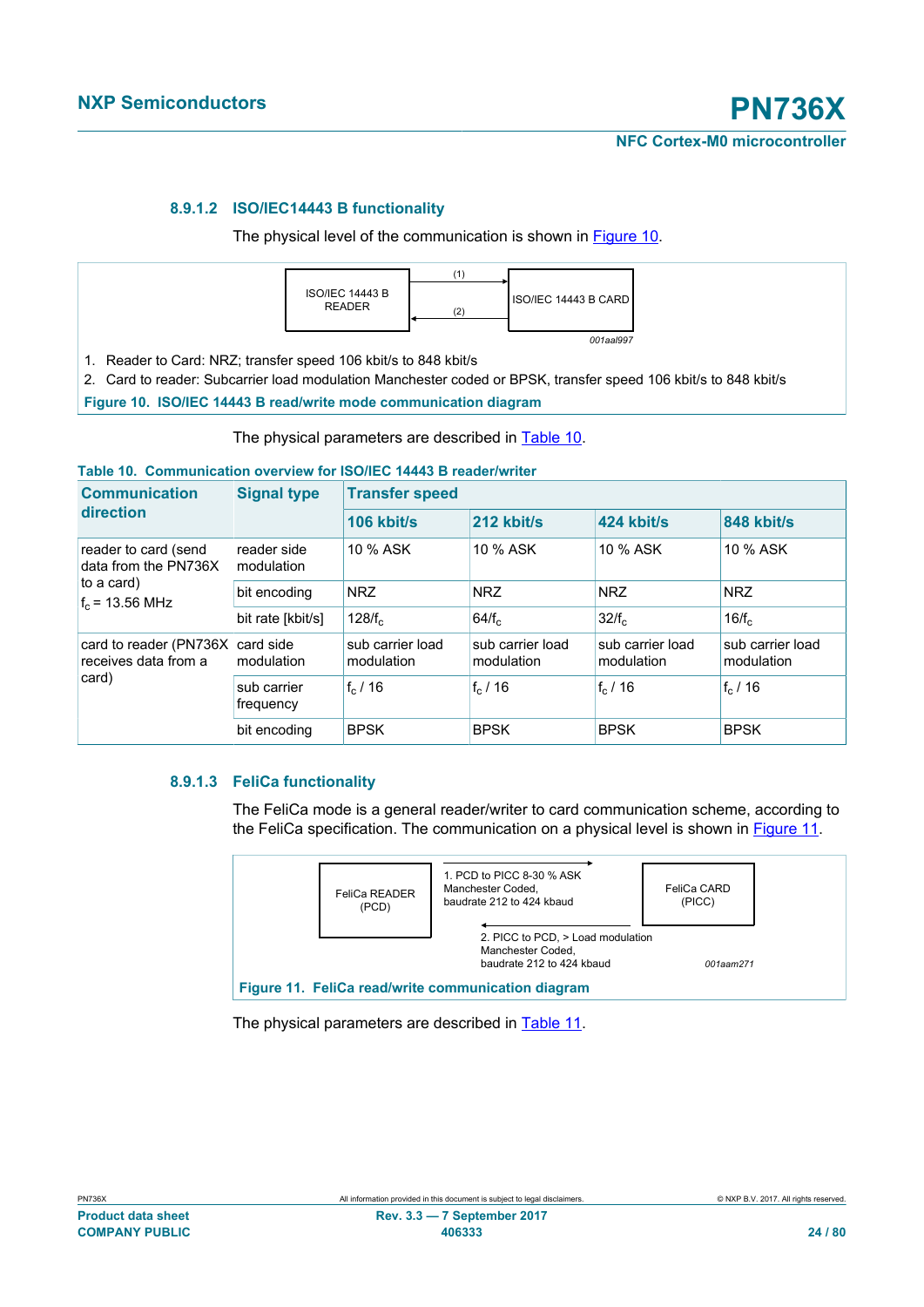#### 8.9.1.2 ISO/IEC14443 B functionality

The physical level of the communication is shown in Figure 10.

ISO/IEC 14443 B READER — (1) → ISO/IEC 14443 B CARD
ISO/IEC 14443 B CARD — (2) → ISO/IEC 14443 B READER

001aal997

1. Reader to Card: NRZ; transfer speed 106 kbit/s to 848 kbit/s
2. Card to reader: Subcarrier load modulation Manchester coded or BPSK, transfer speed 106 kbit/s to 848 kbit/s

**Figure 10. ISO/IEC 14443 B read/write mode communication diagram**

The physical parameters are described in Table 10.

**Table 10. Communication overview for ISO/IEC 14443 B reader/writer**

| Communication direction | Signal type | Transfer speed | | | |
|---|---|---|---|---|---|
| | | 106 kbit/s | 212 kbit/s | 424 kbit/s | 848 kbit/s |
| reader to card (send data from the PN736X to a card) $f_c$ = 13.56 MHz | reader side modulation | 10 % ASK | 10 % ASK | 10 % ASK | 10 % ASK |
| | bit encoding | NRZ | NRZ | NRZ | NRZ |
| | bit rate [kbit/s] | $128/f_c$ | $64/f_c$ | $32/f_c$ | $16/f_c$ |
| card to reader (PN736X receives data from a card) | card side modulation | sub carrier load modulation | sub carrier load modulation | sub carrier load modulation | sub carrier load modulation |
| | sub carrier frequency | $f_c$ / 16 | $f_c$ / 16 | $f_c$ / 16 | $f_c$ / 16 |
| | bit encoding | BPSK | BPSK | BPSK | BPSK |

#### 8.9.1.3 FeliCa functionality

The FeliCa mode is a general reader/writer to card communication scheme, according to the FeliCa specification. The communication on a physical level is shown in Figure 11.

FeliCa READER (PCD) → FeliCa CARD (PICC):
1. PCD to PICC 8-30 % ASK Manchester Coded, baudrate 212 to 424 kbaud

FeliCa CARD (PICC) → FeliCa READER (PCD):
2. PICC to PCD, > Load modulation Manchester Coded, baudrate 212 to 424 kbaud

001aam271

**Figure 11. FeliCa read/write communication diagram**

The physical parameters are described in Table 11.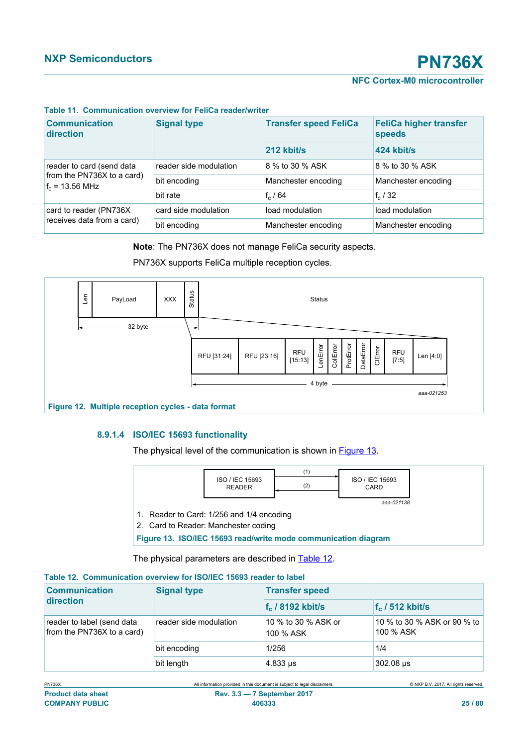**Table 11. Communication overview for FeliCa reader/writer**

| Communication direction | Signal type | Transfer speed FeliCa | FeliCa higher transfer speeds |
|---|---|---|---|
| | | 212 kbit/s | 424 kbit/s |
| reader to card (send data from the PN736X to a card) $f_c$ = 13.56 MHz | reader side modulation | 8 % to 30 % ASK | 8 % to 30 % ASK |
| | bit encoding | Manchester encoding | Manchester encoding |
| | bit rate | $f_c$ / 64 | $f_c$ / 32 |
| card to reader (PN736X receives data from a card) | card side modulation | load modulation | load modulation |
| | bit encoding | Manchester encoding | Manchester encoding |

**Note**: The PN736X does not manage FeliCa security aspects.

PN736X supports FeliCa multiple reception cycles.

Figure 12. Multiple reception cycles - data format

#### 8.9.1.4 ISO/IEC 15693 functionality

The physical level of the communication is shown in Figure 13.

1. Reader to Card: 1/256 and 1/4 encoding
2. Card to Reader: Manchester coding

Figure 13. ISO/IEC 15693 read/write mode communication diagram

The physical parameters are described in Table 12.

**Table 12. Communication overview for ISO/IEC 15693 reader to label**

| Communication direction | Signal type | Transfer speed | |
|---|---|---|---|
| | | $f_c$ / 8192 kbit/s | $f_c$ / 512 kbit/s |
| reader to label (send data from the PN736X to a card) | reader side modulation | 10 % to 30 % ASK or 100 % ASK | 10 % to 30 % ASK or 90 % to 100 % ASK |
| | bit encoding | 1/256 | 1/4 |
| | bit length | 4.833 µs | 302.08 µs |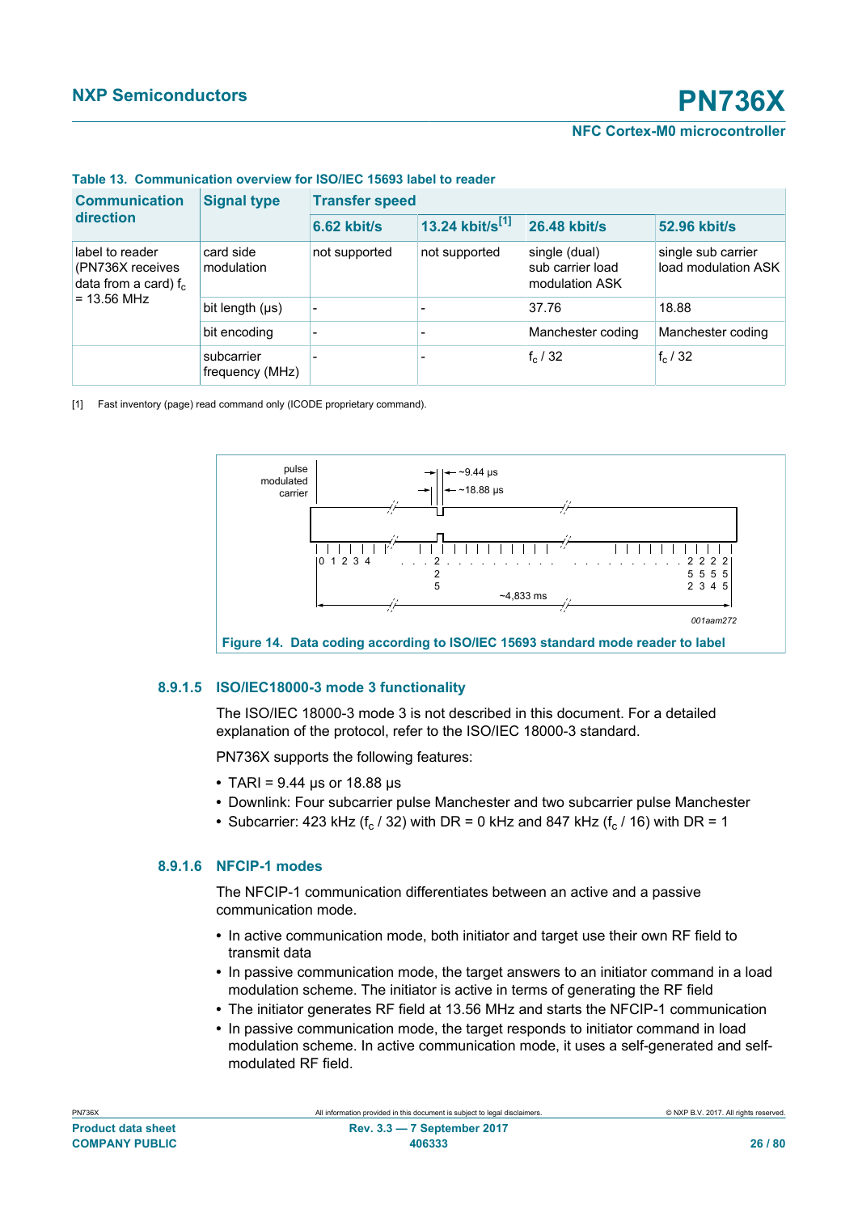**Table 13. Communication overview for ISO/IEC 15693 label to reader**

| Communication direction | Signal type | Transfer speed | | | |
|---|---|---|---|---|---|
| | | 6.62 kbit/s | 13.24 kbit/s[1] | 26.48 kbit/s | 52.96 kbit/s |
| label to reader (PN736X receives data from a card) $f_c$ = 13.56 MHz | card side modulation | not supported | not supported | single (dual) sub carrier load modulation ASK | single sub carrier load modulation ASK |
| | bit length (µs) | - | - | 37.76 | 18.88 |
| | bit encoding | - | - | Manchester coding | Manchester coding |
| | subcarrier frequency (MHz) | - | - | $f_c$ / 32 | $f_c$ / 32 |

[1] Fast inventory (page) read command only (ICODE proprietary command).

**Figure 14. Data coding according to ISO/IEC 15693 standard mode reader to label**

#### 8.9.1.5 ISO/IEC18000-3 mode 3 functionality

The ISO/IEC 18000-3 mode 3 is not described in this document. For a detailed explanation of the protocol, refer to the ISO/IEC 18000-3 standard.

PN736X supports the following features:

- TARI = 9.44 µs or 18.88 µs
- Downlink: Four subcarrier pulse Manchester and two subcarrier pulse Manchester
- Subcarrier: 423 kHz ($f_c$ / 32) with DR = 0 kHz and 847 kHz ($f_c$ / 16) with DR = 1

#### 8.9.1.6 NFCIP-1 modes

The NFCIP-1 communication differentiates between an active and a passive communication mode.

- In active communication mode, both initiator and target use their own RF field to transmit data
- In passive communication mode, the target answers to an initiator command in a load modulation scheme. The initiator is active in terms of generating the RF field
- The initiator generates RF field at 13.56 MHz and starts the NFCIP-1 communication
- In passive communication mode, the target responds to initiator command in load modulation scheme. In active communication mode, it uses a self-generated and self-modulated RF field.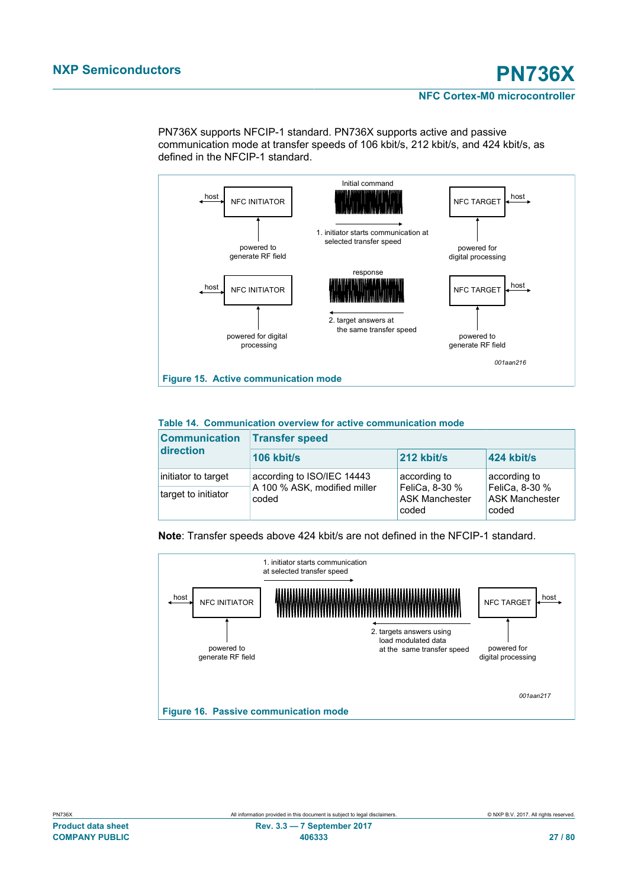PN736X supports NFCIP-1 standard. PN736X supports active and passive communication mode at transfer speeds of 106 kbit/s, 212 kbit/s, and 424 kbit/s, as defined in the NFCIP-1 standard.

host | NFC INITIATOR | Initial command | NFC TARGET | host

powered to generate RF field | 1. initiator starts communication at selected transfer speed | powered for digital processing

host | NFC INITIATOR | response | NFC TARGET | host

powered for digital processing | 2. target answers at the same transfer speed | powered to generate RF field

001aan216

**Figure 15. Active communication mode**

**Table 14. Communication overview for active communication mode**

| Communication direction | Transfer speed | | |
|---|---|---|---|
| | 106 kbit/s | 212 kbit/s | 424 kbit/s |
| initiator to target | according to ISO/IEC 14443 A 100 % ASK, modified miller coded | according to FeliCa, 8-30 % ASK Manchester coded | according to FeliCa, 8-30 % ASK Manchester coded |
| target to initiator | | | |

**Note**: Transfer speeds above 424 kbit/s are not defined in the NFCIP-1 standard.

1. initiator starts communication at selected transfer speed

host | NFC INITIATOR | NFC TARGET | host

powered to generate RF field | 2. targets answers using load modulated data at the same transfer speed | powered for digital processing

001aan217

**Figure 16. Passive communication mode**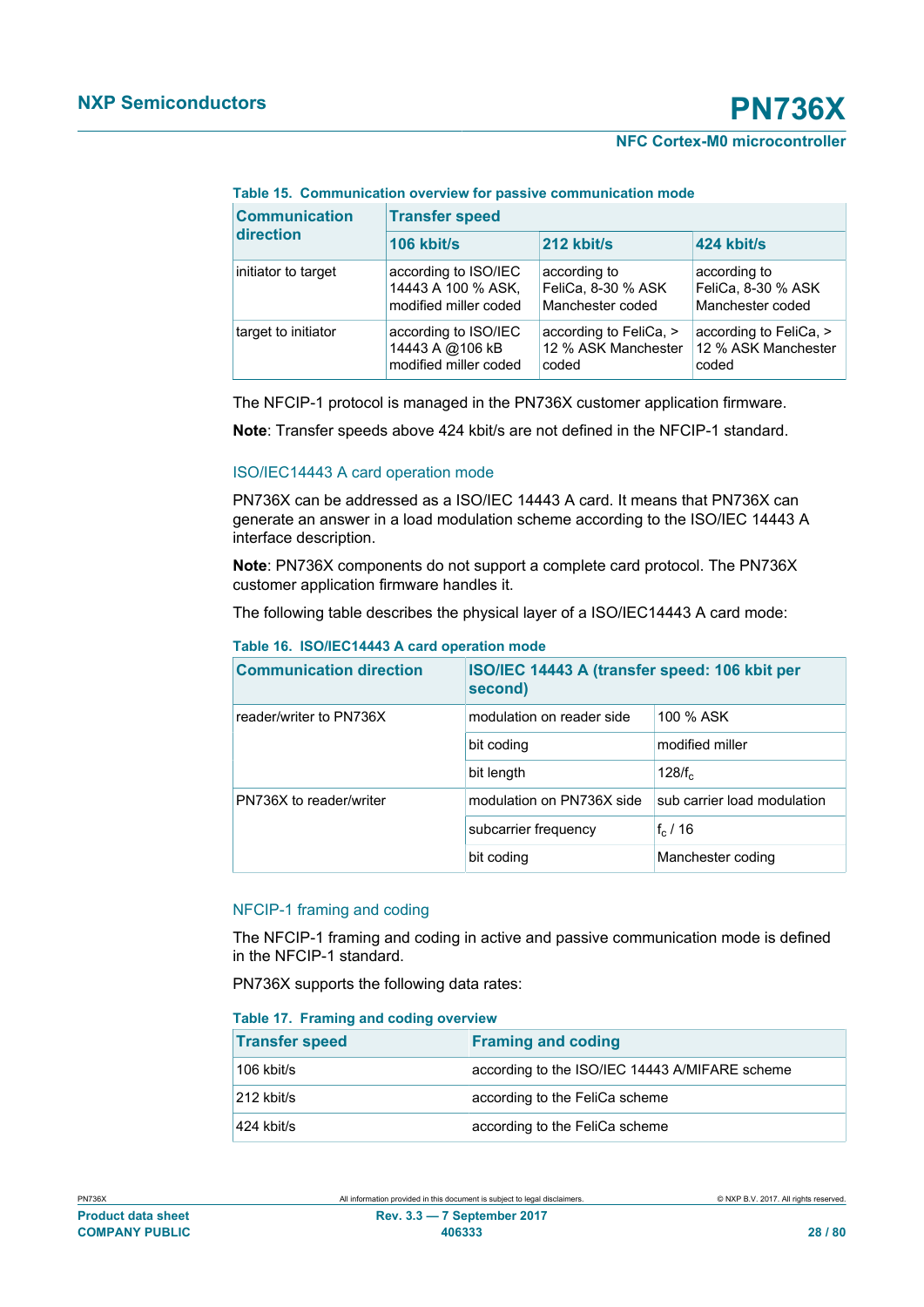**Table 15. Communication overview for passive communication mode**

| Communication direction | Transfer speed | | |
|---|---|---|---|
| | 106 kbit/s | 212 kbit/s | 424 kbit/s |
| initiator to target | according to ISO/IEC 14443 A 100 % ASK, modified miller coded | according to FeliCa, 8-30 % ASK Manchester coded | according to FeliCa, 8-30 % ASK Manchester coded |
| target to initiator | according to ISO/IEC 14443 A @106 kB modified miller coded | according to FeliCa, > 12 % ASK Manchester coded | according to FeliCa, > 12 % ASK Manchester coded |

The NFCIP-1 protocol is managed in the PN736X customer application firmware.

**Note**: Transfer speeds above 424 kbit/s are not defined in the NFCIP-1 standard.

#### ISO/IEC14443 A card operation mode

PN736X can be addressed as a ISO/IEC 14443 A card. It means that PN736X can generate an answer in a load modulation scheme according to the ISO/IEC 14443 A interface description.

**Note**: PN736X components do not support a complete card protocol. The PN736X customer application firmware handles it.

The following table describes the physical layer of a ISO/IEC14443 A card mode:

**Table 16. ISO/IEC14443 A card operation mode**

| Communication direction | ISO/IEC 14443 A (transfer speed: 106 kbit per second) | |
|---|---|---|
| reader/writer to PN736X | modulation on reader side | 100 % ASK |
| | bit coding | modified miller |
| | bit length | $128/f_c$ |
| PN736X to reader/writer | modulation on PN736X side | sub carrier load modulation |
| | subcarrier frequency | $f_c$ / 16 |
| | bit coding | Manchester coding |

#### NFCIP-1 framing and coding

The NFCIP-1 framing and coding in active and passive communication mode is defined in the NFCIP-1 standard.

PN736X supports the following data rates:

**Table 17. Framing and coding overview**

| Transfer speed | Framing and coding |
|---|---|
| 106 kbit/s | according to the ISO/IEC 14443 A/MIFARE scheme |
| 212 kbit/s | according to the FeliCa scheme |
| 424 kbit/s | according to the FeliCa scheme |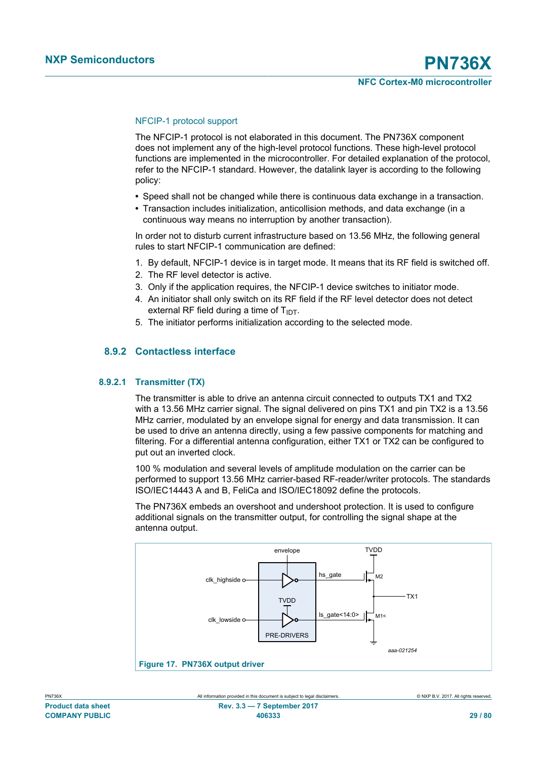#### NFCIP-1 protocol support

The NFCIP-1 protocol is not elaborated in this document. The PN736X component does not implement any of the high-level protocol functions. These high-level protocol functions are implemented in the microcontroller. For detailed explanation of the protocol, refer to the NFCIP-1 standard. However, the datalink layer is according to the following policy:

- Speed shall not be changed while there is continuous data exchange in a transaction.
- Transaction includes initialization, anticollision methods, and data exchange (in a continuous way means no interruption by another transaction).

In order not to disturb current infrastructure based on 13.56 MHz, the following general rules to start NFCIP-1 communication are defined:

1. By default, NFCIP-1 device is in target mode. It means that its RF field is switched off.
2. The RF level detector is active.
3. Only if the application requires, the NFCIP-1 device switches to initiator mode.
4. An initiator shall only switch on its RF field if the RF level detector does not detect external RF field during a time of $T_{IDT}$.
5. The initiator performs initialization according to the selected mode.

### 8.9.2 Contactless interface

#### 8.9.2.1 Transmitter (TX)

The transmitter is able to drive an antenna circuit connected to outputs TX1 and TX2 with a 13.56 MHz carrier signal. The signal delivered on pins TX1 and pin TX2 is a 13.56 MHz carrier, modulated by an envelope signal for energy and data transmission. It can be used to drive an antenna directly, using a few passive components for matching and filtering. For a differential antenna configuration, either TX1 or TX2 can be configured to put out an inverted clock.

100 % modulation and several levels of amplitude modulation on the carrier can be performed to support 13.56 MHz carrier-based RF-reader/writer protocols. The standards ISO/IEC14443 A and B, FeliCa and ISO/IEC18092 define the protocols.

The PN736X embeds an overshoot and undershoot protection. It is used to configure additional signals on the transmitter output, for controlling the signal shape at the antenna output.

envelope, TVDD, clk_highside, hs_gate, M2, TX1, TVDD, clk_lowside, ls_gate<14:0>, M1<, PRE-DRIVERS, aaa-021254

**Figure 17. PN736X output driver**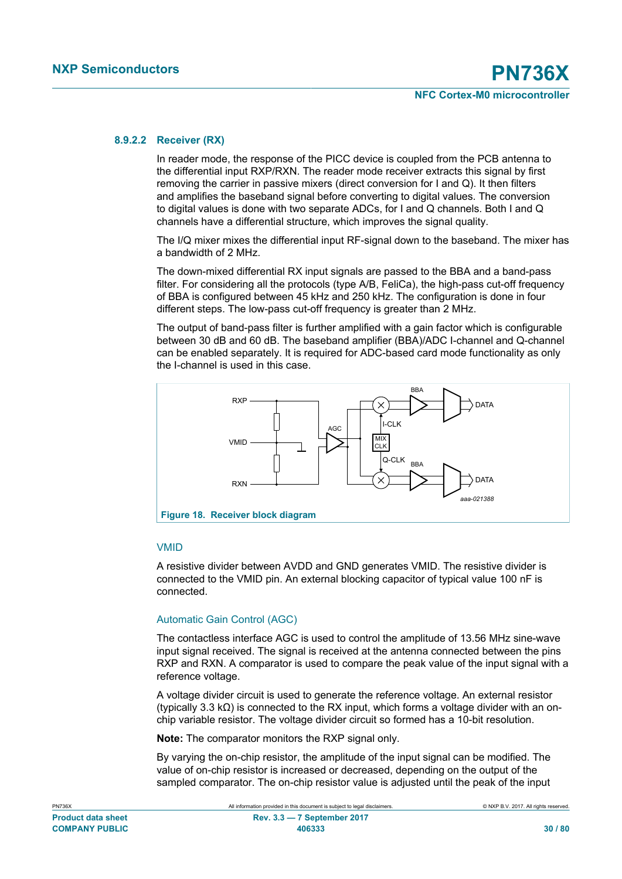#### 8.9.2.2 Receiver (RX)

In reader mode, the response of the PICC device is coupled from the PCB antenna to the differential input RXP/RXN. The reader mode receiver extracts this signal by first removing the carrier in passive mixers (direct conversion for I and Q). It then filters and amplifies the baseband signal before converting to digital values. The conversion to digital values is done with two separate ADCs, for I and Q channels. Both I and Q channels have a differential structure, which improves the signal quality.

The I/Q mixer mixes the differential input RF-signal down to the baseband. The mixer has a bandwidth of 2 MHz.

The down-mixed differential RX input signals are passed to the BBA and a band-pass filter. For considering all the protocols (type A/B, FeliCa), the high-pass cut-off frequency of BBA is configured between 45 kHz and 250 kHz. The configuration is done in four different steps. The low-pass cut-off frequency is greater than 2 MHz.

The output of band-pass filter is further amplified with a gain factor which is configurable between 30 dB and 60 dB. The baseband amplifier (BBA)/ADC I-channel and Q-channel can be enabled separately. It is required for ADC-based card mode functionality as only the I-channel is used in this case.

**Figure 18. Receiver block diagram**

##### VMID

A resistive divider between AVDD and GND generates VMID. The resistive divider is connected to the VMID pin. An external blocking capacitor of typical value 100 nF is connected.

##### Automatic Gain Control (AGC)

The contactless interface AGC is used to control the amplitude of 13.56 MHz sine-wave input signal received. The signal is received at the antenna connected between the pins RXP and RXN. A comparator is used to compare the peak value of the input signal with a reference voltage.

A voltage divider circuit is used to generate the reference voltage. An external resistor (typically 3.3 kΩ) is connected to the RX input, which forms a voltage divider with an on-chip variable resistor. The voltage divider circuit so formed has a 10-bit resolution.

**Note:** The comparator monitors the RXP signal only.

By varying the on-chip resistor, the amplitude of the input signal can be modified. The value of on-chip resistor is increased or decreased, depending on the output of the sampled comparator. The on-chip resistor value is adjusted until the peak of the input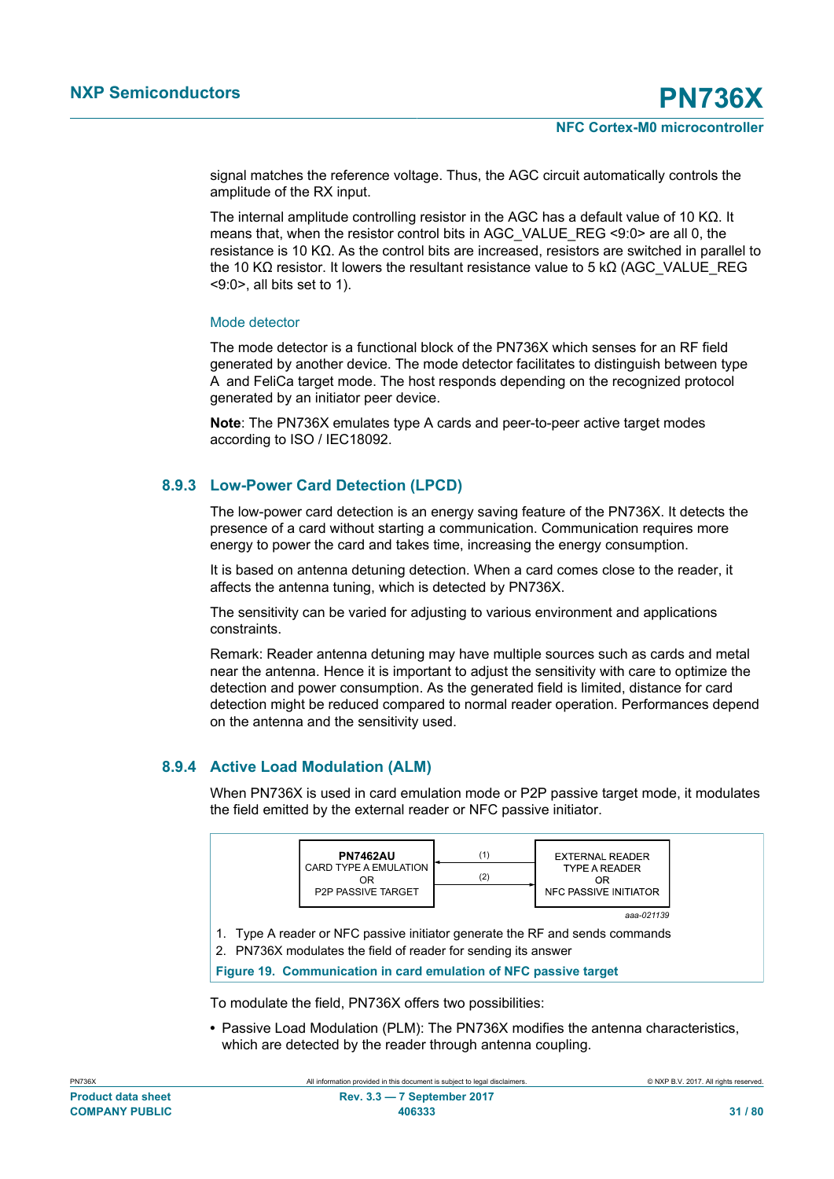signal matches the reference voltage. Thus, the AGC circuit automatically controls the amplitude of the RX input.

The internal amplitude controlling resistor in the AGC has a default value of 10 KΩ. It means that, when the resistor control bits in AGC_VALUE_REG <9:0> are all 0, the resistance is 10 KΩ. As the control bits are increased, resistors are switched in parallel to the 10 KΩ resistor. It lowers the resultant resistance value to 5 kΩ (AGC_VALUE_REG <9:0>, all bits set to 1).

#### Mode detector

The mode detector is a functional block of the PN736X which senses for an RF field generated by another device. The mode detector facilitates to distinguish between type A and FeliCa target mode. The host responds depending on the recognized protocol generated by an initiator peer device.

**Note**: The PN736X emulates type A cards and peer-to-peer active target modes according to ISO / IEC18092.

### 8.9.3 Low-Power Card Detection (LPCD)

The low-power card detection is an energy saving feature of the PN736X. It detects the presence of a card without starting a communication. Communication requires more energy to power the card and takes time, increasing the energy consumption.

It is based on antenna detuning detection. When a card comes close to the reader, it affects the antenna tuning, which is detected by PN736X.

The sensitivity can be varied for adjusting to various environment and applications constraints.

Remark: Reader antenna detuning may have multiple sources such as cards and metal near the antenna. Hence it is important to adjust the sensitivity with care to optimize the detection and power consumption. As the generated field is limited, distance for card detection might be reduced compared to normal reader operation. Performances depend on the antenna and the sensitivity used.

### 8.9.4 Active Load Modulation (ALM)

When PN736X is used in card emulation mode or P2P passive target mode, it modulates the field emitted by the external reader or NFC passive initiator.

**PN7462AU** CARD TYPE A EMULATION OR P2P PASSIVE TARGET ← (1) — (2) → EXTERNAL READER TYPE A READER OR NFC PASSIVE INITIATOR

aaa-021139

1. Type A reader or NFC passive initiator generate the RF and sends commands
2. PN736X modulates the field of reader for sending its answer

**Figure 19. Communication in card emulation of NFC passive target**

To modulate the field, PN736X offers two possibilities:

- Passive Load Modulation (PLM): The PN736X modifies the antenna characteristics, which are detected by the reader through antenna coupling.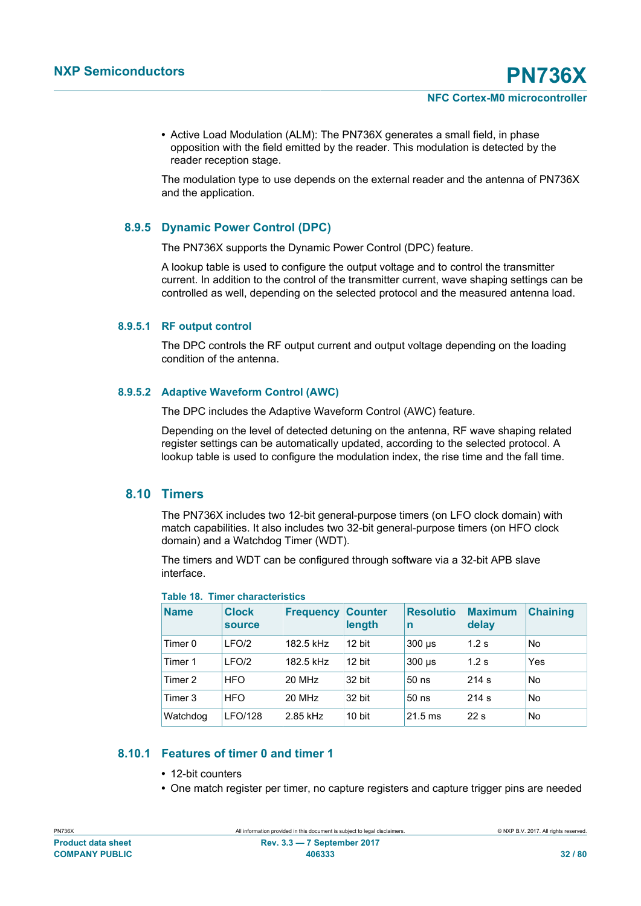- Active Load Modulation (ALM): The PN736X generates a small field, in phase opposition with the field emitted by the reader. This modulation is detected by the reader reception stage.

The modulation type to use depends on the external reader and the antenna of PN736X and the application.

### 8.9.5 Dynamic Power Control (DPC)

The PN736X supports the Dynamic Power Control (DPC) feature.

A lookup table is used to configure the output voltage and to control the transmitter current. In addition to the control of the transmitter current, wave shaping settings can be controlled as well, depending on the selected protocol and the measured antenna load.

#### 8.9.5.1 RF output control

The DPC controls the RF output current and output voltage depending on the loading condition of the antenna.

#### 8.9.5.2 Adaptive Waveform Control (AWC)

The DPC includes the Adaptive Waveform Control (AWC) feature.

Depending on the level of detected detuning on the antenna, RF wave shaping related register settings can be automatically updated, according to the selected protocol. A lookup table is used to configure the modulation index, the rise time and the fall time.

## 8.10 Timers

The PN736X includes two 12-bit general-purpose timers (on LFO clock domain) with match capabilities. It also includes two 32-bit general-purpose timers (on HFO clock domain) and a Watchdog Timer (WDT).

The timers and WDT can be configured through software via a 32-bit APB slave interface.

**Table 18. Timer characteristics**

| Name | Clock source | Frequency | Counter length | Resolution | Maximum delay | Chaining |
|---|---|---|---|---|---|---|
| Timer 0 | LFO/2 | 182.5 kHz | 12 bit | 300 μs | 1.2 s | No |
| Timer 1 | LFO/2 | 182.5 kHz | 12 bit | 300 μs | 1.2 s | Yes |
| Timer 2 | HFO | 20 MHz | 32 bit | 50 ns | 214 s | No |
| Timer 3 | HFO | 20 MHz | 32 bit | 50 ns | 214 s | No |
| Watchdog | LFO/128 | 2.85 kHz | 10 bit | 21.5 ms | 22 s | No |

### 8.10.1 Features of timer 0 and timer 1

- 12-bit counters
- One match register per timer, no capture registers and capture trigger pins are needed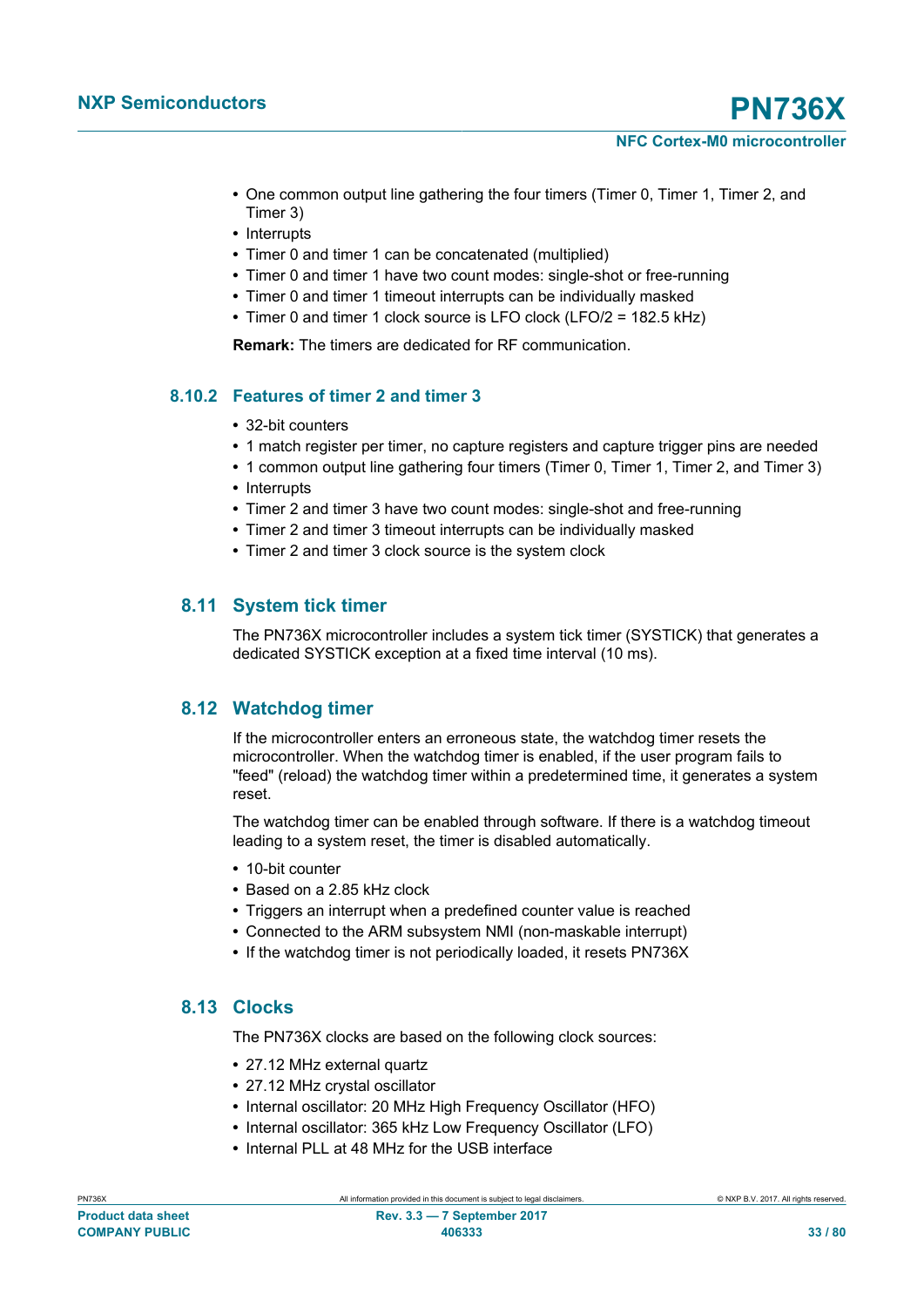- One common output line gathering the four timers (Timer 0, Timer 1, Timer 2, and Timer 3)
- Interrupts
- Timer 0 and timer 1 can be concatenated (multiplied)
- Timer 0 and timer 1 have two count modes: single-shot or free-running
- Timer 0 and timer 1 timeout interrupts can be individually masked
- Timer 0 and timer 1 clock source is LFO clock (LFO/2 = 182.5 kHz)

**Remark:** The timers are dedicated for RF communication.

### 8.10.2 Features of timer 2 and timer 3

- 32-bit counters
- 1 match register per timer, no capture registers and capture trigger pins are needed
- 1 common output line gathering four timers (Timer 0, Timer 1, Timer 2, and Timer 3)
- Interrupts
- Timer 2 and timer 3 have two count modes: single-shot and free-running
- Timer 2 and timer 3 timeout interrupts can be individually masked
- Timer 2 and timer 3 clock source is the system clock

## 8.11 System tick timer

The PN736X microcontroller includes a system tick timer (SYSTICK) that generates a dedicated SYSTICK exception at a fixed time interval (10 ms).

## 8.12 Watchdog timer

If the microcontroller enters an erroneous state, the watchdog timer resets the microcontroller. When the watchdog timer is enabled, if the user program fails to "feed" (reload) the watchdog timer within a predetermined time, it generates a system reset.

The watchdog timer can be enabled through software. If there is a watchdog timeout leading to a system reset, the timer is disabled automatically.

- 10-bit counter
- Based on a 2.85 kHz clock
- Triggers an interrupt when a predefined counter value is reached
- Connected to the ARM subsystem NMI (non-maskable interrupt)
- If the watchdog timer is not periodically loaded, it resets PN736X

## 8.13 Clocks

The PN736X clocks are based on the following clock sources:

- 27.12 MHz external quartz
- 27.12 MHz crystal oscillator
- Internal oscillator: 20 MHz High Frequency Oscillator (HFO)
- Internal oscillator: 365 kHz Low Frequency Oscillator (LFO)
- Internal PLL at 48 MHz for the USB interface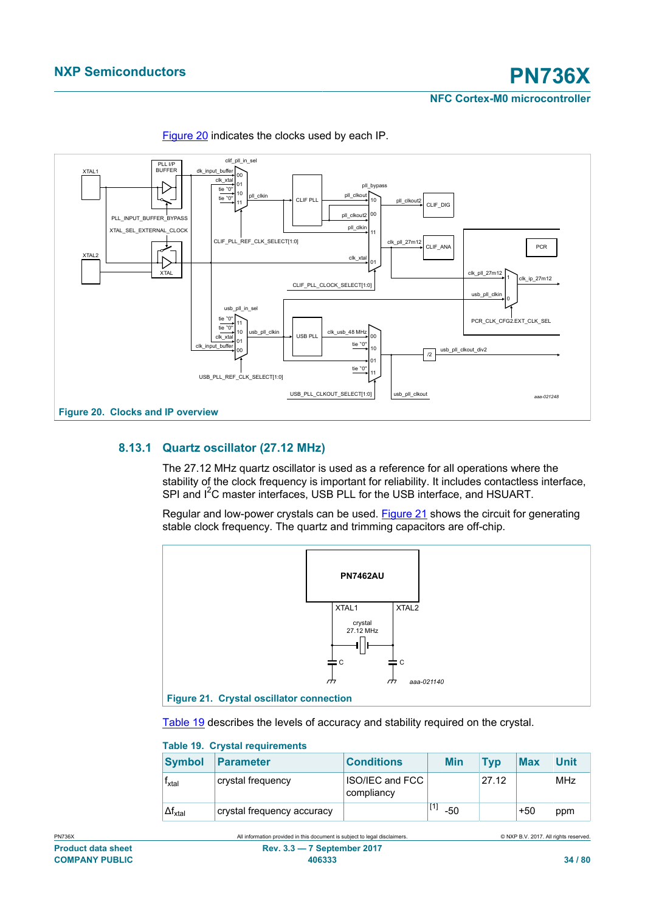Figure 20 indicates the clocks used by each IP.

Figure 20. Clocks and IP overview

### 8.13.1 Quartz oscillator (27.12 MHz)

The 27.12 MHz quartz oscillator is used as a reference for all operations where the stability of the clock frequency is important for reliability. It includes contactless interface, SPI and I$^2$C master interfaces, USB PLL for the USB interface, and HSUART.

Regular and low-power crystals can be used. Figure 21 shows the circuit for generating stable clock frequency. The quartz and trimming capacitors are off-chip.

Figure 21. Crystal oscillator connection

Table 19 describes the levels of accuracy and stability required on the crystal.

**Table 19. Crystal requirements**

| Symbol | Parameter | Conditions | Min | Typ | Max | Unit |
|---|---|---|---|---|---|---|
| $f_{xtal}$ | crystal frequency | ISO/IEC and FCC compliancy | | 27.12 | | MHz |
| $\Delta f_{xtal}$ | crystal frequency accuracy | | [1] -50 | | +50 | ppm |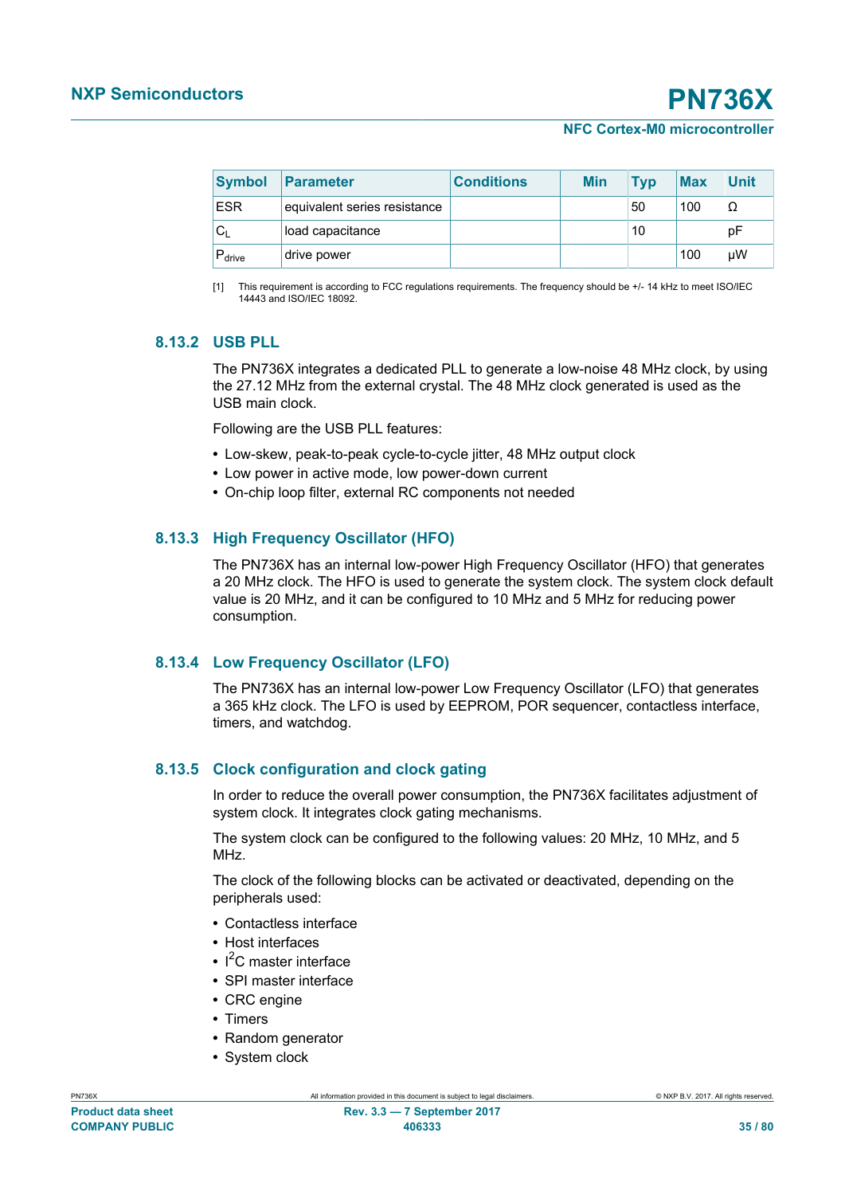| Symbol | Parameter | Conditions | Min | Typ | Max | Unit |
|---|---|---|---|---|---|---|
| ESR | equivalent series resistance | | | 50 | 100 | Ω |
| $C_L$ | load capacitance | | | 10 | | pF |
| $P_{drive}$ | drive power | | | | 100 | μW |

[1] This requirement is according to FCC regulations requirements. The frequency should be +/- 14 kHz to meet ISO/IEC 14443 and ISO/IEC 18092.

### 8.13.2 USB PLL

The PN736X integrates a dedicated PLL to generate a low-noise 48 MHz clock, by using the 27.12 MHz from the external crystal. The 48 MHz clock generated is used as the USB main clock.

Following are the USB PLL features:

- Low-skew, peak-to-peak cycle-to-cycle jitter, 48 MHz output clock
- Low power in active mode, low power-down current
- On-chip loop filter, external RC components not needed

### 8.13.3 High Frequency Oscillator (HFO)

The PN736X has an internal low-power High Frequency Oscillator (HFO) that generates a 20 MHz clock. The HFO is used to generate the system clock. The system clock default value is 20 MHz, and it can be configured to 10 MHz and 5 MHz for reducing power consumption.

### 8.13.4 Low Frequency Oscillator (LFO)

The PN736X has an internal low-power Low Frequency Oscillator (LFO) that generates a 365 kHz clock. The LFO is used by EEPROM, POR sequencer, contactless interface, timers, and watchdog.

### 8.13.5 Clock configuration and clock gating

In order to reduce the overall power consumption, the PN736X facilitates adjustment of system clock. It integrates clock gating mechanisms.

The system clock can be configured to the following values: 20 MHz, 10 MHz, and 5 MHz.

The clock of the following blocks can be activated or deactivated, depending on the peripherals used:

- Contactless interface
- Host interfaces
- $I^2C$ master interface
- SPI master interface
- CRC engine
- Timers
- Random generator
- System clock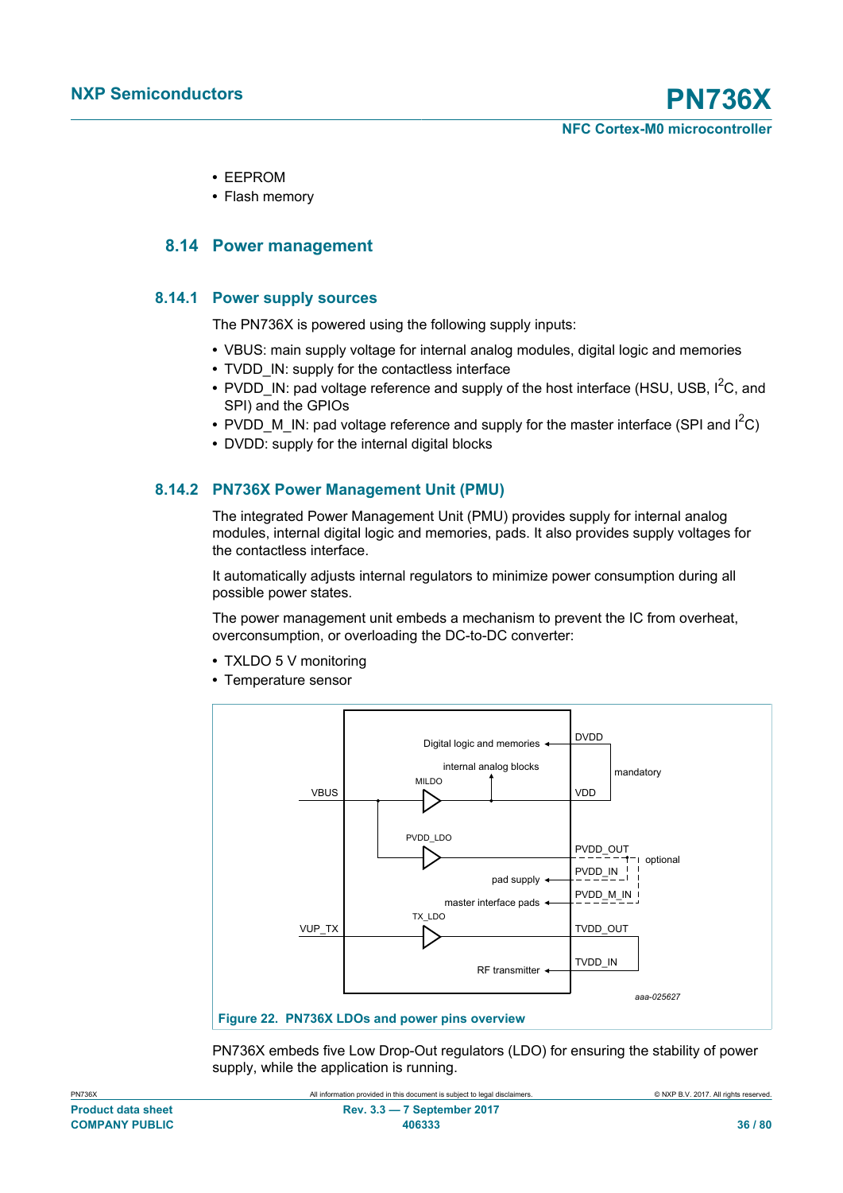- EEPROM
- Flash memory

## 8.14 Power management

### 8.14.1 Power supply sources

The PN736X is powered using the following supply inputs:

- VBUS: main supply voltage for internal analog modules, digital logic and memories
- TVDD_IN: supply for the contactless interface
- PVDD_IN: pad voltage reference and supply of the host interface (HSU, USB, $I^2C$, and SPI) and the GPIOs
- PVDD_M_IN: pad voltage reference and supply for the master interface (SPI and $I^2C$)
- DVDD: supply for the internal digital blocks

### 8.14.2 PN736X Power Management Unit (PMU)

The integrated Power Management Unit (PMU) provides supply for internal analog modules, internal digital logic and memories, pads. It also provides supply voltages for the contactless interface.

It automatically adjusts internal regulators to minimize power consumption during all possible power states.

The power management unit embeds a mechanism to prevent the IC from overheat, overconsumption, or overloading the DC-to-DC converter:

- TXLDO 5 V monitoring
- Temperature sensor

Figure 22. PN736X LDOs and power pins overview

PN736X embeds five Low Drop-Out regulators (LDO) for ensuring the stability of power supply, while the application is running.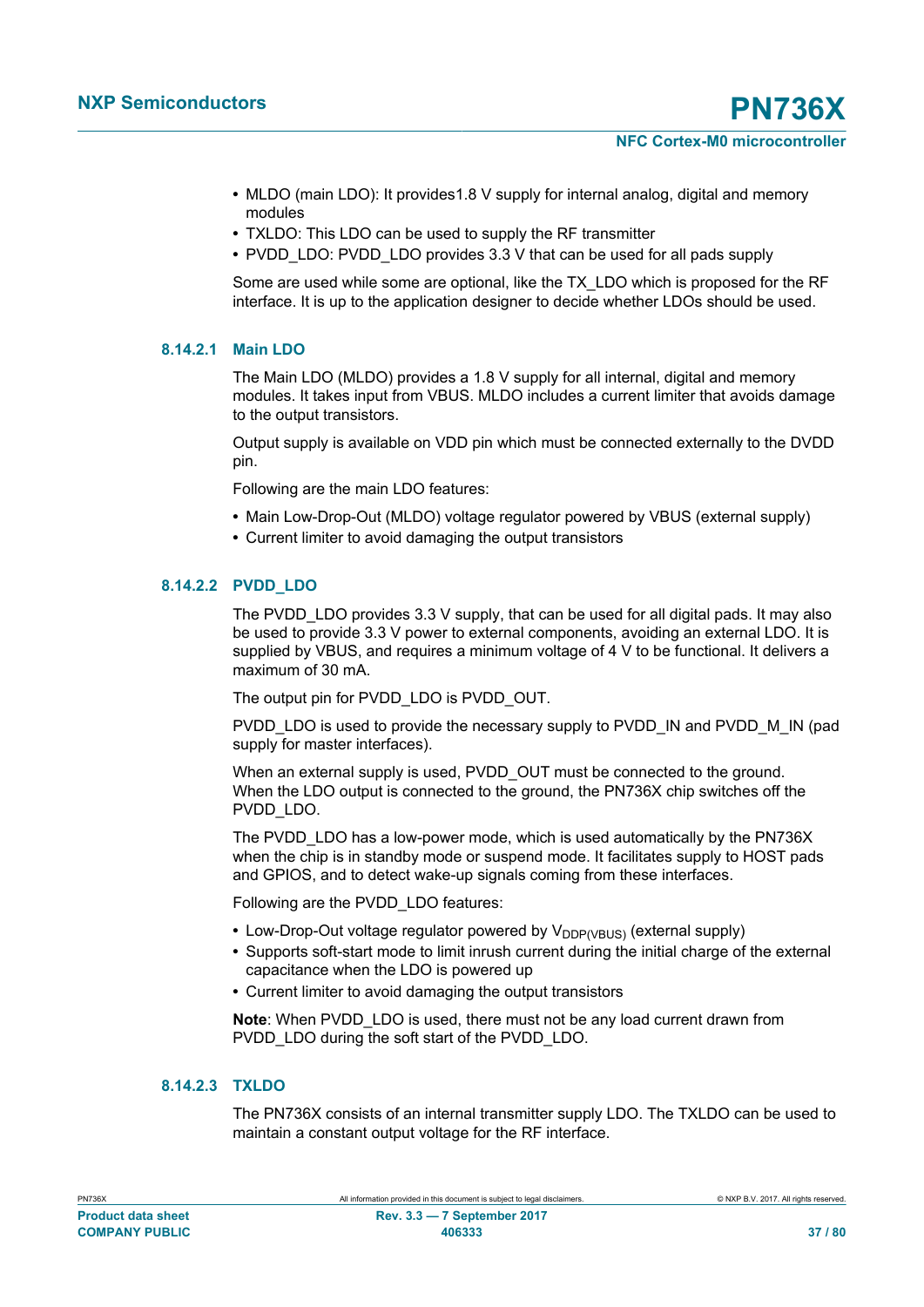- MLDO (main LDO): It provides1.8 V supply for internal analog, digital and memory modules
- TXLDO: This LDO can be used to supply the RF transmitter
- PVDD_LDO: PVDD_LDO provides 3.3 V that can be used for all pads supply

Some are used while some are optional, like the TX_LDO which is proposed for the RF interface. It is up to the application designer to decide whether LDOs should be used.

#### 8.14.2.1 Main LDO

The Main LDO (MLDO) provides a 1.8 V supply for all internal, digital and memory modules. It takes input from VBUS. MLDO includes a current limiter that avoids damage to the output transistors.

Output supply is available on VDD pin which must be connected externally to the DVDD pin.

Following are the main LDO features:

- Main Low-Drop-Out (MLDO) voltage regulator powered by VBUS (external supply)
- Current limiter to avoid damaging the output transistors

#### 8.14.2.2 PVDD_LDO

The PVDD_LDO provides 3.3 V supply, that can be used for all digital pads. It may also be used to provide 3.3 V power to external components, avoiding an external LDO. It is supplied by VBUS, and requires a minimum voltage of 4 V to be functional. It delivers a maximum of 30 mA.

The output pin for PVDD_LDO is PVDD_OUT.

PVDD_LDO is used to provide the necessary supply to PVDD_IN and PVDD_M_IN (pad supply for master interfaces).

When an external supply is used, PVDD_OUT must be connected to the ground. When the LDO output is connected to the ground, the PN736X chip switches off the PVDD_LDO.

The PVDD_LDO has a low-power mode, which is used automatically by the PN736X when the chip is in standby mode or suspend mode. It facilitates supply to HOST pads and GPIOS, and to detect wake-up signals coming from these interfaces.

Following are the PVDD_LDO features:

- Low-Drop-Out voltage regulator powered by $V_{DDP(VBUS)}$ (external supply)
- Supports soft-start mode to limit inrush current during the initial charge of the external capacitance when the LDO is powered up
- Current limiter to avoid damaging the output transistors

**Note**: When PVDD_LDO is used, there must not be any load current drawn from PVDD_LDO during the soft start of the PVDD_LDO.

#### 8.14.2.3 TXLDO

The PN736X consists of an internal transmitter supply LDO. The TXLDO can be used to maintain a constant output voltage for the RF interface.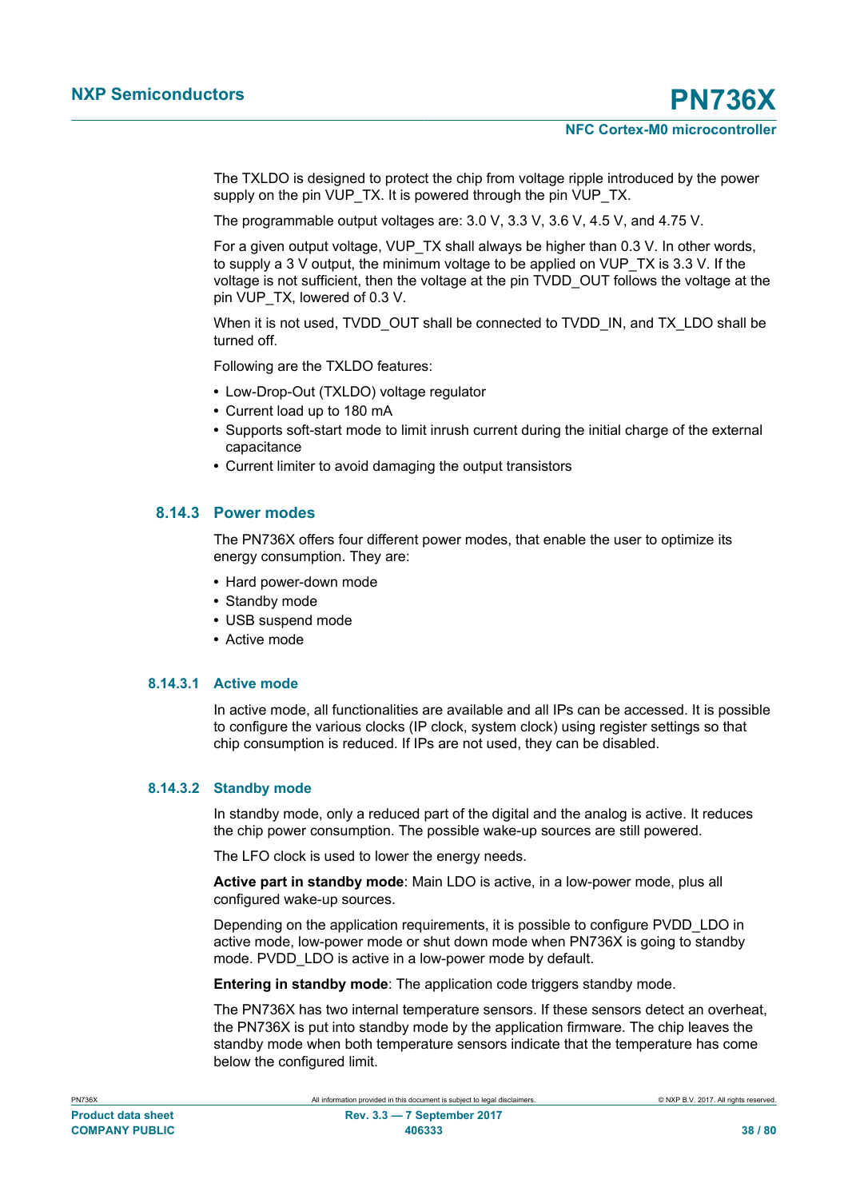The TXLDO is designed to protect the chip from voltage ripple introduced by the power supply on the pin VUP_TX. It is powered through the pin VUP_TX.

The programmable output voltages are: 3.0 V, 3.3 V, 3.6 V, 4.5 V, and 4.75 V.

For a given output voltage, VUP_TX shall always be higher than 0.3 V. In other words, to supply a 3 V output, the minimum voltage to be applied on VUP_TX is 3.3 V. If the voltage is not sufficient, then the voltage at the pin TVDD_OUT follows the voltage at the pin VUP_TX, lowered of 0.3 V.

When it is not used, TVDD_OUT shall be connected to TVDD_IN, and TX_LDO shall be turned off.

Following are the TXLDO features:

- Low-Drop-Out (TXLDO) voltage regulator
- Current load up to 180 mA
- Supports soft-start mode to limit inrush current during the initial charge of the external capacitance
- Current limiter to avoid damaging the output transistors

### 8.14.3 Power modes

The PN736X offers four different power modes, that enable the user to optimize its energy consumption. They are:

- Hard power-down mode
- Standby mode
- USB suspend mode
- Active mode

#### 8.14.3.1 Active mode

In active mode, all functionalities are available and all IPs can be accessed. It is possible to configure the various clocks (IP clock, system clock) using register settings so that chip consumption is reduced. If IPs are not used, they can be disabled.

#### 8.14.3.2 Standby mode

In standby mode, only a reduced part of the digital and the analog is active. It reduces the chip power consumption. The possible wake-up sources are still powered.

The LFO clock is used to lower the energy needs.

**Active part in standby mode**: Main LDO is active, in a low-power mode, plus all configured wake-up sources.

Depending on the application requirements, it is possible to configure PVDD_LDO in active mode, low-power mode or shut down mode when PN736X is going to standby mode. PVDD_LDO is active in a low-power mode by default.

**Entering in standby mode**: The application code triggers standby mode.

The PN736X has two internal temperature sensors. If these sensors detect an overheat, the PN736X is put into standby mode by the application firmware. The chip leaves the standby mode when both temperature sensors indicate that the temperature has come below the configured limit.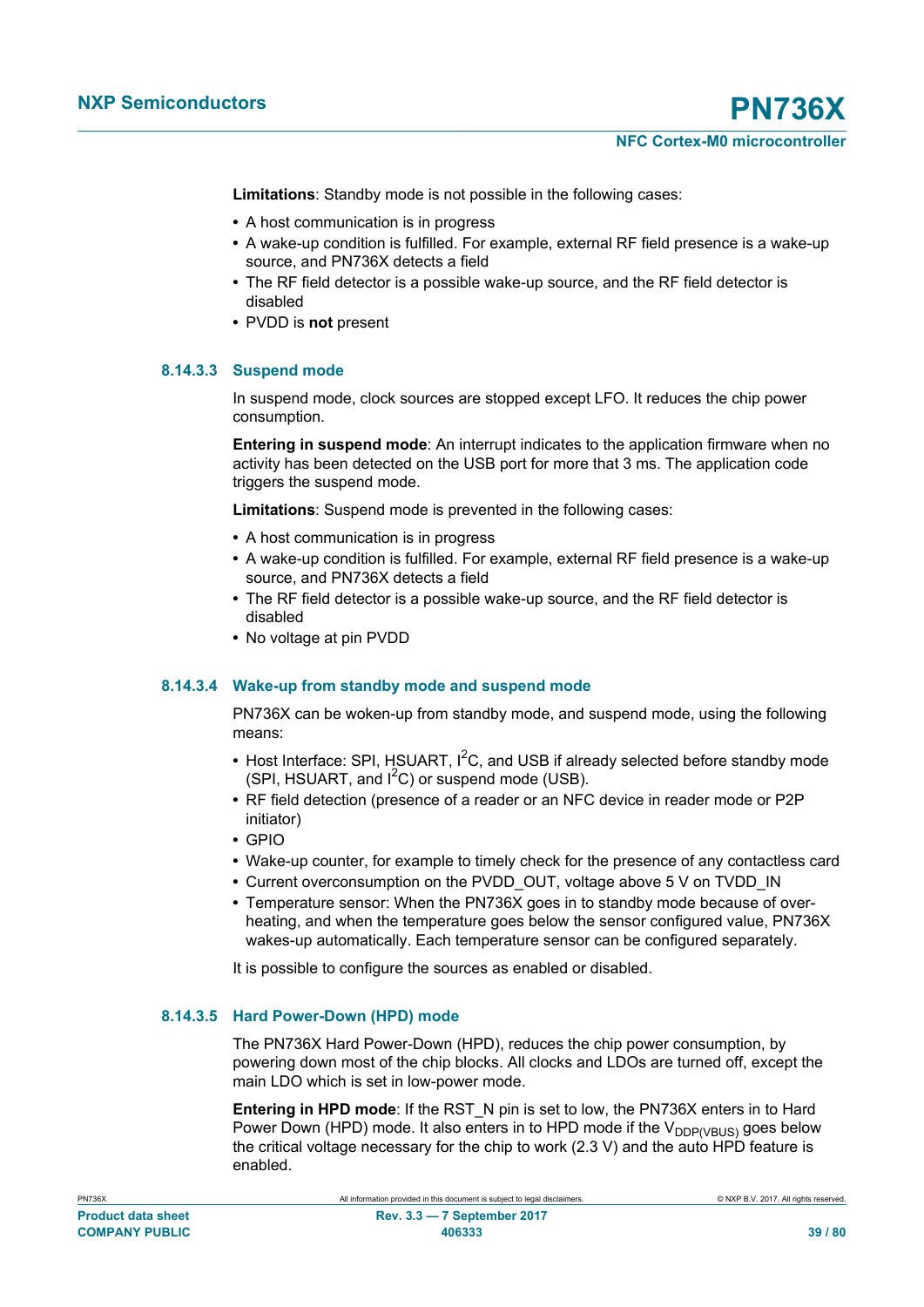**Limitations**: Standby mode is not possible in the following cases:

- A host communication is in progress
- A wake-up condition is fulfilled. For example, external RF field presence is a wake-up source, and PN736X detects a field
- The RF field detector is a possible wake-up source, and the RF field detector is disabled
- PVDD is **not** present

#### 8.14.3.3 Suspend mode

In suspend mode, clock sources are stopped except LFO. It reduces the chip power consumption.

**Entering in suspend mode**: An interrupt indicates to the application firmware when no activity has been detected on the USB port for more that 3 ms. The application code triggers the suspend mode.

**Limitations**: Suspend mode is prevented in the following cases:

- A host communication is in progress
- A wake-up condition is fulfilled. For example, external RF field presence is a wake-up source, and PN736X detects a field
- The RF field detector is a possible wake-up source, and the RF field detector is disabled
- No voltage at pin PVDD

#### 8.14.3.4 Wake-up from standby mode and suspend mode

PN736X can be woken-up from standby mode, and suspend mode, using the following means:

- Host Interface: SPI, HSUART, $I^2C$, and USB if already selected before standby mode (SPI, HSUART, and $I^2C$) or suspend mode (USB).
- RF field detection (presence of a reader or an NFC device in reader mode or P2P initiator)
- GPIO
- Wake-up counter, for example to timely check for the presence of any contactless card
- Current overconsumption on the PVDD_OUT, voltage above 5 V on TVDD_IN
- Temperature sensor: When the PN736X goes in to standby mode because of over-heating, and when the temperature goes below the sensor configured value, PN736X wakes-up automatically. Each temperature sensor can be configured separately.

It is possible to configure the sources as enabled or disabled.

#### 8.14.3.5 Hard Power-Down (HPD) mode

The PN736X Hard Power-Down (HPD), reduces the chip power consumption, by powering down most of the chip blocks. All clocks and LDOs are turned off, except the main LDO which is set in low-power mode.

**Entering in HPD mode**: If the RST_N pin is set to low, the PN736X enters in to Hard Power Down (HPD) mode. It also enters in to HPD mode if the $V_{DDP(VBUS)}$ goes below the critical voltage necessary for the chip to work (2.3 V) and the auto HPD feature is enabled.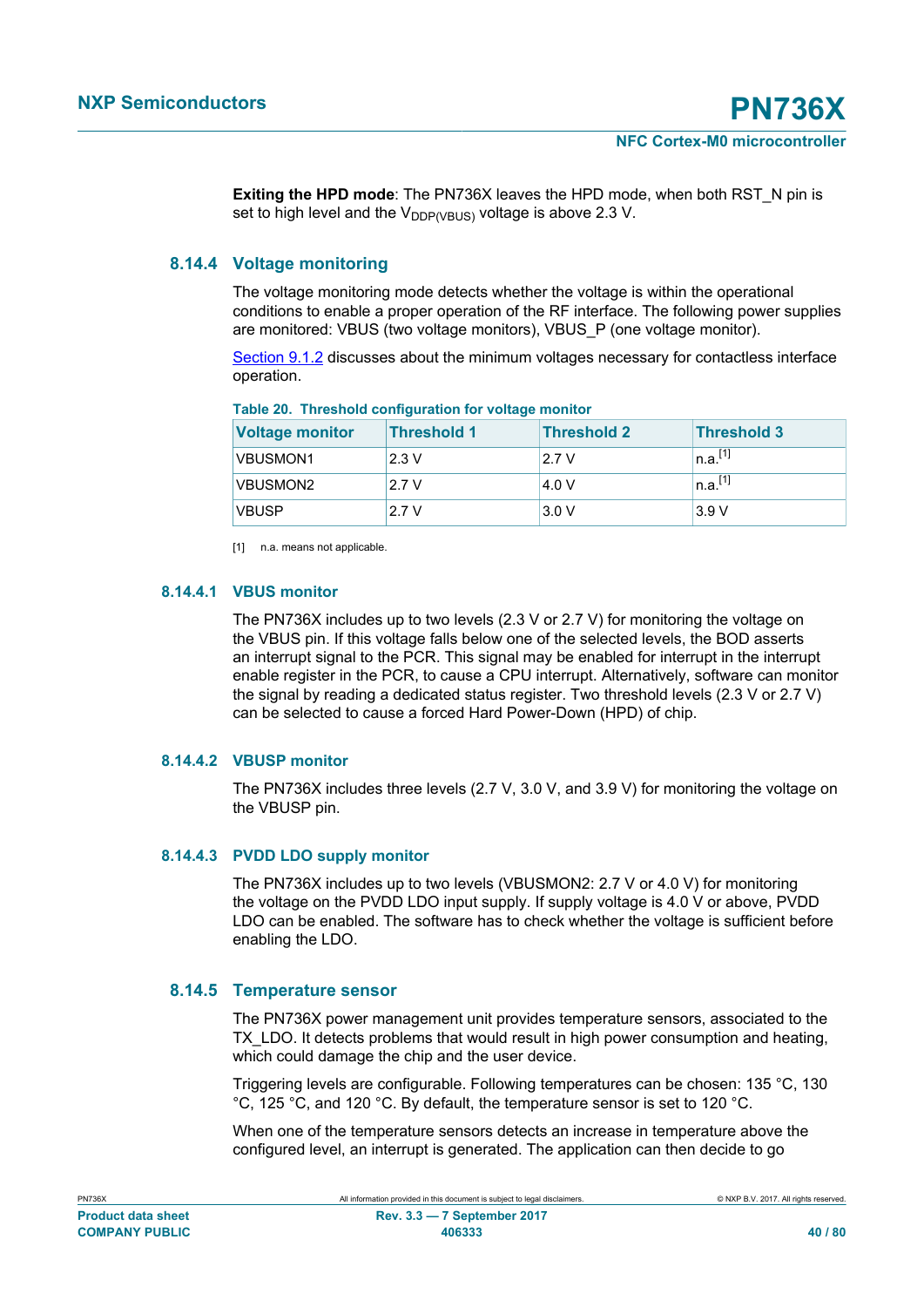**Exiting the HPD mode**: The PN736X leaves the HPD mode, when both RST_N pin is set to high level and the $V_{DDP(VBUS)}$ voltage is above 2.3 V.

### 8.14.4 Voltage monitoring

The voltage monitoring mode detects whether the voltage is within the operational conditions to enable a proper operation of the RF interface. The following power supplies are monitored: VBUS (two voltage monitors), VBUS_P (one voltage monitor).

Section 9.1.2 discusses about the minimum voltages necessary for contactless interface operation.

**Table 20. Threshold configuration for voltage monitor**

| Voltage monitor | Threshold 1 | Threshold 2 | Threshold 3 |
|---|---|---|---|
| VBUSMON1 | 2.3 V | 2.7 V | n.a.[1] |
| VBUSMON2 | 2.7 V | 4.0 V | n.a.[1] |
| VBUSP | 2.7 V | 3.0 V | 3.9 V |

[1] n.a. means not applicable.

#### 8.14.4.1 VBUS monitor

The PN736X includes up to two levels (2.3 V or 2.7 V) for monitoring the voltage on the VBUS pin. If this voltage falls below one of the selected levels, the BOD asserts an interrupt signal to the PCR. This signal may be enabled for interrupt in the interrupt enable register in the PCR, to cause a CPU interrupt. Alternatively, software can monitor the signal by reading a dedicated status register. Two threshold levels (2.3 V or 2.7 V) can be selected to cause a forced Hard Power-Down (HPD) of chip.

#### 8.14.4.2 VBUSP monitor

The PN736X includes three levels (2.7 V, 3.0 V, and 3.9 V) for monitoring the voltage on the VBUSP pin.

#### 8.14.4.3 PVDD LDO supply monitor

The PN736X includes up to two levels (VBUSMON2: 2.7 V or 4.0 V) for monitoring the voltage on the PVDD LDO input supply. If supply voltage is 4.0 V or above, PVDD LDO can be enabled. The software has to check whether the voltage is sufficient before enabling the LDO.

### 8.14.5 Temperature sensor

The PN736X power management unit provides temperature sensors, associated to the TX_LDO. It detects problems that would result in high power consumption and heating, which could damage the chip and the user device.

Triggering levels are configurable. Following temperatures can be chosen: 135 °C, 130 °C, 125 °C, and 120 °C. By default, the temperature sensor is set to 120 °C.

When one of the temperature sensors detects an increase in temperature above the configured level, an interrupt is generated. The application can then decide to go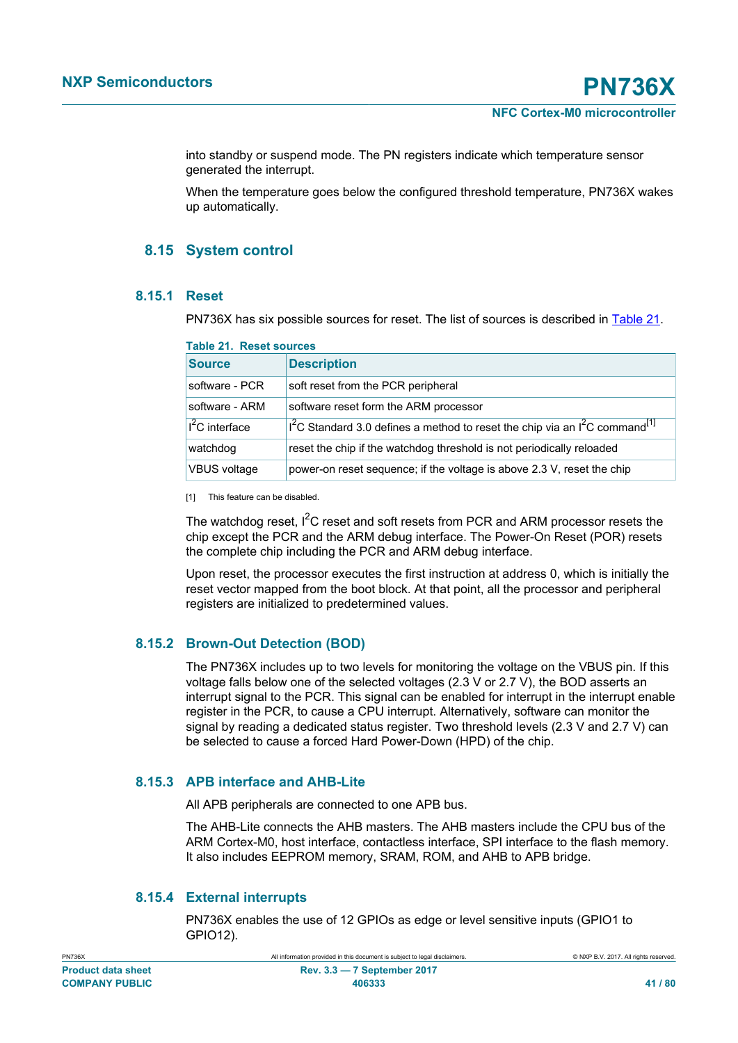into standby or suspend mode. The PN registers indicate which temperature sensor generated the interrupt.

When the temperature goes below the configured threshold temperature, PN736X wakes up automatically.

## 8.15 System control

### 8.15.1 Reset

PN736X has six possible sources for reset. The list of sources is described in Table 21.

**Table 21. Reset sources**

| Source | Description |
|---|---|
| software - PCR | soft reset from the PCR peripheral |
| software - ARM | software reset form the ARM processor |
| I$^2$C interface | I$^2$C Standard 3.0 defines a method to reset the chip via an I$^2$C command[1] |
| watchdog | reset the chip if the watchdog threshold is not periodically reloaded |
| VBUS voltage | power-on reset sequence; if the voltage is above 2.3 V, reset the chip |

[1] This feature can be disabled.

The watchdog reset, I$^2$C reset and soft resets from PCR and ARM processor resets the chip except the PCR and the ARM debug interface. The Power-On Reset (POR) resets the complete chip including the PCR and ARM debug interface.

Upon reset, the processor executes the first instruction at address 0, which is initially the reset vector mapped from the boot block. At that point, all the processor and peripheral registers are initialized to predetermined values.

### 8.15.2 Brown-Out Detection (BOD)

The PN736X includes up to two levels for monitoring the voltage on the VBUS pin. If this voltage falls below one of the selected voltages (2.3 V or 2.7 V), the BOD asserts an interrupt signal to the PCR. This signal can be enabled for interrupt in the interrupt enable register in the PCR, to cause a CPU interrupt. Alternatively, software can monitor the signal by reading a dedicated status register. Two threshold levels (2.3 V and 2.7 V) can be selected to cause a forced Hard Power-Down (HPD) of the chip.

### 8.15.3 APB interface and AHB-Lite

All APB peripherals are connected to one APB bus.

The AHB-Lite connects the AHB masters. The AHB masters include the CPU bus of the ARM Cortex-M0, host interface, contactless interface, SPI interface to the flash memory. It also includes EEPROM memory, SRAM, ROM, and AHB to APB bridge.

### 8.15.4 External interrupts

PN736X enables the use of 12 GPIOs as edge or level sensitive inputs (GPIO1 to GPIO12).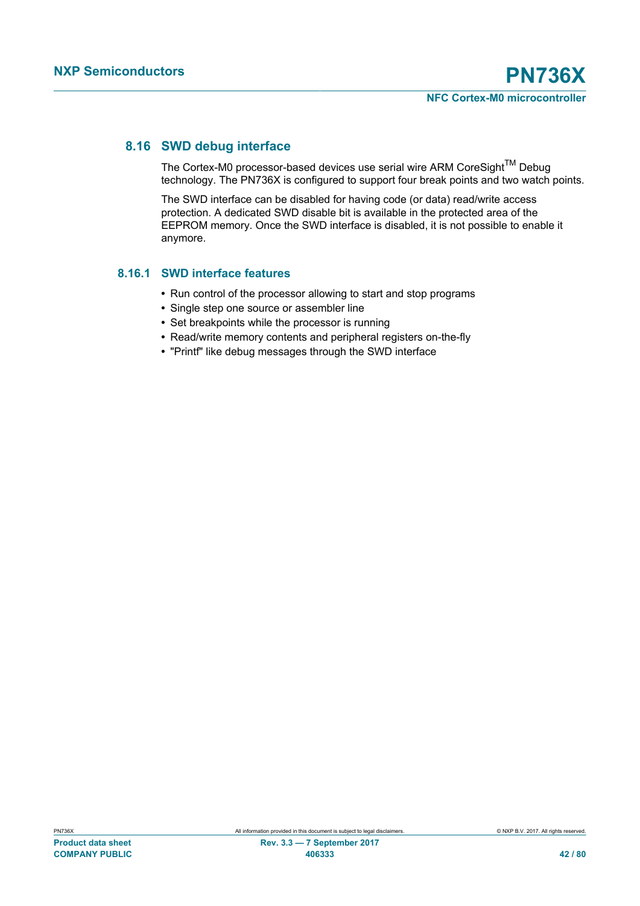## 8.16 SWD debug interface

The Cortex-M0 processor-based devices use serial wire ARM CoreSight$^{TM}$ Debug technology. The PN736X is configured to support four break points and two watch points.

The SWD interface can be disabled for having code (or data) read/write access protection. A dedicated SWD disable bit is available in the protected area of the EEPROM memory. Once the SWD interface is disabled, it is not possible to enable it anymore.

### 8.16.1 SWD interface features

- Run control of the processor allowing to start and stop programs
- Single step one source or assembler line
- Set breakpoints while the processor is running
- Read/write memory contents and peripheral registers on-the-fly
- "Printf" like debug messages through the SWD interface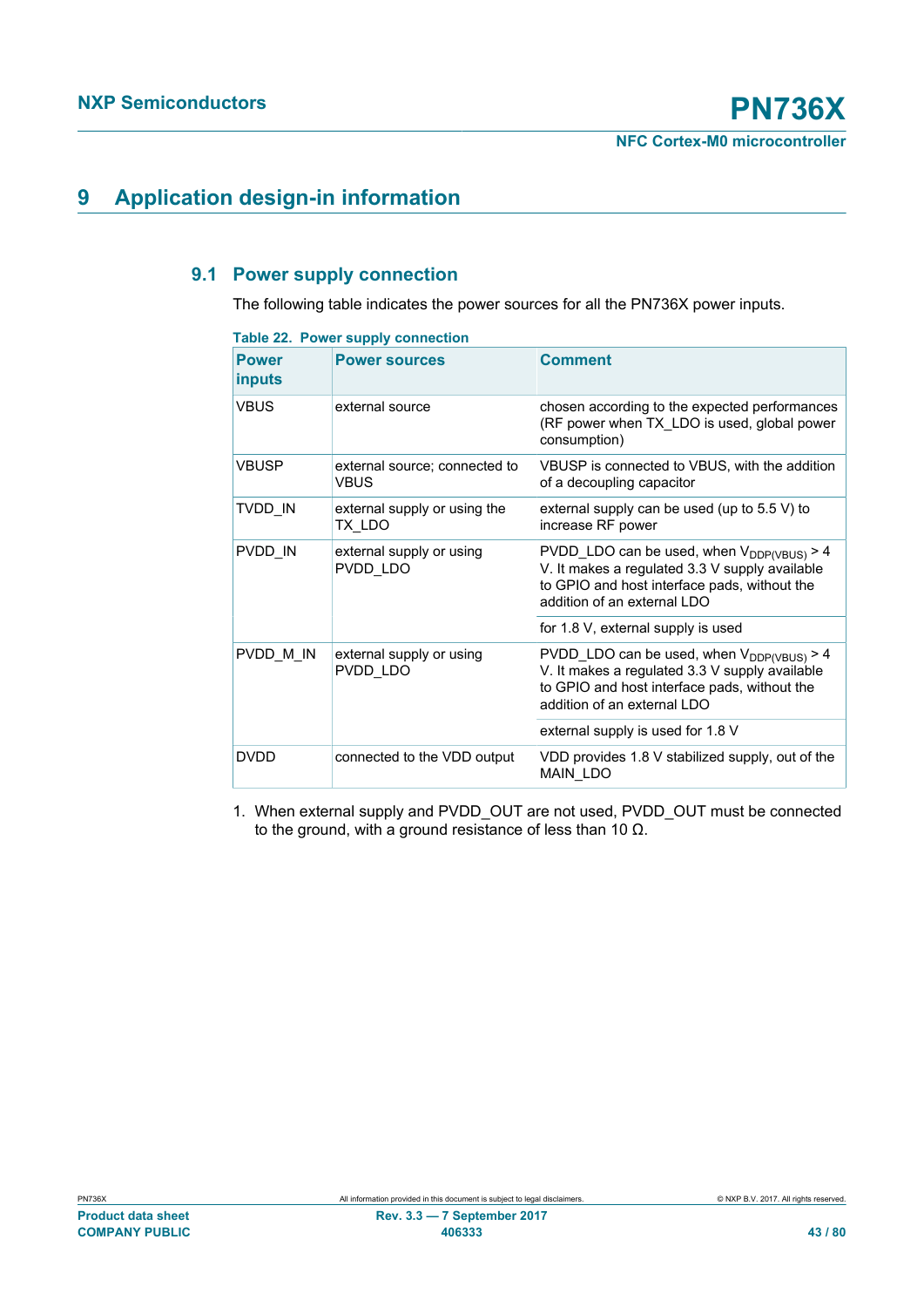# 9 Application design-in information

## 9.1 Power supply connection

The following table indicates the power sources for all the PN736X power inputs.

**Table 22. Power supply connection**

| Power inputs | Power sources | Comment |
|---|---|---|
| VBUS | external source | chosen according to the expected performances (RF power when TX_LDO is used, global power consumption) |
| VBUSP | external source; connected to VBUS | VBUSP is connected to VBUS, with the addition of a decoupling capacitor |
| TVDD_IN | external supply or using the TX_LDO | external supply can be used (up to 5.5 V) to increase RF power |
| PVDD_IN | external supply or using PVDD_LDO | PVDD_LDO can be used, when $V_{DDP(VBUS)}$ > 4 V. It makes a regulated 3.3 V supply available to GPIO and host interface pads, without the addition of an external LDO |
| | | for 1.8 V, external supply is used |
| PVDD_M_IN | external supply or using PVDD_LDO | PVDD_LDO can be used, when $V_{DDP(VBUS)}$ > 4 V. It makes a regulated 3.3 V supply available to GPIO and host interface pads, without the addition of an external LDO |
| | | external supply is used for 1.8 V |
| DVDD | connected to the VDD output | VDD provides 1.8 V stabilized supply, out of the MAIN_LDO |

1. When external supply and PVDD_OUT are not used, PVDD_OUT must be connected to the ground, with a ground resistance of less than 10 Ω.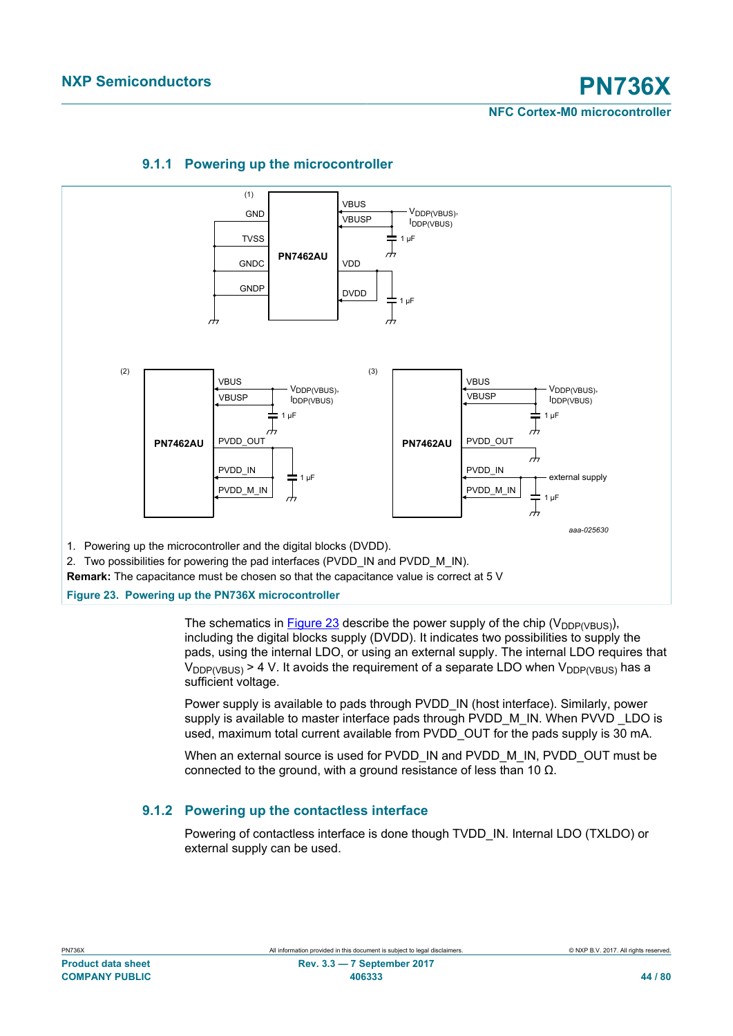### 9.1.1 Powering up the microcontroller

1. Powering up the microcontroller and the digital blocks (DVDD).
2. Two possibilities for powering the pad interfaces (PVDD_IN and PVDD_M_IN).

**Remark:** The capacitance must be chosen so that the capacitance value is correct at 5 V

**Figure 23. Powering up the PN736X microcontroller**

The schematics in Figure 23 describe the power supply of the chip ($V_{DDP(VBUS)}$), including the digital blocks supply (DVDD). It indicates two possibilities to supply the pads, using the internal LDO, or using an external supply. The internal LDO requires that $V_{DDP(VBUS)}$ > 4 V. It avoids the requirement of a separate LDO when $V_{DDP(VBUS)}$ has a sufficient voltage.

Power supply is available to pads through PVDD_IN (host interface). Similarly, power supply is available to master interface pads through PVDD_M_IN. When PVVD _LDO is used, maximum total current available from PVDD_OUT for the pads supply is 30 mA.

When an external source is used for PVDD_IN and PVDD_M_IN, PVDD_OUT must be connected to the ground, with a ground resistance of less than 10 Ω.

### 9.1.2 Powering up the contactless interface

Powering of contactless interface is done though TVDD_IN. Internal LDO (TXLDO) or external supply can be used.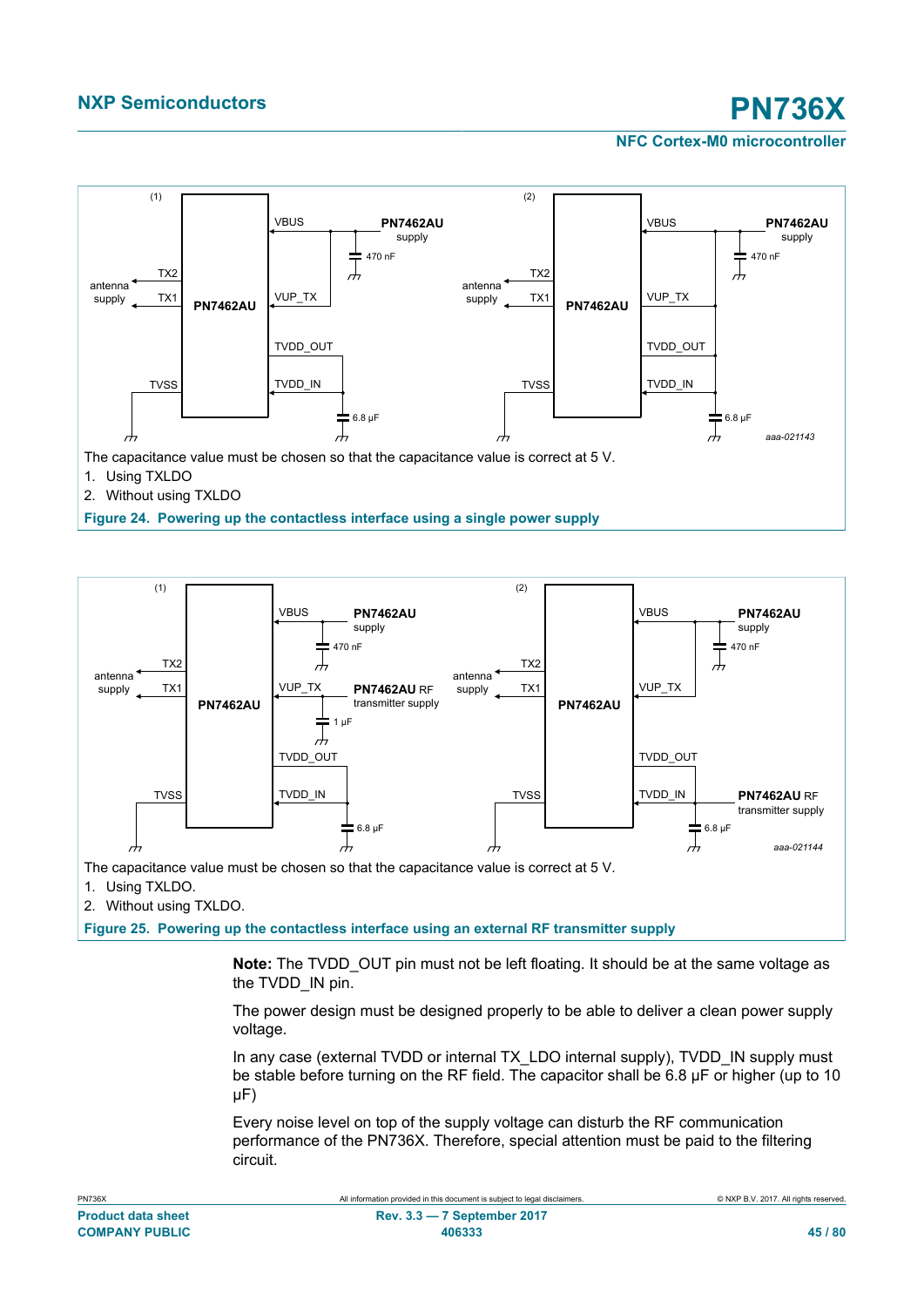The capacitance value must be chosen so that the capacitance value is correct at 5 V.

1. Using TXLDO
2. Without using TXLDO

**Figure 24. Powering up the contactless interface using a single power supply**

The capacitance value must be chosen so that the capacitance value is correct at 5 V.

1. Using TXLDO.
2. Without using TXLDO.

**Figure 25. Powering up the contactless interface using an external RF transmitter supply**

**Note:** The TVDD_OUT pin must not be left floating. It should be at the same voltage as the TVDD_IN pin.

The power design must be designed properly to be able to deliver a clean power supply voltage.

In any case (external TVDD or internal TX_LDO internal supply), TVDD_IN supply must be stable before turning on the RF field. The capacitor shall be 6.8 μF or higher (up to 10 μF)

Every noise level on top of the supply voltage can disturb the RF communication performance of the PN736X. Therefore, special attention must be paid to the filtering circuit.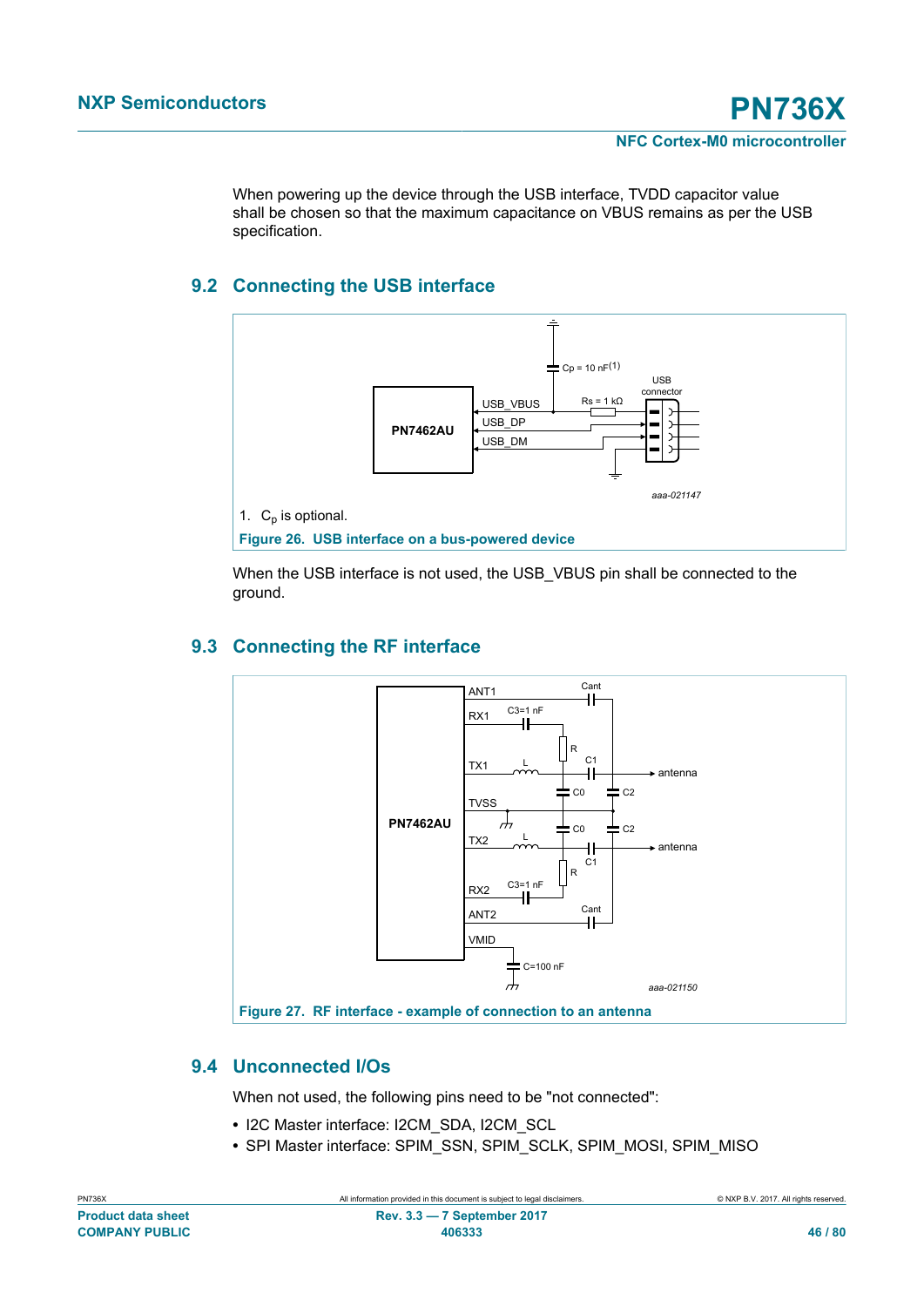When powering up the device through the USB interface, TVDD capacitor value shall be chosen so that the maximum capacitance on VBUS remains as per the USB specification.

## 9.2 Connecting the USB interface

1. $C_p$ is optional.

**Figure 26. USB interface on a bus-powered device**

When the USB interface is not used, the USB_VBUS pin shall be connected to the ground.

## 9.3 Connecting the RF interface

**Figure 27. RF interface - example of connection to an antenna**

## 9.4 Unconnected I/Os

When not used, the following pins need to be "not connected":

- I2C Master interface: I2CM_SDA, I2CM_SCL
- SPI Master interface: SPIM_SSN, SPIM_SCLK, SPIM_MOSI, SPIM_MISO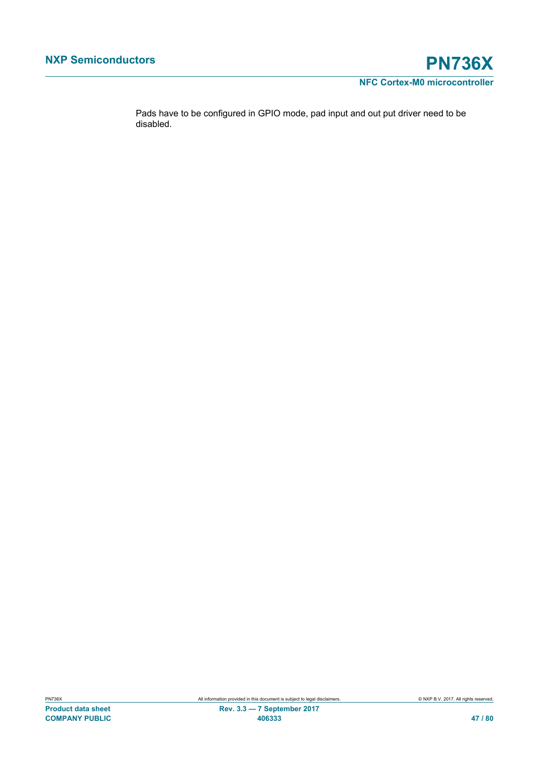Pads have to be configured in GPIO mode, pad input and out put driver need to be disabled.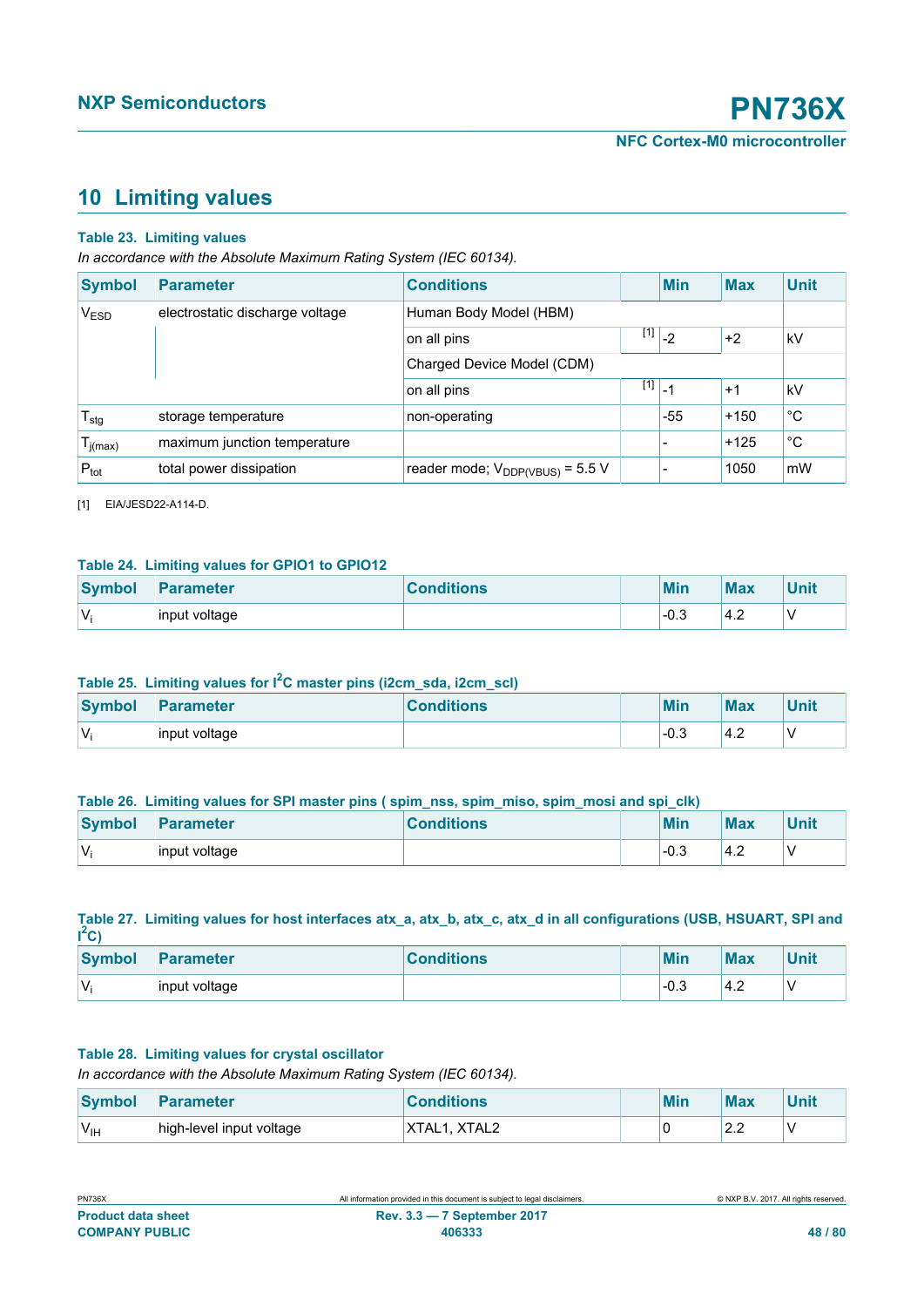## 10 Limiting values

**Table 23. Limiting values**

*In accordance with the Absolute Maximum Rating System (IEC 60134).*

| Symbol | Parameter | Conditions | | Min | Max | Unit |
|---|---|---|---|---|---|---|
| $V_{ESD}$ | electrostatic discharge voltage | Human Body Model (HBM) | | | | |
| | | on all pins | [1] | -2 | +2 | kV |
| | | Charged Device Model (CDM) | | | | |
| | | on all pins | [1] | -1 | +1 | kV |
| $T_{stg}$ | storage temperature | non-operating | | -55 | +150 | °C |
| $T_{j(max)}$ | maximum junction temperature | | | - | +125 | °C |
| $P_{tot}$ | total power dissipation | reader mode; $V_{DDP(VBUS)}$ = 5.5 V | | - | 1050 | mW |

[1] EIA/JESD22-A114-D.

**Table 24. Limiting values for GPIO1 to GPIO12**

| Symbol | Parameter | Conditions | | Min | Max | Unit |
|---|---|---|---|---|---|---|
| $V_i$ | input voltage | | | -0.3 | 4.2 | V |

**Table 25. Limiting values for $I^2C$ master pins (i2cm_sda, i2cm_scl)**

| Symbol | Parameter | Conditions | | Min | Max | Unit |
|---|---|---|---|---|---|---|
| $V_i$ | input voltage | | | -0.3 | 4.2 | V |

**Table 26. Limiting values for SPI master pins ( spim_nss, spim_miso, spim_mosi and spi_clk)**

| Symbol | Parameter | Conditions | | Min | Max | Unit |
|---|---|---|---|---|---|---|
| $V_i$ | input voltage | | | -0.3 | 4.2 | V |

**Table 27. Limiting values for host interfaces atx_a, atx_b, atx_c, atx_d in all configurations (USB, HSUART, SPI and $I^2C$)**

| Symbol | Parameter | Conditions | | Min | Max | Unit |
|---|---|---|---|---|---|---|
| $V_i$ | input voltage | | | -0.3 | 4.2 | V |

**Table 28. Limiting values for crystal oscillator**

*In accordance with the Absolute Maximum Rating System (IEC 60134).*

| Symbol | Parameter | Conditions | | Min | Max | Unit |
|---|---|---|---|---|---|---|
| $V_{IH}$ | high-level input voltage | XTAL1, XTAL2 | | 0 | 2.2 | V |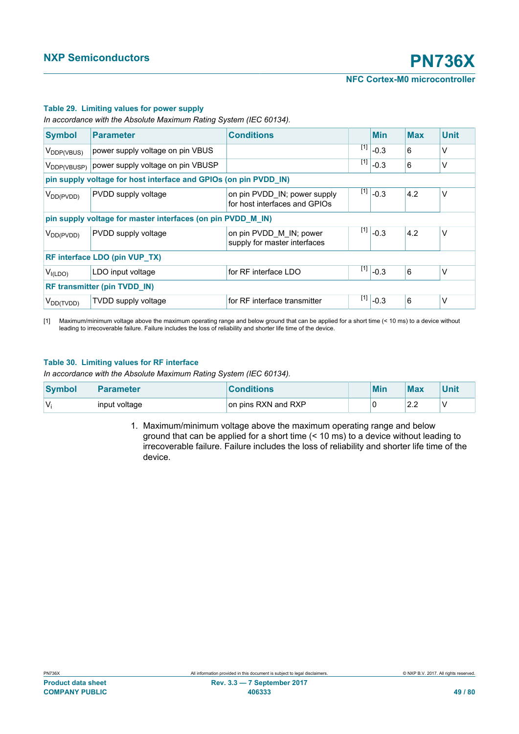**Table 29. Limiting values for power supply**

*In accordance with the Absolute Maximum Rating System (IEC 60134).*

| Symbol | Parameter | Conditions | | Min | Max | Unit |
|---|---|---|---|---|---|---|
| $V_{DDP(VBUS)}$ | power supply voltage on pin VBUS | | [1] | -0.3 | 6 | V |
| $V_{DDP(VBUSP)}$ | power supply voltage on pin VBUSP | | [1] | -0.3 | 6 | V |
| **pin supply voltage for host interface and GPIOs (on pin PVDD_IN)** | | | | | | |
| $V_{DD(PVDD)}$ | PVDD supply voltage | on pin PVDD_IN; power supply for host interfaces and GPIOs | [1] | -0.3 | 4.2 | V |
| **pin supply voltage for master interfaces (on pin PVDD_M_IN)** | | | | | | |
| $V_{DD(PVDD)}$ | PVDD supply voltage | on pin PVDD_M_IN; power supply for master interfaces | [1] | -0.3 | 4.2 | V |
| **RF interface LDO (pin VUP_TX)** | | | | | | |
| $V_{I(LDO)}$ | LDO input voltage | for RF interface LDO | [1] | -0.3 | 6 | V |
| **RF transmitter (pin TVDD_IN)** | | | | | | |
| $V_{DD(TVDD)}$ | TVDD supply voltage | for RF interface transmitter | [1] | -0.3 | 6 | V |

[1] Maximum/minimum voltage above the maximum operating range and below ground that can be applied for a short time (< 10 ms) to a device without leading to irrecoverable failure. Failure includes the loss of reliability and shorter life time of the device.

**Table 30. Limiting values for RF interface**

*In accordance with the Absolute Maximum Rating System (IEC 60134).*

| Symbol | Parameter | Conditions | | Min | Max | Unit |
|---|---|---|---|---|---|---|
| $V_i$ | input voltage | on pins RXN and RXP | | 0 | 2.2 | V |

1. Maximum/minimum voltage above the maximum operating range and below ground that can be applied for a short time (< 10 ms) to a device without leading to irrecoverable failure. Failure includes the loss of reliability and shorter life time of the device.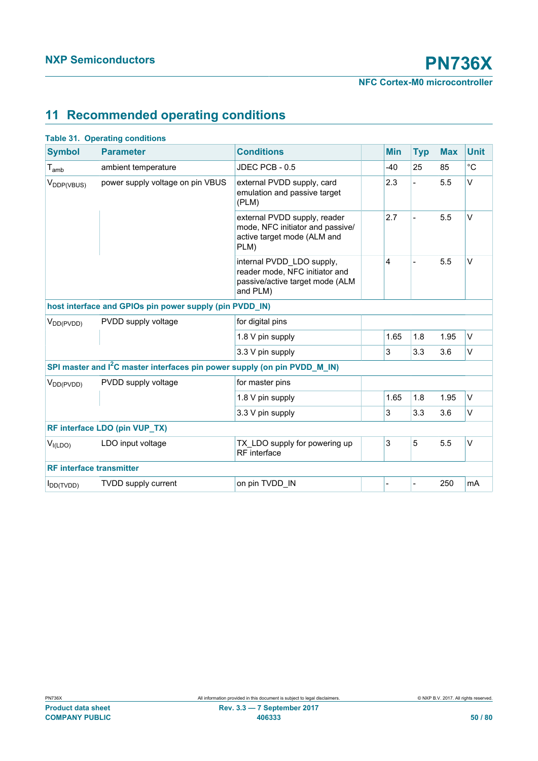## 11 Recommended operating conditions

**Table 31. Operating conditions**

| Symbol | Parameter | Conditions | | Min | Typ | Max | Unit |
|---|---|---|---|---|---|---|---|
| $T_{amb}$ | ambient temperature | JDEC PCB - 0.5 | | -40 | 25 | 85 | °C |
| $V_{DDP(VBUS)}$ | power supply voltage on pin VBUS | external PVDD supply, card emulation and passive target (PLM) | | 2.3 | - | 5.5 | V |
| | | external PVDD supply, reader mode, NFC initiator and passive/ active target mode (ALM and PLM) | | 2.7 | - | 5.5 | V |
| | | internal PVDD_LDO supply, reader mode, NFC initiator and passive/active target mode (ALM and PLM) | | 4 | - | 5.5 | V |
| **host interface and GPIOs pin power supply (pin PVDD_IN)** | | | | | | | |
| $V_{DD(PVDD)}$ | PVDD supply voltage | for digital pins | | | | | |
| | | 1.8 V pin supply | | 1.65 | 1.8 | 1.95 | V |
| | | 3.3 V pin supply | | 3 | 3.3 | 3.6 | V |
| **SPI master and I²C master interfaces pin power supply (on pin PVDD_M_IN)** | | | | | | | |
| $V_{DD(PVDD)}$ | PVDD supply voltage | for master pins | | | | | |
| | | 1.8 V pin supply | | 1.65 | 1.8 | 1.95 | V |
| | | 3.3 V pin supply | | 3 | 3.3 | 3.6 | V |
| **RF interface LDO (pin VUP_TX)** | | | | | | | |
| $V_{I(LDO)}$ | LDO input voltage | TX_LDO supply for powering up RF interface | | 3 | 5 | 5.5 | V |
| **RF interface transmitter** | | | | | | | |
| $I_{DD(TVDD)}$ | TVDD supply current | on pin TVDD_IN | | - | - | 250 | mA |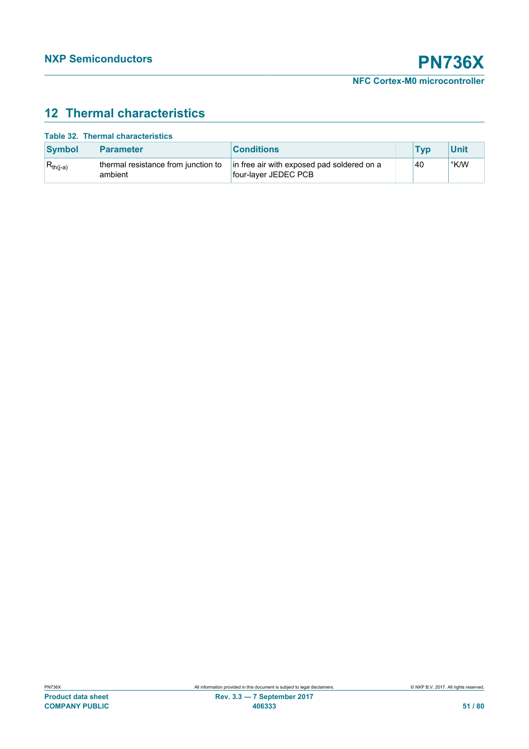## 12 Thermal characteristics

**Table 32. Thermal characteristics**

| Symbol | Parameter | Conditions | | Typ | Unit |
|---|---|---|---|---|---|
| $R_{th(j-a)}$ | thermal resistance from junction to ambient | in free air with exposed pad soldered on a four-layer JEDEC PCB | | 40 | °K/W |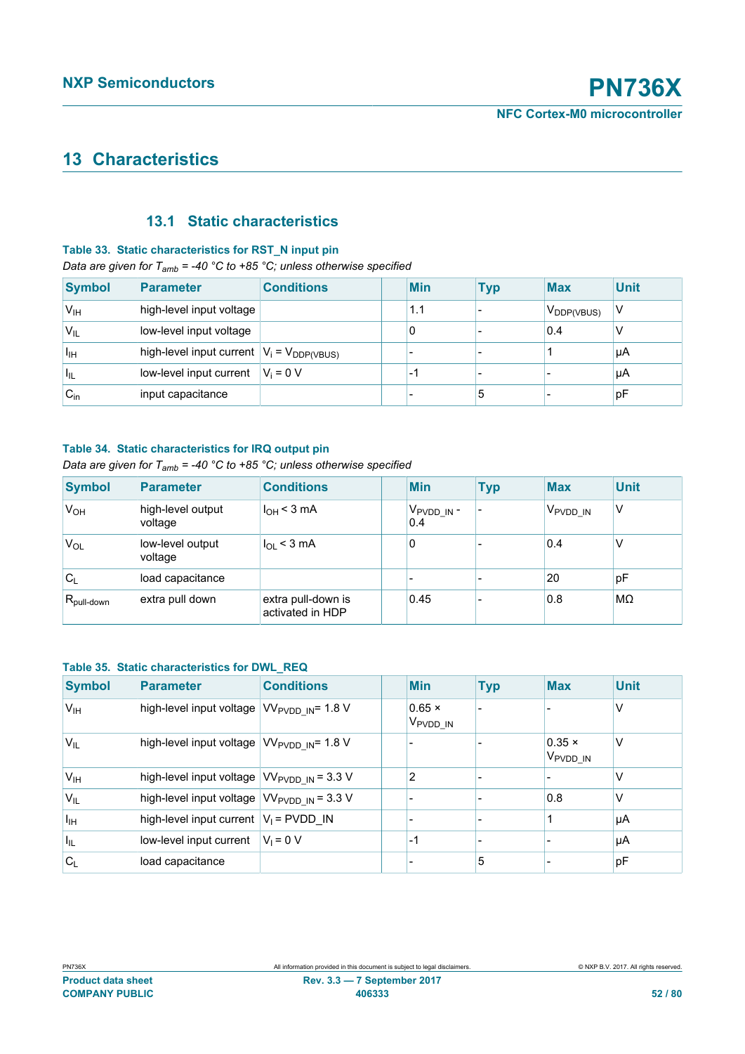# 13 Characteristics

## 13.1 Static characteristics

**Table 33. Static characteristics for RST_N input pin**

*Data are given for $T_{amb}$ = -40 °C to +85 °C; unless otherwise specified*

| Symbol | Parameter | Conditions | Min | Typ | Max | Unit |
|---|---|---|---|---|---|---|
| $V_{IH}$ | high-level input voltage | | 1.1 | - | $V_{DDP(VBUS)}$ | V |
| $V_{IL}$ | low-level input voltage | | 0 | - | 0.4 | V |
| $I_{IH}$ | high-level input current | $V_i = V_{DDP(VBUS)}$ | - | - | 1 | μA |
| $I_{IL}$ | low-level input current | $V_i$ = 0 V | -1 | - | - | μA |
| $C_{in}$ | input capacitance | | - | 5 | - | pF |

**Table 34. Static characteristics for IRQ output pin**

*Data are given for $T_{amb}$ = -40 °C to +85 °C; unless otherwise specified*

| Symbol | Parameter | Conditions | Min | Typ | Max | Unit |
|---|---|---|---|---|---|---|
| $V_{OH}$ | high-level output voltage | $I_{OH}$ < 3 mA | $V_{PVDD\_IN}$ - 0.4 | - | $V_{PVDD\_IN}$ | V |
| $V_{OL}$ | low-level output voltage | $I_{OL}$ < 3 mA | 0 | - | 0.4 | V |
| $C_L$ | load capacitance | | - | - | 20 | pF |
| $R_{pull\text{-}down}$ | extra pull down | extra pull-down is activated in HDP | 0.45 | - | 0.8 | MΩ |

**Table 35. Static characteristics for DWL_REQ**

| Symbol | Parameter | Conditions | Min | Typ | Max | Unit |
|---|---|---|---|---|---|---|
| $V_{IH}$ | high-level input voltage | $VV_{PVDD\_IN}$= 1.8 V | 0.65 × $V_{PVDD\_IN}$ | - | - | V |
| $V_{IL}$ | high-level input voltage | $VV_{PVDD\_IN}$= 1.8 V | - | - | 0.35 × $V_{PVDD\_IN}$ | V |
| $V_{IH}$ | high-level input voltage | $VV_{PVDD\_IN}$ = 3.3 V | 2 | - | - | V |
| $V_{IL}$ | high-level input voltage | $VV_{PVDD\_IN}$ = 3.3 V | - | - | 0.8 | V |
| $I_{IH}$ | high-level input current | $V_I$ = PVDD_IN | - | - | 1 | μA |
| $I_{IL}$ | low-level input current | $V_I$ = 0 V | -1 | - | - | μA |
| $C_L$ | load capacitance | | - | 5 | - | pF |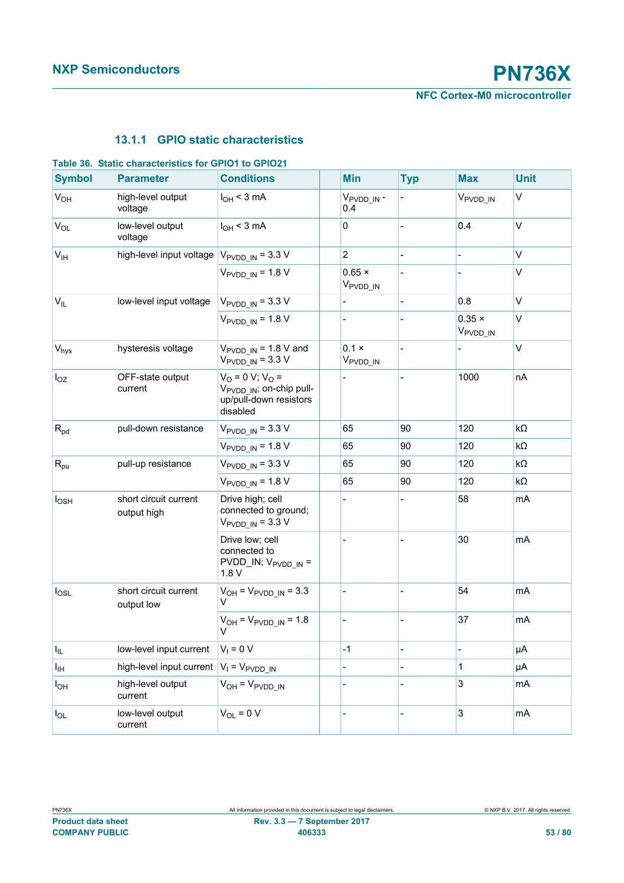### 13.1.1 GPIO static characteristics

**Table 36. Static characteristics for GPIO1 to GPIO21**

| Symbol | Parameter | Conditions | | Min | Typ | Max | Unit |
|---|---|---|---|---|---|---|---|
| $V_{OH}$ | high-level output voltage | $I_{OH}$ < 3 mA | | $V_{PVDD\_IN}$ - 0.4 | - | $V_{PVDD\_IN}$ | V |
| $V_{OL}$ | low-level output voltage | $I_{OH}$ < 3 mA | | 0 | - | 0.4 | V |
| $V_{IH}$ | high-level input voltage | $V_{PVDD\_IN}$ = 3.3 V | | 2 | - | - | V |
| | | $V_{PVDD\_IN}$ = 1.8 V | | 0.65 × $V_{PVDD\_IN}$ | - | - | V |
| $V_{IL}$ | low-level input voltage | $V_{PVDD\_IN}$ = 3.3 V | | - | - | 0.8 | V |
| | | $V_{PVDD\_IN}$ = 1.8 V | | - | - | 0.35 × $V_{PVDD\_IN}$ | V |
| $V_{hys}$ | hysteresis voltage | $V_{PVDD\_IN}$ = 1.8 V and $V_{PVDD\_IN}$ = 3.3 V | | 0.1 × $V_{PVDD\_IN}$ | - | - | V |
| $I_{OZ}$ | OFF-state output current | $V_O$ = 0 V; $V_O$ = $V_{PVDD\_IN}$; on-chip pull-up/pull-down resistors disabled | | - | - | 1000 | nA |
| $R_{pd}$ | pull-down resistance | $V_{PVDD\_IN}$ = 3.3 V | | 65 | 90 | 120 | kΩ |
| | | $V_{PVDD\_IN}$ = 1.8 V | | 65 | 90 | 120 | kΩ |
| $R_{pu}$ | pull-up resistance | $V_{PVDD\_IN}$ = 3.3 V | | 65 | 90 | 120 | kΩ |
| | | $V_{PVDD\_IN}$ = 1.8 V | | 65 | 90 | 120 | kΩ |
| $I_{OSH}$ | short circuit current output high | Drive high; cell connected to ground; $V_{PVDD\_IN}$ = 3.3 V | | - | - | 58 | mA |
| | | Drive low; cell connected to PVDD_IN; $V_{PVDD\_IN}$ = 1.8 V | | - | - | 30 | mA |
| $I_{OSL}$ | short circuit current output low | $V_{OH}$ = $V_{PVDD\_IN}$ = 3.3 V | | - | - | 54 | mA |
| | | $V_{OH}$ = $V_{PVDD\_IN}$ = 1.8 V | | - | - | 37 | mA |
| $I_{IL}$ | low-level input current | $V_I$ = 0 V | | -1 | - | - | µA |
| $I_{IH}$ | high-level input current | $V_I$ = $V_{PVDD\_IN}$ | | - | - | 1 | µA |
| $I_{OH}$ | high-level output current | $V_{OH}$ = $V_{PVDD\_IN}$ | | - | - | 3 | mA |
| $I_{OL}$ | low-level output current | $V_{OL}$ = 0 V | | - | - | 3 | mA |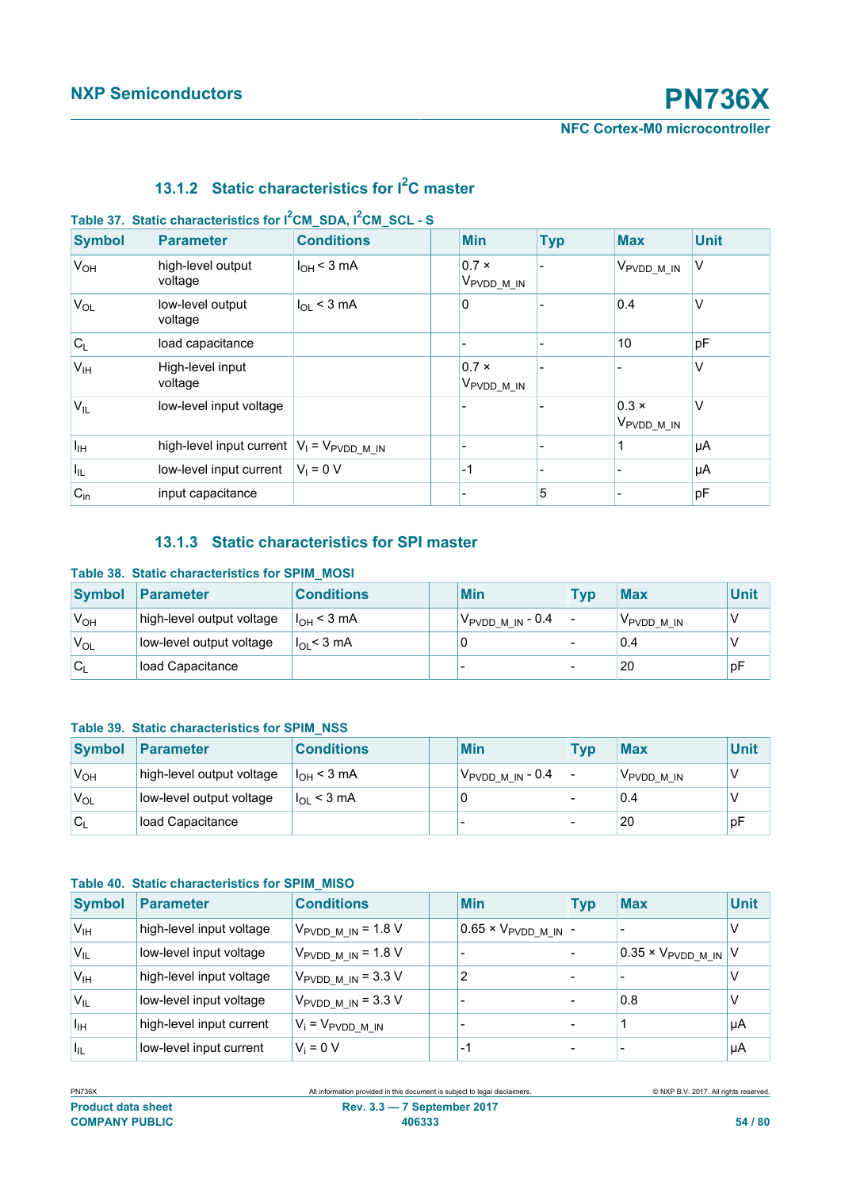### 13.1.2 Static characteristics for I²C master

**Table 37. Static characteristics for I²CM_SDA, I²CM_SCL - S**

| Symbol | Parameter | Conditions | | Min | Typ | Max | Unit |
|---|---|---|---|---|---|---|---|
| $V_{OH}$ | high-level output voltage | $I_{OH}$ < 3 mA | | 0.7 × $V_{PVDD\_M\_IN}$ | - | $V_{PVDD\_M\_IN}$ | V |
| $V_{OL}$ | low-level output voltage | $I_{OL}$ < 3 mA | | 0 | - | 0.4 | V |
| $C_L$ | load capacitance | | | - | - | 10 | pF |
| $V_{IH}$ | High-level input voltage | | | 0.7 × $V_{PVDD\_M\_IN}$ | - | - | V |
| $V_{IL}$ | low-level input voltage | | | - | - | 0.3 × $V_{PVDD\_M\_IN}$ | V |
| $I_{IH}$ | high-level input current | $V_I = V_{PVDD\_M\_IN}$ | | - | - | 1 | µA |
| $I_{IL}$ | low-level input current | $V_I$ = 0 V | | -1 | - | - | µA |
| $C_{in}$ | input capacitance | | | - | 5 | - | pF |

### 13.1.3 Static characteristics for SPI master

**Table 38. Static characteristics for SPIM_MOSI**

| Symbol | Parameter | Conditions | | Min | Typ | Max | Unit |
|---|---|---|---|---|---|---|---|
| $V_{OH}$ | high-level output voltage | $I_{OH}$ < 3 mA | | $V_{PVDD\_M\_IN}$ - 0.4 | - | $V_{PVDD\_M\_IN}$ | V |
| $V_{OL}$ | low-level output voltage | $I_{OL}$< 3 mA | | 0 | - | 0.4 | V |
| $C_L$ | load Capacitance | | | - | - | 20 | pF |

**Table 39. Static characteristics for SPIM_NSS**

| Symbol | Parameter | Conditions | | Min | Typ | Max | Unit |
|---|---|---|---|---|---|---|---|
| $V_{OH}$ | high-level output voltage | $I_{OH}$ < 3 mA | | $V_{PVDD\_M\_IN}$ - 0.4 | - | $V_{PVDD\_M\_IN}$ | V |
| $V_{OL}$ | low-level output voltage | $I_{OL}$ < 3 mA | | 0 | - | 0.4 | V |
| $C_L$ | load Capacitance | | | - | - | 20 | pF |

**Table 40. Static characteristics for SPIM_MISO**

| Symbol | Parameter | Conditions | | Min | Typ | Max | Unit |
|---|---|---|---|---|---|---|---|
| $V_{IH}$ | high-level input voltage | $V_{PVDD\_M\_IN}$ = 1.8 V | | 0.65 × $V_{PVDD\_M\_IN}$ | - | - | V |
| $V_{IL}$ | low-level input voltage | $V_{PVDD\_M\_IN}$ = 1.8 V | | - | - | 0.35 × $V_{PVDD\_M\_IN}$ | V |
| $V_{IH}$ | high-level input voltage | $V_{PVDD\_M\_IN}$ = 3.3 V | | 2 | - | - | V |
| $V_{IL}$ | low-level input voltage | $V_{PVDD\_M\_IN}$ = 3.3 V | | - | - | 0.8 | V |
| $I_{IH}$ | high-level input current | $V_i = V_{PVDD\_M\_IN}$ | | - | - | 1 | µA |
| $I_{IL}$ | low-level input current | $V_i$ = 0 V | | -1 | - | - | µA |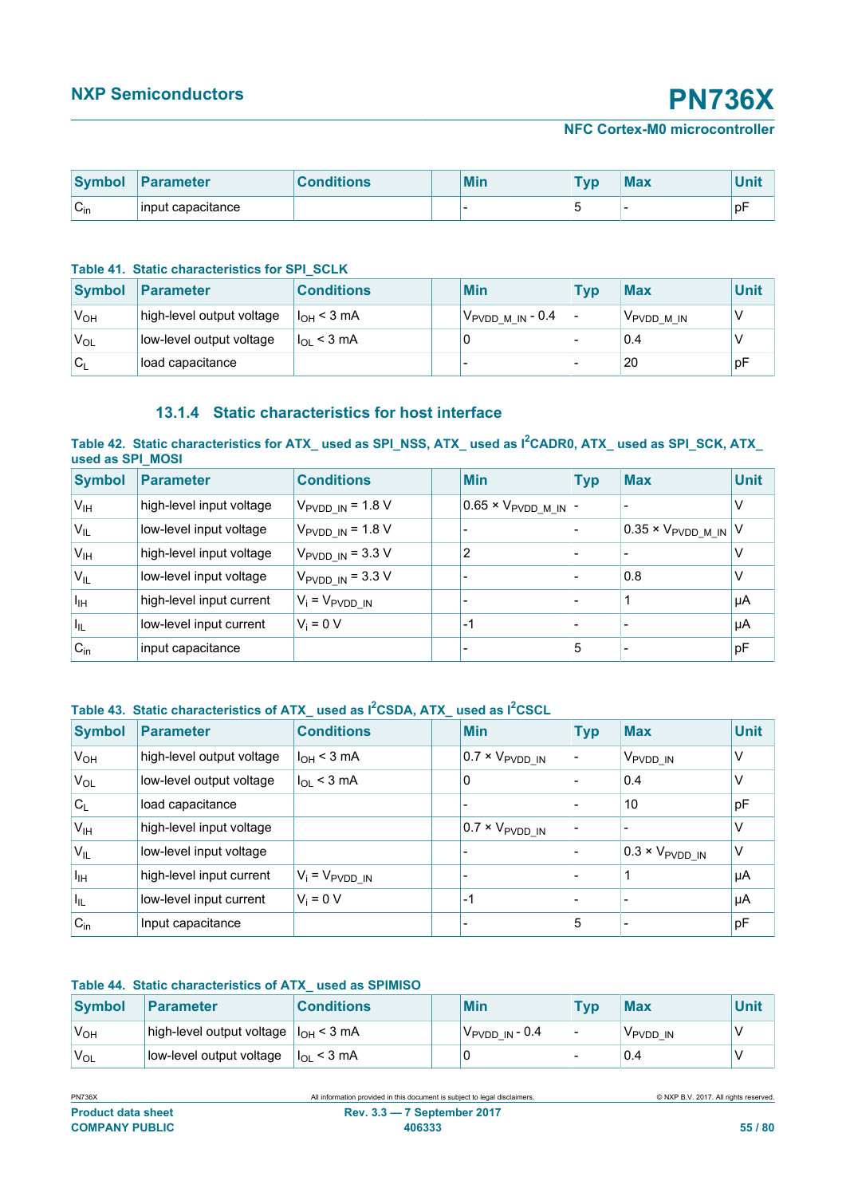| Symbol | Parameter | Conditions | | Min | Typ | Max | Unit |
|---|---|---|---|---|---|---|---|
| $C_{in}$ | input capacitance | | | - | 5 | - | pF |

**Table 41. Static characteristics for SPI_SCLK**

| Symbol | Parameter | Conditions | | Min | Typ | Max | Unit |
|---|---|---|---|---|---|---|---|
| $V_{OH}$ | high-level output voltage | $I_{OH}$ < 3 mA | | $V_{PVDD\_M\_IN}$ - 0.4 | - | $V_{PVDD\_M\_IN}$ | V |
| $V_{OL}$ | low-level output voltage | $I_{OL}$ < 3 mA | | 0 | - | 0.4 | V |
| $C_L$ | load capacitance | | | - | - | 20 | pF |

### 13.1.4 Static characteristics for host interface

**Table 42. Static characteristics for ATX_ used as SPI_NSS, ATX_ used as I2CADR0, ATX_ used as SPI_SCK, ATX_ used as SPI_MOSI**

| Symbol | Parameter | Conditions | | Min | Typ | Max | Unit |
|---|---|---|---|---|---|---|---|
| $V_{IH}$ | high-level input voltage | $V_{PVDD\_IN}$ = 1.8 V | | 0.65 × $V_{PVDD\_M\_IN}$ | - | - | V |
| $V_{IL}$ | low-level input voltage | $V_{PVDD\_IN}$ = 1.8 V | | - | - | 0.35 × $V_{PVDD\_M\_IN}$ | V |
| $V_{IH}$ | high-level input voltage | $V_{PVDD\_IN}$ = 3.3 V | | 2 | - | - | V |
| $V_{IL}$ | low-level input voltage | $V_{PVDD\_IN}$ = 3.3 V | | - | - | 0.8 | V |
| $I_{IH}$ | high-level input current | $V_i$ = $V_{PVDD\_IN}$ | | - | - | 1 | μA |
| $I_{IL}$ | low-level input current | $V_i$ = 0 V | | -1 | - | - | μA |
| $C_{in}$ | input capacitance | | | - | 5 | - | pF |

**Table 43. Static characteristics of ATX_ used as I2CSDA, ATX_ used as I2CSCL**

| Symbol | Parameter | Conditions | | Min | Typ | Max | Unit |
|---|---|---|---|---|---|---|---|
| $V_{OH}$ | high-level output voltage | $I_{OH}$ < 3 mA | | 0.7 × $V_{PVDD\_IN}$ | - | $V_{PVDD\_IN}$ | V |
| $V_{OL}$ | low-level output voltage | $I_{OL}$ < 3 mA | | 0 | - | 0.4 | V |
| $C_L$ | load capacitance | | | - | - | 10 | pF |
| $V_{IH}$ | high-level input voltage | | | 0.7 × $V_{PVDD\_IN}$ | - | - | V |
| $V_{IL}$ | low-level input voltage | | | - | - | 0.3 × $V_{PVDD\_IN}$ | V |
| $I_{IH}$ | high-level input current | $V_i$ = $V_{PVDD\_IN}$ | | - | - | 1 | μA |
| $I_{IL}$ | low-level input current | $V_i$ = 0 V | | -1 | - | - | μA |
| $C_{in}$ | Input capacitance | | | - | 5 | - | pF |

**Table 44. Static characteristics of ATX_ used as SPIMISO**

| Symbol | Parameter | Conditions | | Min | Typ | Max | Unit |
|---|---|---|---|---|---|---|---|
| $V_{OH}$ | high-level output voltage | $I_{OH}$ < 3 mA | | $V_{PVDD\_IN}$ - 0.4 | - | $V_{PVDD\_IN}$ | V |
| $V_{OL}$ | low-level output voltage | $I_{OL}$ < 3 mA | | 0 | - | 0.4 | V |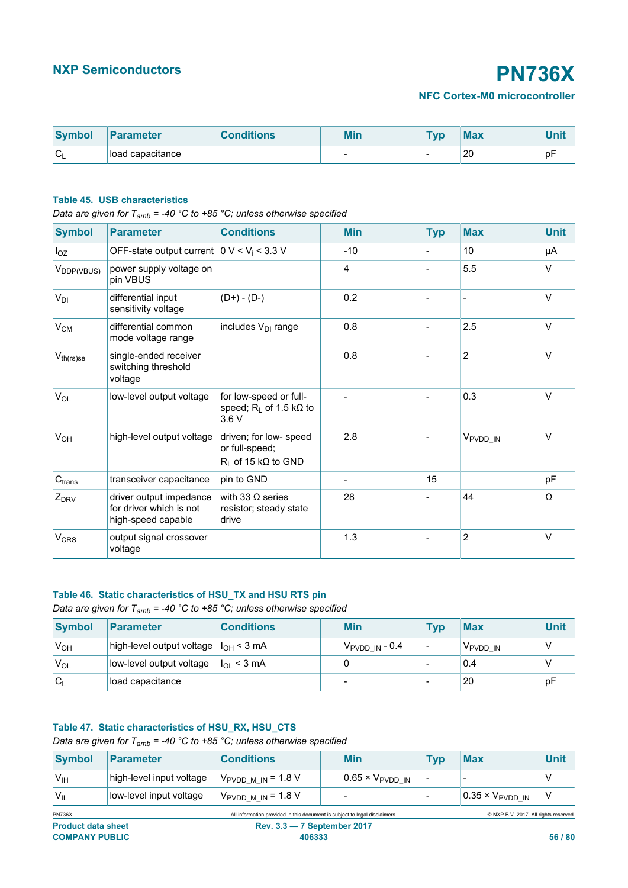| Symbol | Parameter | Conditions | | Min | Typ | Max | Unit |
|---|---|---|---|---|---|---|---|
| $C_L$ | load capacitance | | | - | - | 20 | pF |

**Table 45. USB characteristics**

*Data are given for $T_{amb}$ = -40 °C to +85 °C; unless otherwise specified*

| Symbol | Parameter | Conditions | | Min | Typ | Max | Unit |
|---|---|---|---|---|---|---|---|
| $I_{OZ}$ | OFF-state output current | 0 V < $V_i$ < 3.3 V | | -10 | - | 10 | µA |
| $V_{DDP(VBUS)}$ | power supply voltage on pin VBUS | | | 4 | - | 5.5 | V |
| $V_{DI}$ | differential input sensitivity voltage | (D+) - (D-) | | 0.2 | - | - | V |
| $V_{CM}$ | differential common mode voltage range | includes $V_{DI}$ range | | 0.8 | - | 2.5 | V |
| $V_{th(rs)se}$ | single-ended receiver switching threshold voltage | | | 0.8 | - | 2 | V |
| $V_{OL}$ | low-level output voltage | for low-speed or full-speed; $R_L$ of 1.5 kΩ to 3.6 V | | - | - | 0.3 | V |
| $V_{OH}$ | high-level output voltage | driven; for low- speed or full-speed; $R_L$ of 15 kΩ to GND | | 2.8 | - | $V_{PVDD\_IN}$ | V |
| $C_{trans}$ | transceiver capacitance | pin to GND | | - | 15 | | pF |
| $Z_{DRV}$ | driver output impedance for driver which is not high-speed capable | with 33 Ω series resistor; steady state drive | | 28 | - | 44 | Ω |
| $V_{CRS}$ | output signal crossover voltage | | | 1.3 | - | 2 | V |

**Table 46. Static characteristics of HSU_TX and HSU RTS pin**

*Data are given for $T_{amb}$ = -40 °C to +85 °C; unless otherwise specified*

| Symbol | Parameter | Conditions | | Min | Typ | Max | Unit |
|---|---|---|---|---|---|---|---|
| $V_{OH}$ | high-level output voltage | $I_{OH}$ < 3 mA | | $V_{PVDD\_IN}$ - 0.4 | - | $V_{PVDD\_IN}$ | V |
| $V_{OL}$ | low-level output voltage | $I_{OL}$ < 3 mA | | 0 | - | 0.4 | V |
| $C_L$ | load capacitance | | | - | - | 20 | pF |

**Table 47. Static characteristics of HSU_RX, HSU_CTS**

*Data are given for $T_{amb}$ = -40 °C to +85 °C; unless otherwise specified*

| Symbol | Parameter | Conditions | | Min | Typ | Max | Unit |
|---|---|---|---|---|---|---|---|
| $V_{IH}$ | high-level input voltage | $V_{PVDD\_M\_IN}$ = 1.8 V | | 0.65 × $V_{PVDD\_IN}$ | - | - | V |
| $V_{IL}$ | low-level input voltage | $V_{PVDD\_M\_IN}$ = 1.8 V | | - | - | 0.35 × $V_{PVDD\_IN}$ | V |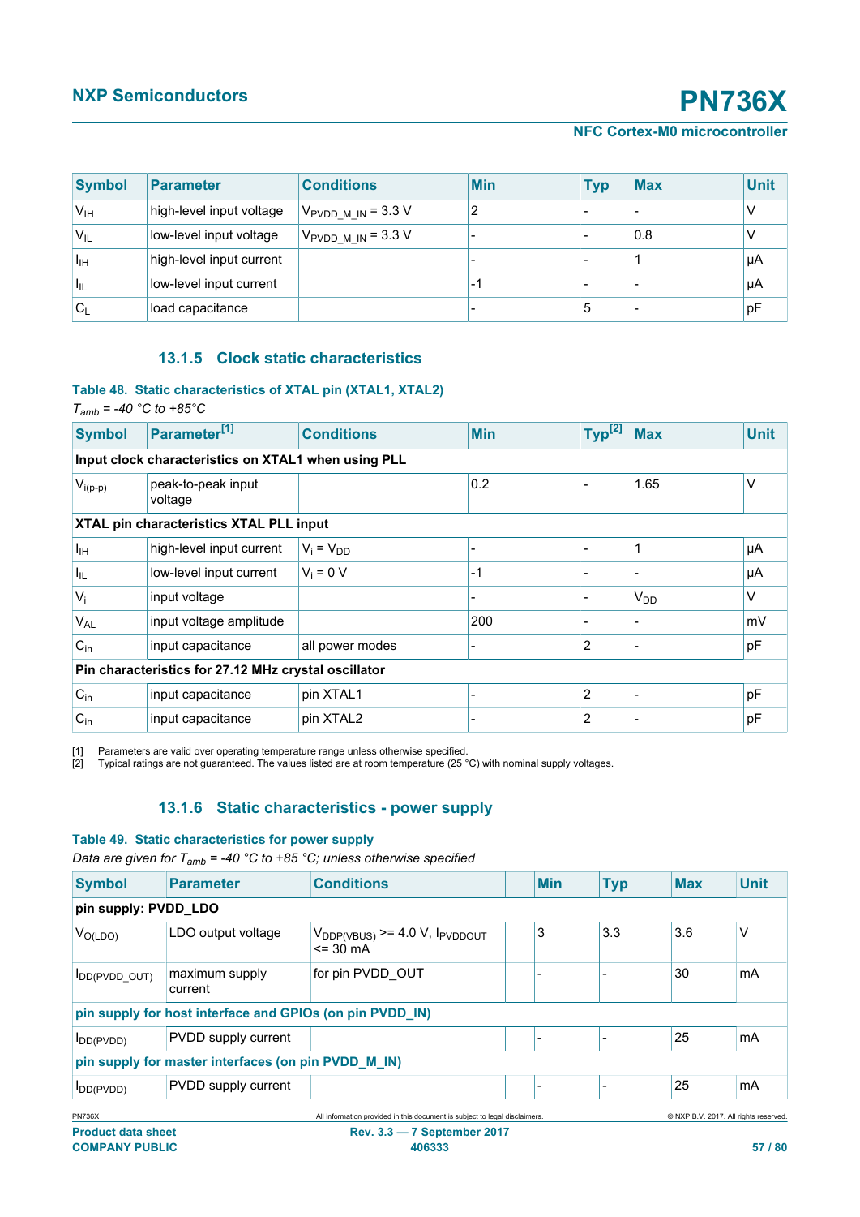| Symbol | Parameter | Conditions | | Min | Typ | Max | Unit |
|---|---|---|---|---|---|---|---|
| $V_{IH}$ | high-level input voltage | $V_{PVDD\_M\_IN}$ = 3.3 V | | 2 | - | - | V |
| $V_{IL}$ | low-level input voltage | $V_{PVDD\_M\_IN}$ = 3.3 V | | - | - | 0.8 | V |
| $I_{IH}$ | high-level input current | | | - | - | 1 | μA |
| $I_{IL}$ | low-level input current | | | -1 | - | - | μA |
| $C_L$ | load capacitance | | | - | 5 | - | pF |

### 13.1.5 Clock static characteristics

**Table 48. Static characteristics of XTAL pin (XTAL1, XTAL2)**

*$T_{amb}$ = -40 °C to +85°C*

| Symbol | Parameter[1] | Conditions | | Min | Typ[2] | Max | Unit |
|---|---|---|---|---|---|---|---|
| **Input clock characteristics on XTAL1 when using PLL** | | | | | | | |
| $V_{i(p-p)}$ | peak-to-peak input voltage | | | 0.2 | - | 1.65 | V |
| **XTAL pin characteristics XTAL PLL input** | | | | | | | |
| $I_{IH}$ | high-level input current | $V_i = V_{DD}$ | | - | - | 1 | μA |
| $I_{IL}$ | low-level input current | $V_i$ = 0 V | | -1 | - | - | μA |
| $V_i$ | input voltage | | | - | - | $V_{DD}$ | V |
| $V_{AL}$ | input voltage amplitude | | | 200 | - | - | mV |
| $C_{in}$ | input capacitance | all power modes | | - | 2 | - | pF |
| **Pin characteristics for 27.12 MHz crystal oscillator** | | | | | | | |
| $C_{in}$ | input capacitance | pin XTAL1 | | - | 2 | - | pF |
| $C_{in}$ | input capacitance | pin XTAL2 | | - | 2 | - | pF |

[1] Parameters are valid over operating temperature range unless otherwise specified.

[2] Typical ratings are not guaranteed. The values listed are at room temperature (25 °C) with nominal supply voltages.

### 13.1.6 Static characteristics - power supply

**Table 49. Static characteristics for power supply**

*Data are given for $T_{amb}$ = -40 °C to +85 °C; unless otherwise specified*

| Symbol | Parameter | Conditions | | Min | Typ | Max | Unit |
|---|---|---|---|---|---|---|---|
| **pin supply: PVDD_LDO** | | | | | | | |
| $V_{O(LDO)}$ | LDO output voltage | $V_{DDP(VBUS)}$ >= 4.0 V, $I_{PVDDOUT}$ <= 30 mA | | 3 | 3.3 | 3.6 | V |
| $I_{DD(PVDD\_OUT)}$ | maximum supply current | for pin PVDD_OUT | | - | - | 30 | mA |
| **pin supply for host interface and GPIOs (on pin PVDD_IN)** | | | | | | | |
| $I_{DD(PVDD)}$ | PVDD supply current | | | - | - | 25 | mA |
| **pin supply for master interfaces (on pin PVDD_M_IN)** | | | | | | | |
| $I_{DD(PVDD)}$ | PVDD supply current | | | - | - | 25 | mA |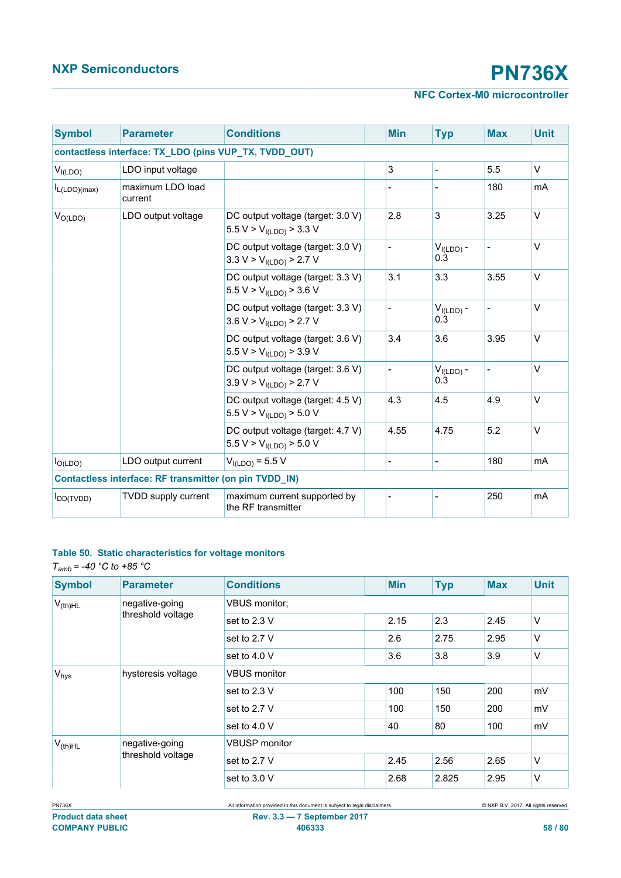| Symbol | Parameter | Conditions | | Min | Typ | Max | Unit |
|---|---|---|---|---|---|---|---|
| **contactless interface: TX_LDO (pins VUP_TX, TVDD_OUT)** | | | | | | | |
| $V_{I(LDO)}$ | LDO input voltage | | | 3 | - | 5.5 | V |
| $I_{L(LDO)(max)}$ | maximum LDO load current | | | - | - | 180 | mA |
| $V_{O(LDO)}$ | LDO output voltage | DC output voltage (target: 3.0 V) 5.5 V > $V_{I(LDO)}$ > 3.3 V | | 2.8 | 3 | 3.25 | V |
| | | DC output voltage (target: 3.0 V) 3.3 V > $V_{I(LDO)}$ > 2.7 V | | - | $V_{I(LDO)}$ - 0.3 | - | V |
| | | DC output voltage (target: 3.3 V) 5.5 V > $V_{I(LDO)}$ > 3.6 V | | 3.1 | 3.3 | 3.55 | V |
| | | DC output voltage (target: 3.3 V) 3.6 V > $V_{I(LDO)}$ > 2.7 V | | - | $V_{I(LDO)}$ - 0.3 | - | V |
| | | DC output voltage (target: 3.6 V) 5.5 V > $V_{I(LDO)}$ > 3.9 V | | 3.4 | 3.6 | 3.95 | V |
| | | DC output voltage (target: 3.6 V) 3.9 V > $V_{I(LDO)}$ > 2.7 V | | - | $V_{I(LDO)}$ - 0.3 | - | V |
| | | DC output voltage (target: 4.5 V) 5.5 V > $V_{I(LDO)}$ > 5.0 V | | 4.3 | 4.5 | 4.9 | V |
| | | DC output voltage (target: 4.7 V) 5.5 V > $V_{I(LDO)}$ > 5.0 V | | 4.55 | 4.75 | 5.2 | V |
| $I_{O(LDO)}$ | LDO output current | $V_{I(LDO)}$ = 5.5 V | | - | - | 180 | mA |
| **Contactless interface: RF transmitter (on pin TVDD_IN)** | | | | | | | |
| $I_{DD(TVDD)}$ | TVDD supply current | maximum current supported by the RF transmitter | | - | - | 250 | mA |

**Table 50. Static characteristics for voltage monitors**

*$T_{amb}$ = -40 °C to +85 °C*

| Symbol | Parameter | Conditions | | Min | Typ | Max | Unit |
|---|---|---|---|---|---|---|---|
| $V_{(th)HL}$ | negative-going threshold voltage | VBUS monitor; | | | | | |
| | | set to 2.3 V | | 2.15 | 2.3 | 2.45 | V |
| | | set to 2.7 V | | 2.6 | 2.75 | 2.95 | V |
| | | set to 4.0 V | | 3.6 | 3.8 | 3.9 | V |
| $V_{hys}$ | hysteresis voltage | VBUS monitor | | | | | |
| | | set to 2.3 V | | 100 | 150 | 200 | mV |
| | | set to 2.7 V | | 100 | 150 | 200 | mV |
| | | set to 4.0 V | | 40 | 80 | 100 | mV |
| $V_{(th)HL}$ | negative-going threshold voltage | VBUSP monitor | | | | | |
| | | set to 2.7 V | | 2.45 | 2.56 | 2.65 | V |
| | | set to 3.0 V | | 2.68 | 2.825 | 2.95 | V |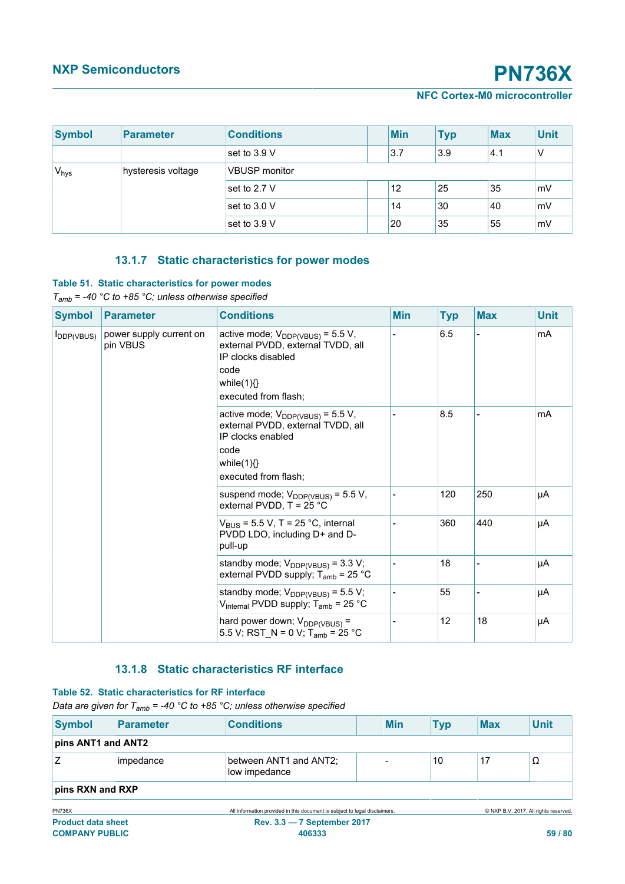| Symbol | Parameter | Conditions | Min | Typ | Max | Unit |
|---|---|---|---|---|---|---|
| | | set to 3.9 V | 3.7 | 3.9 | 4.1 | V |
| $V_{hys}$ | hysteresis voltage | VBUSP monitor | | | | |
| | | set to 2.7 V | 12 | 25 | 35 | mV |
| | | set to 3.0 V | 14 | 30 | 40 | mV |
| | | set to 3.9 V | 20 | 35 | 55 | mV |

### 13.1.7 Static characteristics for power modes

**Table 51. Static characteristics for power modes**

*$T_{amb}$ = -40 °C to +85 °C; unless otherwise specified*

| Symbol | Parameter | Conditions | Min | Typ | Max | Unit |
|---|---|---|---|---|---|---|
| $I_{DDP(VBUS)}$ | power supply current on pin VBUS | active mode; $V_{DDP(VBUS)}$ = 5.5 V, external PVDD, external TVDD, all IP clocks disabled<br>code<br>while(1){}<br>executed from flash; | - | 6.5 | - | mA |
| | | active mode; $V_{DDP(VBUS)}$ = 5.5 V, external PVDD, external TVDD, all IP clocks enabled<br>code<br>while(1){}<br>executed from flash; | - | 8.5 | - | mA |
| | | suspend mode; $V_{DDP(VBUS)}$ = 5.5 V, external PVDD, T = 25 °C | - | 120 | 250 | μA |
| | | $V_{BUS}$ = 5.5 V, T = 25 °C, internal PVDD LDO, including D+ and D- pull-up | - | 360 | 440 | μA |
| | | standby mode; $V_{DDP(VBUS)}$ = 3.3 V; external PVDD supply; $T_{amb}$ = 25 °C | - | 18 | - | μA |
| | | standby mode; $V_{DDP(VBUS)}$ = 5.5 V; $V_{internal}$ PVDD supply; $T_{amb}$ = 25 °C | - | 55 | - | μA |
| | | hard power down; $V_{DDP(VBUS)}$ = 5.5 V; RST_N = 0 V; $T_{amb}$ = 25 °C | - | 12 | 18 | μA |

### 13.1.8 Static characteristics RF interface

**Table 52. Static characteristics for RF interface**

*Data are given for $T_{amb}$ = -40 °C to +85 °C; unless otherwise specified*

| Symbol | Parameter | Conditions | Min | Typ | Max | Unit |
|---|---|---|---|---|---|---|
| **pins ANT1 and ANT2** | | | | | | |
| Z | impedance | between ANT1 and ANT2; low impedance | - | 10 | 17 | Ω |
| **pins RXN and RXP** | | | | | | |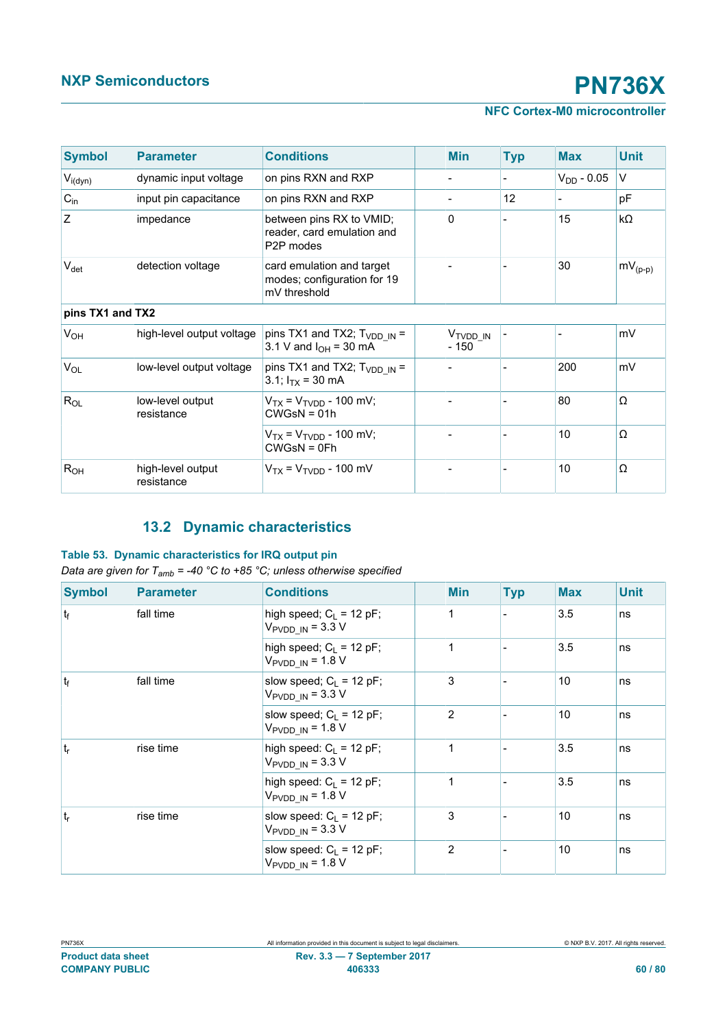| Symbol | Parameter | Conditions | Min | Typ | Max | Unit |
|---|---|---|---|---|---|---|
| $V_{i(dyn)}$ | dynamic input voltage | on pins RXN and RXP | - | - | $V_{DD}$ - 0.05 | V |
| $C_{in}$ | input pin capacitance | on pins RXN and RXP | - | 12 | - | pF |
| Z | impedance | between pins RX to VMID; reader, card emulation and P2P modes | 0 | - | 15 | kΩ |
| $V_{det}$ | detection voltage | card emulation and target modes; configuration for 19 mV threshold | - | - | 30 | $mV_{(p-p)}$ |
| **pins TX1 and TX2** | | | | | | |
| $V_{OH}$ | high-level output voltage | pins TX1 and TX2; $T_{VDD\_IN}$ = 3.1 V and $I_{OH}$ = 30 mA | $V_{TVDD\_IN}$ - 150 | - | - | mV |
| $V_{OL}$ | low-level output voltage | pins TX1 and TX2; $T_{VDD\_IN}$ = 3.1; $I_{TX}$ = 30 mA | - | - | 200 | mV |
| $R_{OL}$ | low-level output resistance | $V_{TX}$ = $V_{TVDD}$ - 100 mV; CWGsN = 01h | - | - | 80 | Ω |
| | | $V_{TX}$ = $V_{TVDD}$ - 100 mV; CWGsN = 0Fh | - | - | 10 | Ω |
| $R_{OH}$ | high-level output resistance | $V_{TX}$ = $V_{TVDD}$ - 100 mV | - | - | 10 | Ω |

## 13.2 Dynamic characteristics

**Table 53. Dynamic characteristics for IRQ output pin**

*Data are given for $T_{amb}$ = -40 °C to +85 °C; unless otherwise specified*

| Symbol | Parameter | Conditions | Min | Typ | Max | Unit |
|---|---|---|---|---|---|---|
| $t_f$ | fall time | high speed; $C_L$ = 12 pF; $V_{PVDD\_IN}$ = 3.3 V | 1 | - | 3.5 | ns |
| | | high speed; $C_L$ = 12 pF; $V_{PVDD\_IN}$ = 1.8 V | 1 | - | 3.5 | ns |
| $t_f$ | fall time | slow speed; $C_L$ = 12 pF; $V_{PVDD\_IN}$ = 3.3 V | 3 | - | 10 | ns |
| | | slow speed; $C_L$ = 12 pF; $V_{PVDD\_IN}$ = 1.8 V | 2 | - | 10 | ns |
| $t_r$ | rise time | high speed: $C_L$ = 12 pF; $V_{PVDD\_IN}$ = 3.3 V | 1 | - | 3.5 | ns |
| | | high speed: $C_L$ = 12 pF; $V_{PVDD\_IN}$ = 1.8 V | 1 | - | 3.5 | ns |
| $t_r$ | rise time | slow speed: $C_L$ = 12 pF; $V_{PVDD\_IN}$ = 3.3 V | 3 | - | 10 | ns |
| | | slow speed: $C_L$ = 12 pF; $V_{PVDD\_IN}$ = 1.8 V | 2 | - | 10 | ns |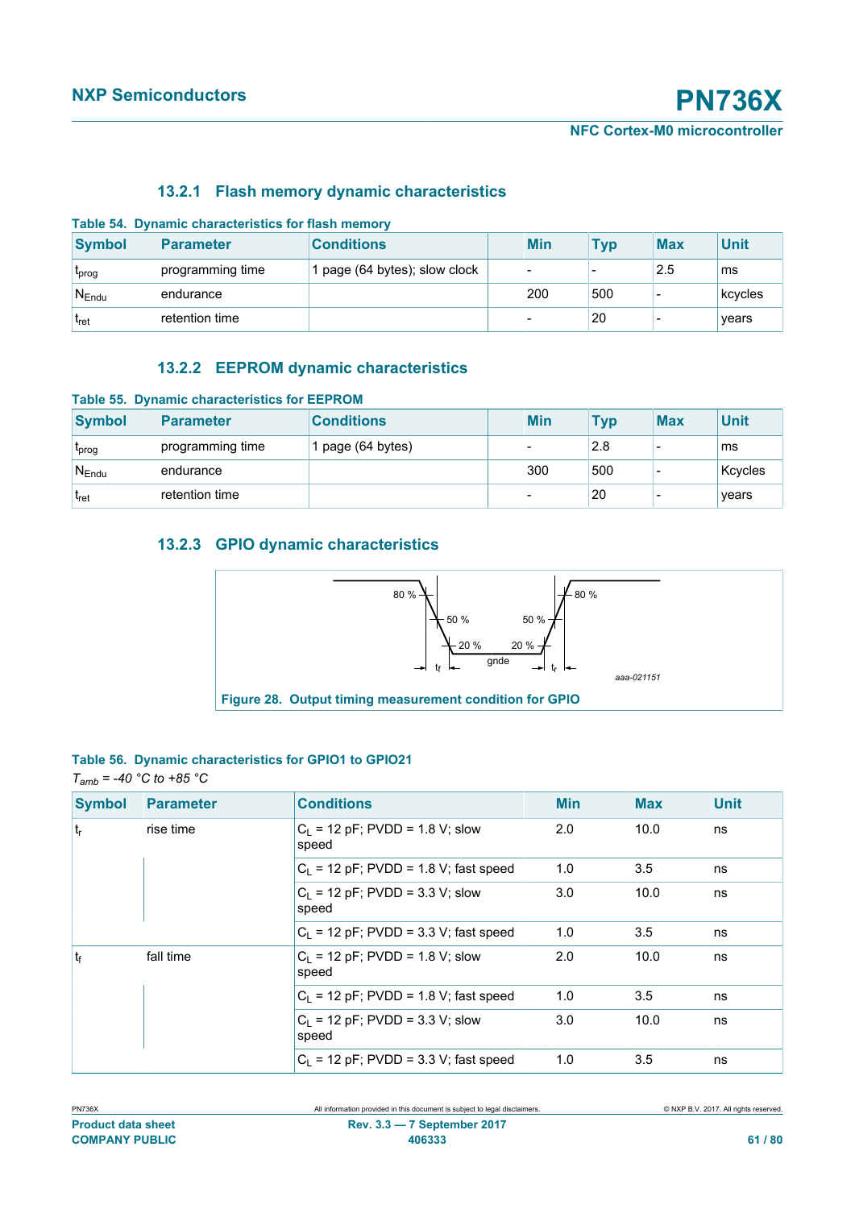### 13.2.1 Flash memory dynamic characteristics

**Table 54. Dynamic characteristics for flash memory**

| Symbol | Parameter | Conditions | Min | Typ | Max | Unit |
|---|---|---|---|---|---|---|
| $t_{prog}$ | programming time | 1 page (64 bytes); slow clock | - | - | 2.5 | ms |
| $N_{Endu}$ | endurance | | 200 | 500 | - | kcycles |
| $t_{ret}$ | retention time | | - | 20 | - | years |

### 13.2.2 EEPROM dynamic characteristics

**Table 55. Dynamic characteristics for EEPROM**

| Symbol | Parameter | Conditions | Min | Typ | Max | Unit |
|---|---|---|---|---|---|---|
| $t_{prog}$ | programming time | 1 page (64 bytes) | - | 2.8 | - | ms |
| $N_{Endu}$ | endurance | | 300 | 500 | - | Kcycles |
| $t_{ret}$ | retention time | | - | 20 | - | years |

### 13.2.3 GPIO dynamic characteristics

80 % 50 % 20 % gnde 20 % 50 % 80 % $t_f$ $t_r$

aaa-021151

**Figure 28. Output timing measurement condition for GPIO**

**Table 56. Dynamic characteristics for GPIO1 to GPIO21**

*$T_{amb}$ = -40 °C to +85 °C*

| Symbol | Parameter | Conditions | Min | Max | Unit |
|---|---|---|---|---|---|
| $t_r$ | rise time | $C_L$ = 12 pF; PVDD = 1.8 V; slow speed | 2.0 | 10.0 | ns |
| | | $C_L$ = 12 pF; PVDD = 1.8 V; fast speed | 1.0 | 3.5 | ns |
| | | $C_L$ = 12 pF; PVDD = 3.3 V; slow speed | 3.0 | 10.0 | ns |
| | | $C_L$ = 12 pF; PVDD = 3.3 V; fast speed | 1.0 | 3.5 | ns |
| $t_f$ | fall time | $C_L$ = 12 pF; PVDD = 1.8 V; slow speed | 2.0 | 10.0 | ns |
| | | $C_L$ = 12 pF; PVDD = 1.8 V; fast speed | 1.0 | 3.5 | ns |
| | | $C_L$ = 12 pF; PVDD = 3.3 V; slow speed | 3.0 | 10.0 | ns |
| | | $C_L$ = 12 pF; PVDD = 3.3 V; fast speed | 1.0 | 3.5 | ns |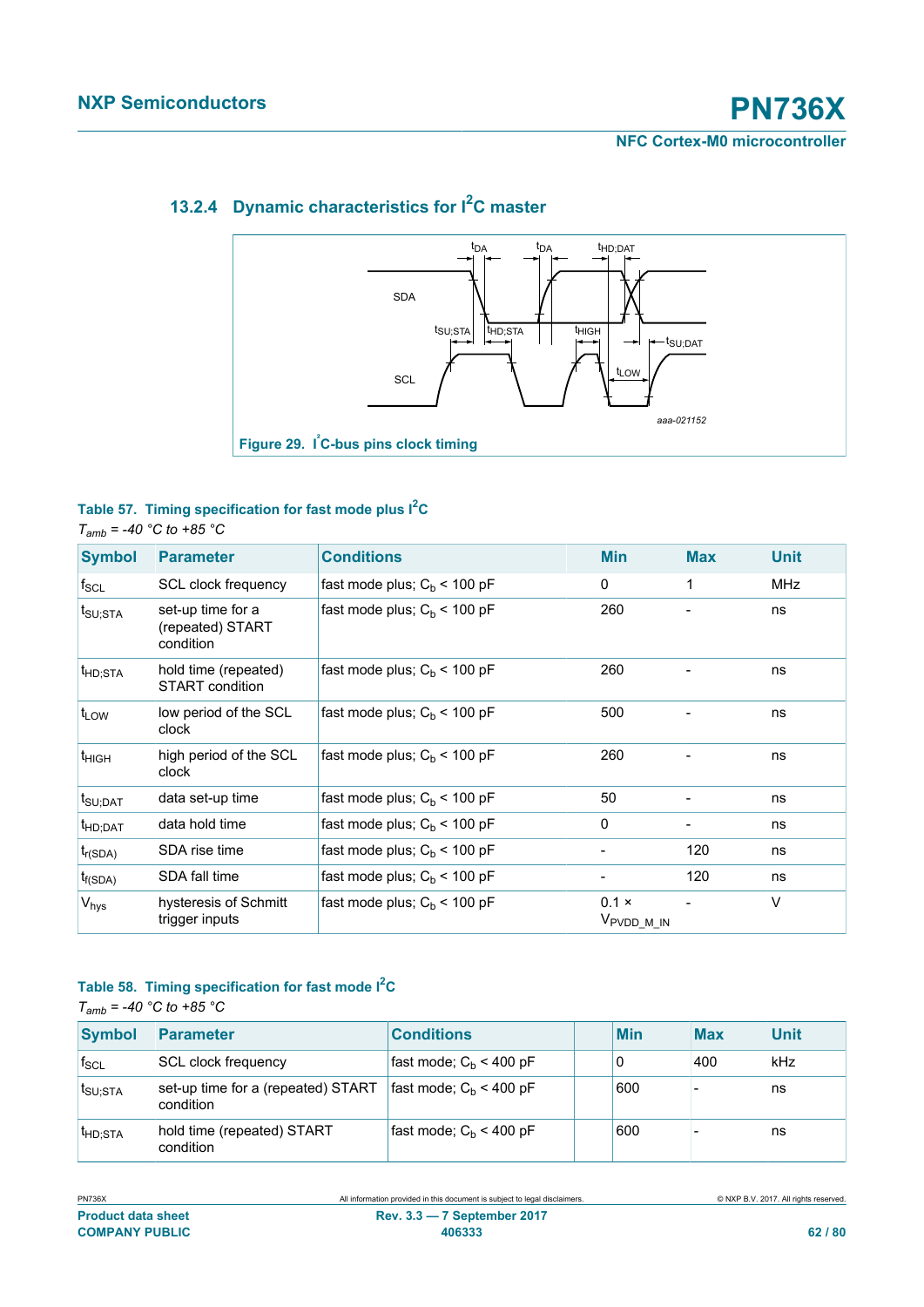### 13.2.4 Dynamic characteristics for I²C master

Figure 29. I²C-bus pins clock timing

**Table 57. Timing specification for fast mode plus I²C**

*$T_{amb}$ = -40 °C to +85 °C*

| Symbol | Parameter | Conditions | Min | Max | Unit |
|---|---|---|---|---|---|
| $f_{SCL}$ | SCL clock frequency | fast mode plus; $C_b$ < 100 pF | 0 | 1 | MHz |
| $t_{SU;STA}$ | set-up time for a (repeated) START condition | fast mode plus; $C_b$ < 100 pF | 260 | - | ns |
| $t_{HD;STA}$ | hold time (repeated) START condition | fast mode plus; $C_b$ < 100 pF | 260 | - | ns |
| $t_{LOW}$ | low period of the SCL clock | fast mode plus; $C_b$ < 100 pF | 500 | - | ns |
| $t_{HIGH}$ | high period of the SCL clock | fast mode plus; $C_b$ < 100 pF | 260 | - | ns |
| $t_{SU;DAT}$ | data set-up time | fast mode plus; $C_b$ < 100 pF | 50 | - | ns |
| $t_{HD;DAT}$ | data hold time | fast mode plus; $C_b$ < 100 pF | 0 | - | ns |
| $t_{r(SDA)}$ | SDA rise time | fast mode plus; $C_b$ < 100 pF | - | 120 | ns |
| $t_{f(SDA)}$ | SDA fall time | fast mode plus; $C_b$ < 100 pF | - | 120 | ns |
| $V_{hys}$ | hysteresis of Schmitt trigger inputs | fast mode plus; $C_b$ < 100 pF | 0.1 × $V_{PVDD\_M\_IN}$ | - | V |

**Table 58. Timing specification for fast mode I²C**

*$T_{amb}$ = -40 °C to +85 °C*

| Symbol | Parameter | Conditions | Min | Max | Unit |
|---|---|---|---|---|---|
| $f_{SCL}$ | SCL clock frequency | fast mode; $C_b$ < 400 pF | 0 | 400 | kHz |
| $t_{SU;STA}$ | set-up time for a (repeated) START condition | fast mode; $C_b$ < 400 pF | 600 | - | ns |
| $t_{HD;STA}$ | hold time (repeated) START condition | fast mode; $C_b$ < 400 pF | 600 | - | ns |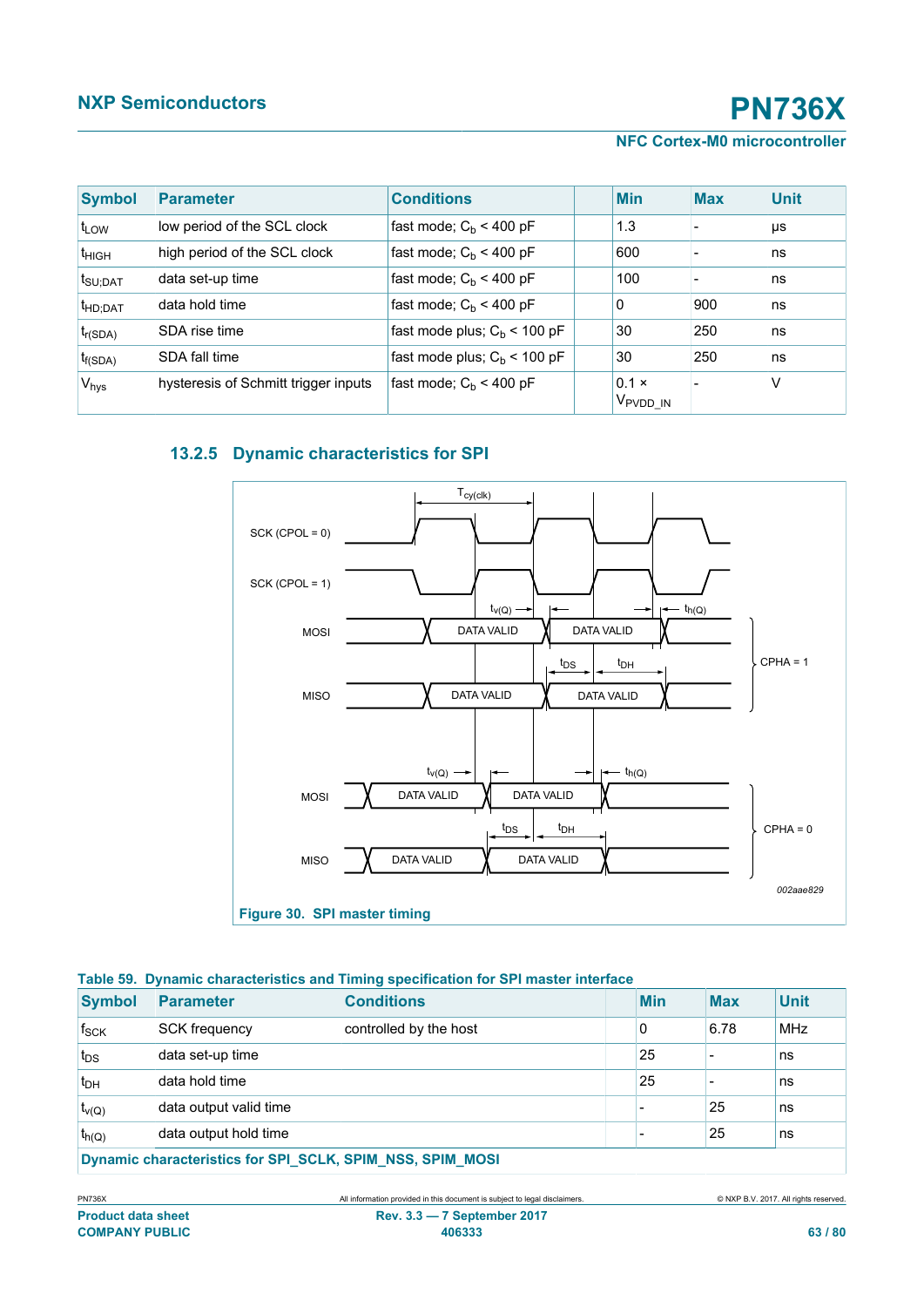| Symbol | Parameter | Conditions | | Min | Max | Unit |
|---|---|---|---|---|---|---|
| $t_{LOW}$ | low period of the SCL clock | fast mode; $C_b$ < 400 pF | | 1.3 | - | μs |
| $t_{HIGH}$ | high period of the SCL clock | fast mode; $C_b$ < 400 pF | | 600 | - | ns |
| $t_{SU;DAT}$ | data set-up time | fast mode; $C_b$ < 400 pF | | 100 | - | ns |
| $t_{HD;DAT}$ | data hold time | fast mode; $C_b$ < 400 pF | | 0 | 900 | ns |
| $t_{r(SDA)}$ | SDA rise time | fast mode plus; $C_b$ < 100 pF | | 30 | 250 | ns |
| $t_{f(SDA)}$ | SDA fall time | fast mode plus; $C_b$ < 100 pF | | 30 | 250 | ns |
| $V_{hys}$ | hysteresis of Schmitt trigger inputs | fast mode; $C_b$ < 400 pF | | 0.1 × $V_{PVDD\_IN}$ | - | V |

### 13.2.5 Dynamic characteristics for SPI

Figure 30. SPI master timing

**Table 59. Dynamic characteristics and Timing specification for SPI master interface**

| Symbol | Parameter | Conditions | | Min | Max | Unit |
|---|---|---|---|---|---|---|
| $f_{SCK}$ | SCK frequency | controlled by the host | | 0 | 6.78 | MHz |
| $t_{DS}$ | data set-up time | | | 25 | - | ns |
| $t_{DH}$ | data hold time | | | 25 | - | ns |
| $t_{v(Q)}$ | data output valid time | | | - | 25 | ns |
| $t_{h(Q)}$ | data output hold time | | | - | 25 | ns |
| **Dynamic characteristics for SPI_SCLK, SPIM_NSS, SPIM_MOSI** | | | | | | |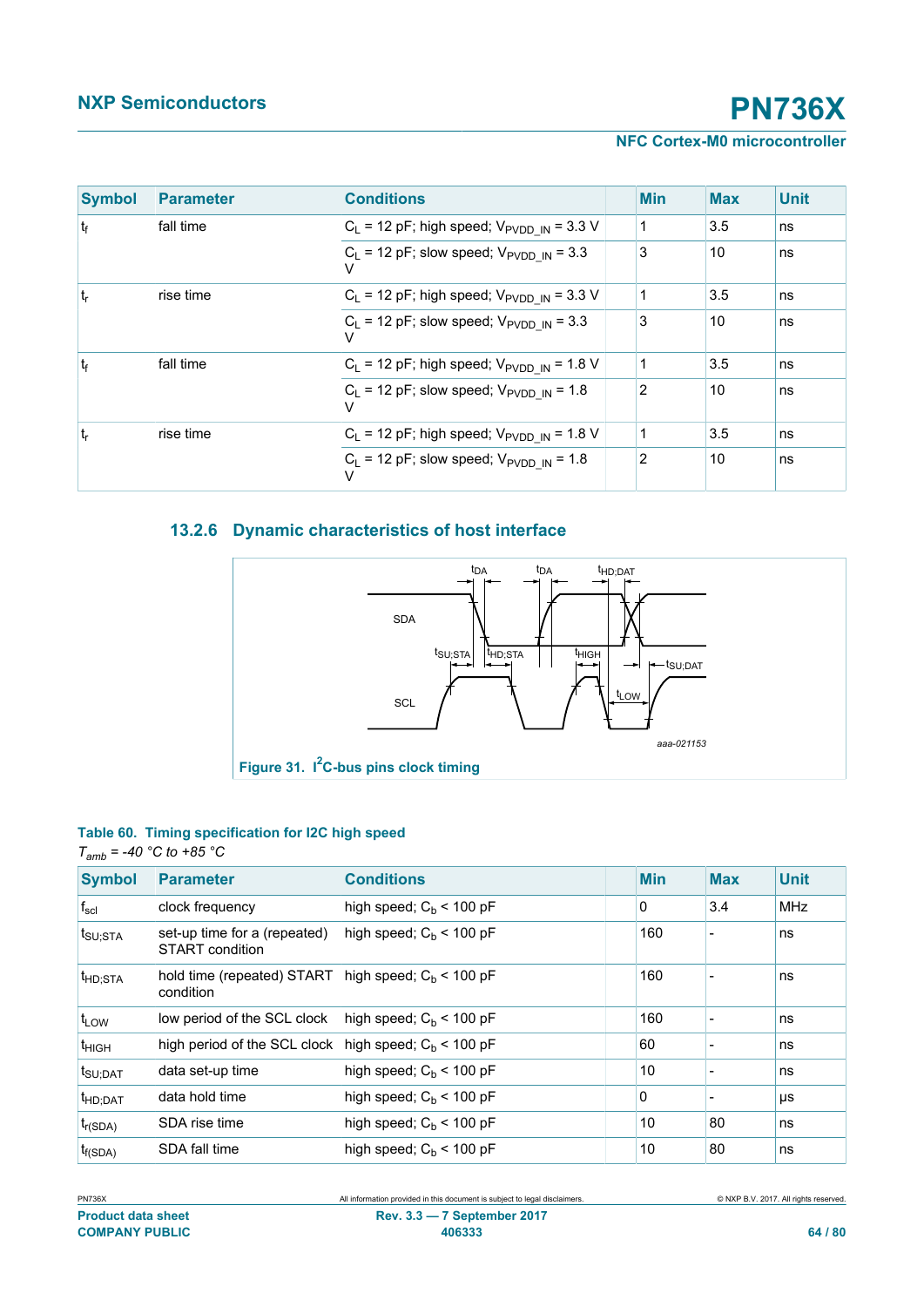| Symbol | Parameter | Conditions | Min | Max | Unit |
|---|---|---|---|---|---|
| $t_f$ | fall time | $C_L$ = 12 pF; high speed; $V_{PVDD\_IN}$ = 3.3 V | 1 | 3.5 | ns |
| | | $C_L$ = 12 pF; slow speed; $V_{PVDD\_IN}$ = 3.3 V | 3 | 10 | ns |
| $t_r$ | rise time | $C_L$ = 12 pF; high speed; $V_{PVDD\_IN}$ = 3.3 V | 1 | 3.5 | ns |
| | | $C_L$ = 12 pF; slow speed; $V_{PVDD\_IN}$ = 3.3 V | 3 | 10 | ns |
| $t_f$ | fall time | $C_L$ = 12 pF; high speed; $V_{PVDD\_IN}$ = 1.8 V | 1 | 3.5 | ns |
| | | $C_L$ = 12 pF; slow speed; $V_{PVDD\_IN}$ = 1.8 V | 2 | 10 | ns |
| $t_r$ | rise time | $C_L$ = 12 pF; high speed; $V_{PVDD\_IN}$ = 1.8 V | 1 | 3.5 | ns |
| | | $C_L$ = 12 pF; slow speed; $V_{PVDD\_IN}$ = 1.8 V | 2 | 10 | ns |

### 13.2.6 Dynamic characteristics of host interface

aaa-021153

**Figure 31. I²C-bus pins clock timing**

**Table 60. Timing specification for I2C high speed**

*$T_{amb}$ = -40 °C to +85 °C*

| Symbol | Parameter | Conditions | Min | Max | Unit |
|---|---|---|---|---|---|
| $f_{scl}$ | clock frequency | high speed; $C_b$ < 100 pF | 0 | 3.4 | MHz |
| $t_{SU;STA}$ | set-up time for a (repeated) START condition | high speed; $C_b$ < 100 pF | 160 | - | ns |
| $t_{HD;STA}$ | hold time (repeated) START condition | high speed; $C_b$ < 100 pF | 160 | - | ns |
| $t_{LOW}$ | low period of the SCL clock | high speed; $C_b$ < 100 pF | 160 | - | ns |
| $t_{HIGH}$ | high period of the SCL clock | high speed; $C_b$ < 100 pF | 60 | - | ns |
| $t_{SU;DAT}$ | data set-up time | high speed; $C_b$ < 100 pF | 10 | - | ns |
| $t_{HD;DAT}$ | data hold time | high speed; $C_b$ < 100 pF | 0 | - | µs |
| $t_{r(SDA)}$ | SDA rise time | high speed; $C_b$ < 100 pF | 10 | 80 | ns |
| $t_{f(SDA)}$ | SDA fall time | high speed; $C_b$ < 100 pF | 10 | 80 | ns |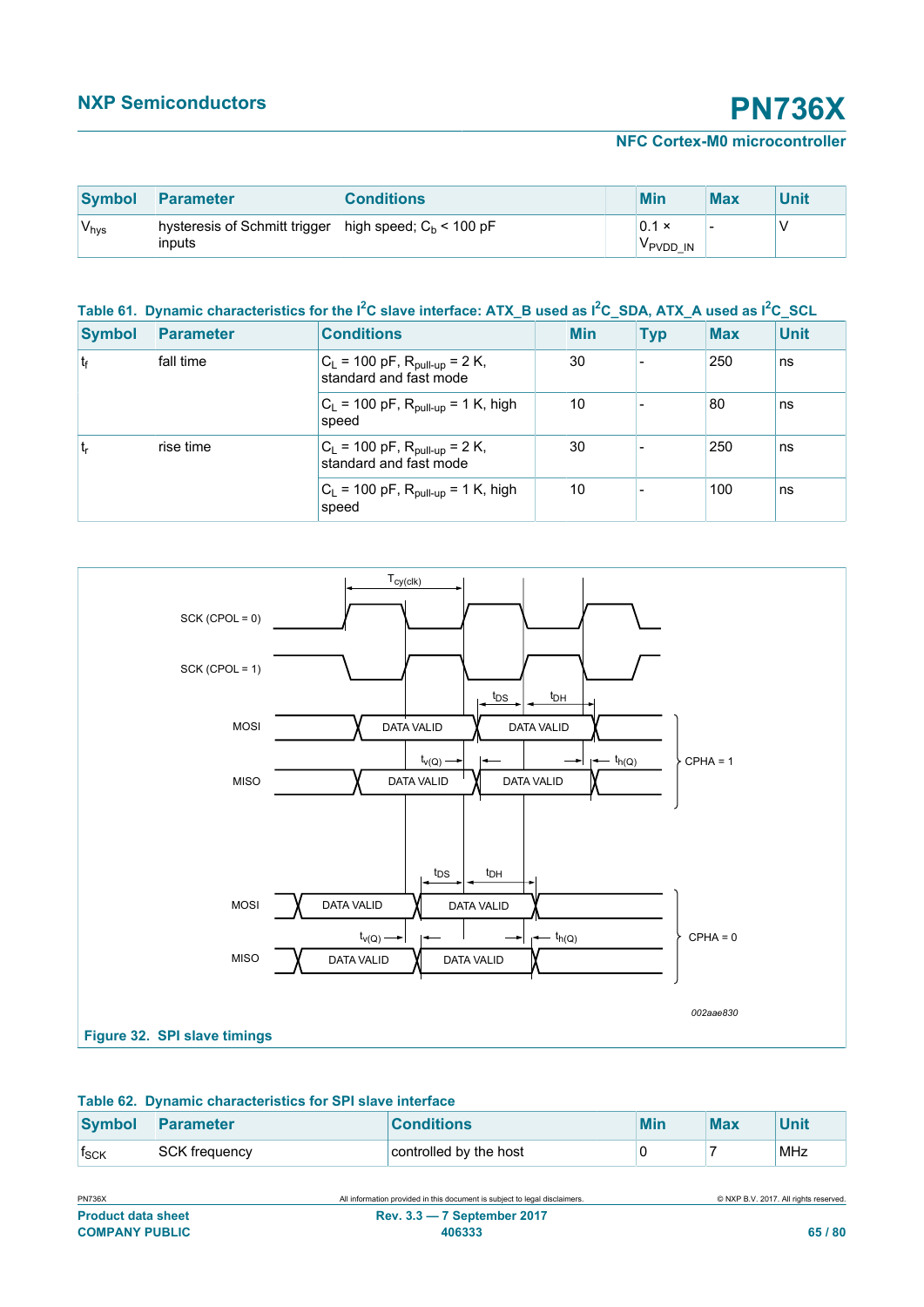| Symbol | Parameter | Conditions | Min | Max | Unit |
|---|---|---|---|---|---|
| $V_{hys}$ | hysteresis of Schmitt trigger inputs | high speed; $C_b$ < 100 pF | 0.1 × $V_{PVDD\_IN}$ | - | V |

**Table 61. Dynamic characteristics for the I²C slave interface: ATX_B used as I²C_SDA, ATX_A used as I²C_SCL**

| Symbol | Parameter | Conditions | Min | Typ | Max | Unit |
|---|---|---|---|---|---|---|
| $t_f$ | fall time | $C_L$ = 100 pF, $R_{pull-up}$ = 2 K, standard and fast mode | 30 | - | 250 | ns |
| | | $C_L$ = 100 pF, $R_{pull-up}$ = 1 K, high speed | 10 | - | 80 | ns |
| $t_r$ | rise time | $C_L$ = 100 pF, $R_{pull-up}$ = 2 K, standard and fast mode | 30 | - | 250 | ns |
| | | $C_L$ = 100 pF, $R_{pull-up}$ = 1 K, high speed | 10 | - | 100 | ns |

**Figure 32. SPI slave timings**

**Table 62. Dynamic characteristics for SPI slave interface**

| Symbol | Parameter | Conditions | Min | Max | Unit |
|---|---|---|---|---|---|
| $f_{SCK}$ | SCK frequency | controlled by the host | 0 | 7 | MHz |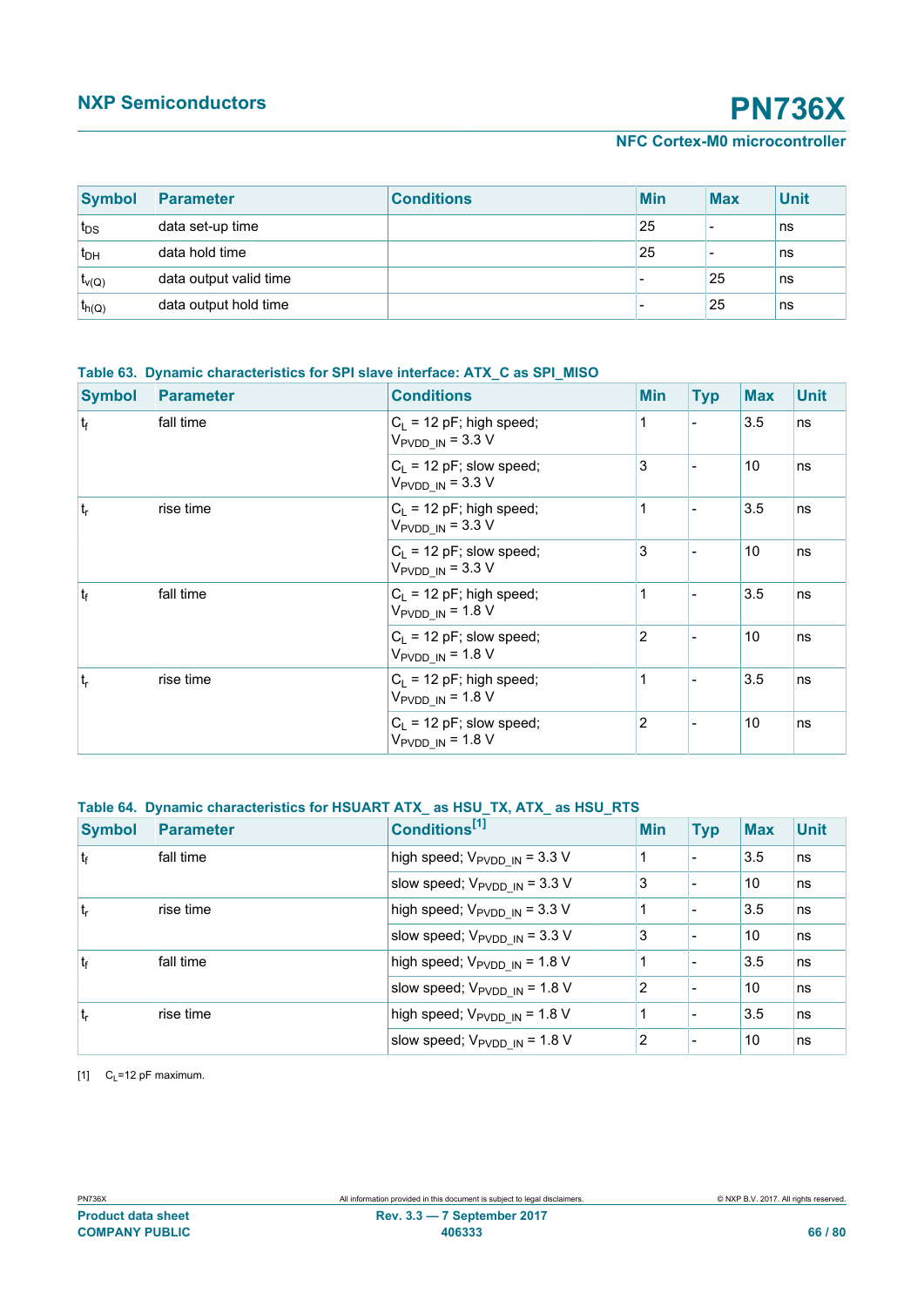| Symbol | Parameter | Conditions | Min | Max | Unit |
|---|---|---|---|---|---|
| $t_{DS}$ | data set-up time | | 25 | - | ns |
| $t_{DH}$ | data hold time | | 25 | - | ns |
| $t_{v(Q)}$ | data output valid time | | - | 25 | ns |
| $t_{h(Q)}$ | data output hold time | | - | 25 | ns |

**Table 63. Dynamic characteristics for SPI slave interface: ATX_C as SPI_MISO**

| Symbol | Parameter | Conditions | Min | Typ | Max | Unit |
|---|---|---|---|---|---|---|
| $t_f$ | fall time | $C_L$ = 12 pF; high speed; $V_{PVDD\_IN}$ = 3.3 V | 1 | - | 3.5 | ns |
| | | $C_L$ = 12 pF; slow speed; $V_{PVDD\_IN}$ = 3.3 V | 3 | - | 10 | ns |
| $t_r$ | rise time | $C_L$ = 12 pF; high speed; $V_{PVDD\_IN}$ = 3.3 V | 1 | - | 3.5 | ns |
| | | $C_L$ = 12 pF; slow speed; $V_{PVDD\_IN}$ = 3.3 V | 3 | - | 10 | ns |
| $t_f$ | fall time | $C_L$ = 12 pF; high speed; $V_{PVDD\_IN}$ = 1.8 V | 1 | - | 3.5 | ns |
| | | $C_L$ = 12 pF; slow speed; $V_{PVDD\_IN}$ = 1.8 V | 2 | - | 10 | ns |
| $t_r$ | rise time | $C_L$ = 12 pF; high speed; $V_{PVDD\_IN}$ = 1.8 V | 1 | - | 3.5 | ns |
| | | $C_L$ = 12 pF; slow speed; $V_{PVDD\_IN}$ = 1.8 V | 2 | - | 10 | ns |

**Table 64. Dynamic characteristics for HSUART ATX_ as HSU_TX, ATX_ as HSU_RTS**

| Symbol | Parameter | Conditions[1] | Min | Typ | Max | Unit |
|---|---|---|---|---|---|---|
| $t_f$ | fall time | high speed; $V_{PVDD\_IN}$ = 3.3 V | 1 | - | 3.5 | ns |
| | | slow speed; $V_{PVDD\_IN}$ = 3.3 V | 3 | - | 10 | ns |
| $t_r$ | rise time | high speed; $V_{PVDD\_IN}$ = 3.3 V | 1 | - | 3.5 | ns |
| | | slow speed; $V_{PVDD\_IN}$ = 3.3 V | 3 | - | 10 | ns |
| $t_f$ | fall time | high speed; $V_{PVDD\_IN}$ = 1.8 V | 1 | - | 3.5 | ns |
| | | slow speed; $V_{PVDD\_IN}$ = 1.8 V | 2 | - | 10 | ns |
| $t_r$ | rise time | high speed; $V_{PVDD\_IN}$ = 1.8 V | 1 | - | 3.5 | ns |
| | | slow speed; $V_{PVDD\_IN}$ = 1.8 V | 2 | - | 10 | ns |

[1] $C_L$=12 pF maximum.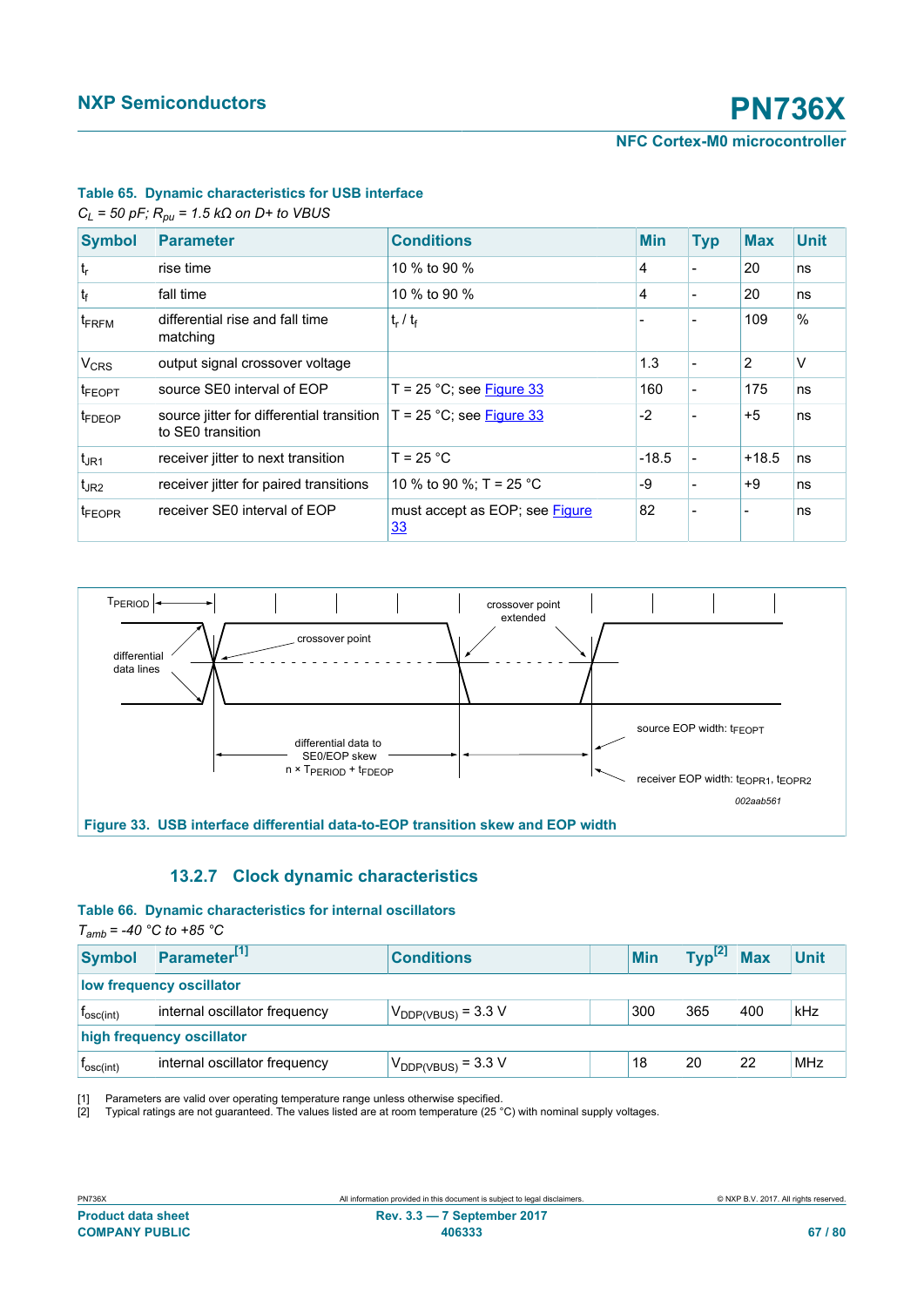**Table 65. Dynamic characteristics for USB interface**

*$C_L$ = 50 pF; $R_{pu}$ = 1.5 kΩ on D+ to VBUS*

| Symbol | Parameter | Conditions | Min | Typ | Max | Unit |
|---|---|---|---|---|---|---|
| $t_r$ | rise time | 10 % to 90 % | 4 | - | 20 | ns |
| $t_f$ | fall time | 10 % to 90 % | 4 | - | 20 | ns |
| $t_{FRFM}$ | differential rise and fall time matching | $t_r$ / $t_f$ | - | - | 109 | % |
| $V_{CRS}$ | output signal crossover voltage | | 1.3 | - | 2 | V |
| $t_{FEOPT}$ | source SE0 interval of EOP | T = 25 °C; see Figure 33 | 160 | - | 175 | ns |
| $t_{FDEOP}$ | source jitter for differential transition to SE0 transition | T = 25 °C; see Figure 33 | -2 | - | +5 | ns |
| $t_{JR1}$ | receiver jitter to next transition | T = 25 °C | -18.5 | - | +18.5 | ns |
| $t_{JR2}$ | receiver jitter for paired transitions | 10 % to 90 %; T = 25 °C | -9 | - | +9 | ns |
| $t_{FEOPR}$ | receiver SE0 interval of EOP | must accept as EOP; see Figure 33 | 82 | - | - | ns |

Figure 33. USB interface differential data-to-EOP transition skew and EOP width

### 13.2.7 Clock dynamic characteristics

**Table 66. Dynamic characteristics for internal oscillators**

*$T_{amb}$ = -40 °C to +85 °C*

| Symbol | Parameter[1] | Conditions | Min | Typ[2] | Max | Unit |
|---|---|---|---|---|---|---|
| **low frequency oscillator** | | | | | | |
| $f_{osc(int)}$ | internal oscillator frequency | $V_{DDP(VBUS)}$ = 3.3 V | 300 | 365 | 400 | kHz |
| **high frequency oscillator** | | | | | | |
| $f_{osc(int)}$ | internal oscillator frequency | $V_{DDP(VBUS)}$ = 3.3 V | 18 | 20 | 22 | MHz |

[1] Parameters are valid over operating temperature range unless otherwise specified.

[2] Typical ratings are not guaranteed. The values listed are at room temperature (25 °C) with nominal supply voltages.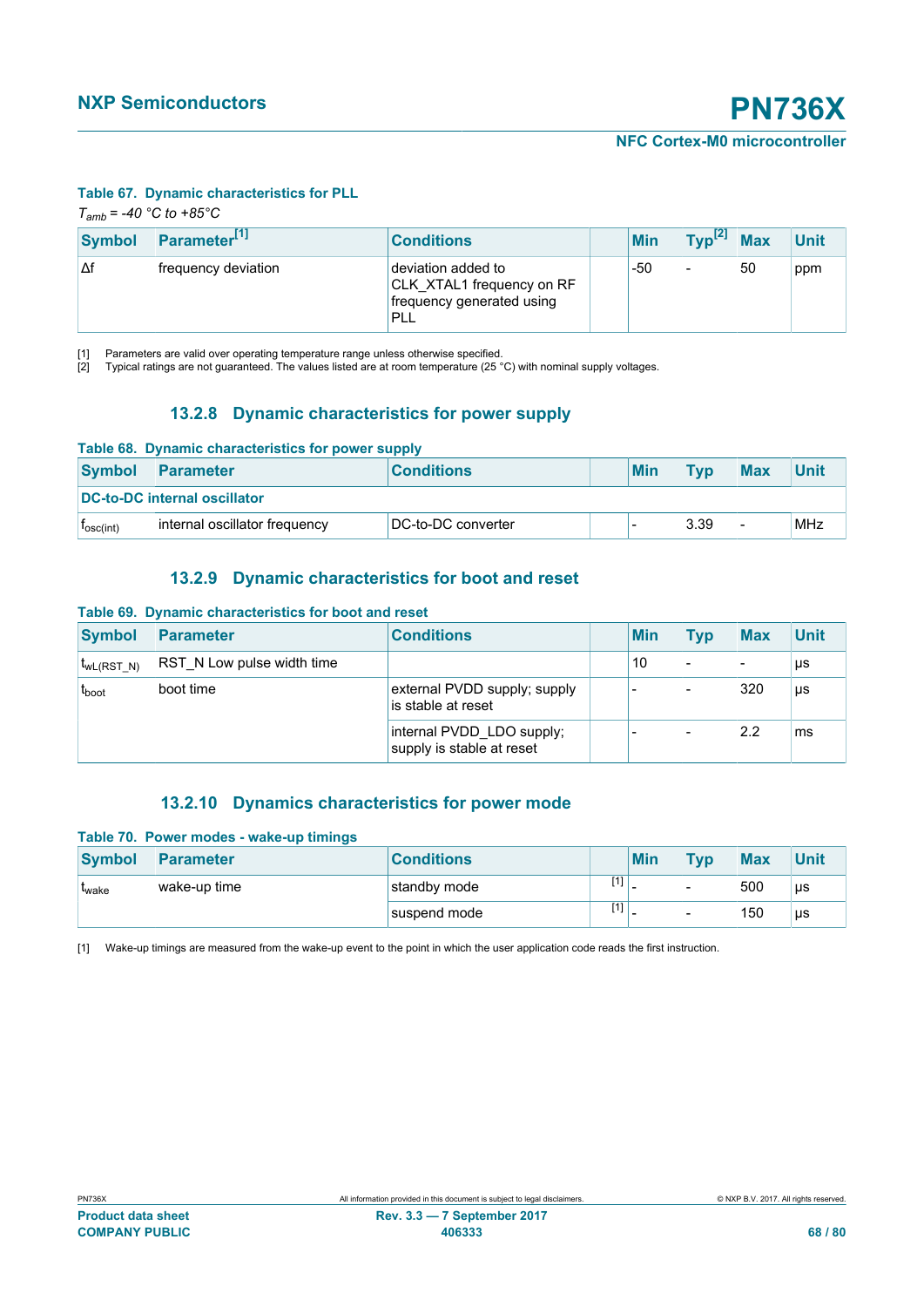**Table 67. Dynamic characteristics for PLL**

*$T_{amb}$ = -40 °C to +85°C*

| Symbol | Parameter[1] | Conditions | | Min | Typ[2] | Max | Unit |
|---|---|---|---|---|---|---|---|
| Δf | frequency deviation | deviation added to CLK_XTAL1 frequency on RF frequency generated using PLL | | -50 | - | 50 | ppm |

[1] Parameters are valid over operating temperature range unless otherwise specified.
[2] Typical ratings are not guaranteed. The values listed are at room temperature (25 °C) with nominal supply voltages.

### 13.2.8 Dynamic characteristics for power supply

**Table 68. Dynamic characteristics for power supply**

| Symbol | Parameter | Conditions | | Min | Typ | Max | Unit |
|---|---|---|---|---|---|---|---|
| **DC-to-DC internal oscillator** | | | | | | | |
| $f_{osc(int)}$ | internal oscillator frequency | DC-to-DC converter | | - | 3.39 | - | MHz |

### 13.2.9 Dynamic characteristics for boot and reset

**Table 69. Dynamic characteristics for boot and reset**

| Symbol | Parameter | Conditions | | Min | Typ | Max | Unit |
|---|---|---|---|---|---|---|---|
| $t_{wL(RST\_N)}$ | RST_N Low pulse width time | | | 10 | - | - | μs |
| $t_{boot}$ | boot time | external PVDD supply; supply is stable at reset | | - | - | 320 | μs |
| | | internal PVDD_LDO supply; supply is stable at reset | | - | - | 2.2 | ms |

### 13.2.10 Dynamics characteristics for power mode

**Table 70. Power modes - wake-up timings**

| Symbol | Parameter | Conditions | | Min | Typ | Max | Unit |
|---|---|---|---|---|---|---|---|
| $t_{wake}$ | wake-up time | standby mode | [1] | - | - | 500 | μs |
| | | suspend mode | [1] | - | - | 150 | μs |

[1] Wake-up timings are measured from the wake-up event to the point in which the user application code reads the first instruction.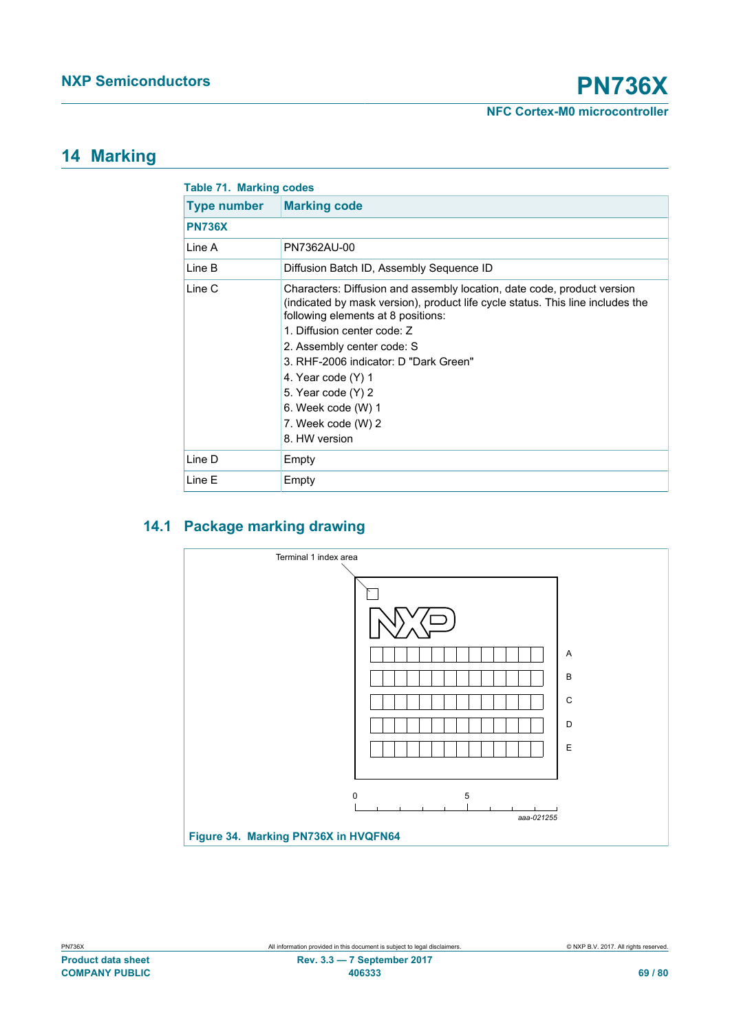# 14 Marking

**Table 71. Marking codes**

| Type number | Marking code |
|---|---|
| **PN736X** | |
| Line A | PN7362AU-00 |
| Line B | Diffusion Batch ID, Assembly Sequence ID |
| Line C | Characters: Diffusion and assembly location, date code, product version (indicated by mask version), product life cycle status. This line includes the following elements at 8 positions:<br>1. Diffusion center code: Z<br>2. Assembly center code: S<br>3. RHF-2006 indicator: D "Dark Green"<br>4. Year code (Y) 1<br>5. Year code (Y) 2<br>6. Week code (W) 1<br>7. Week code (W) 2<br>8. HW version |
| Line D | Empty |
| Line E | Empty |

## 14.1 Package marking drawing

Terminal 1 index area

A

B

C

D

E

0 5

aaa-021255

**Figure 34. Marking PN736X in HVQFN64**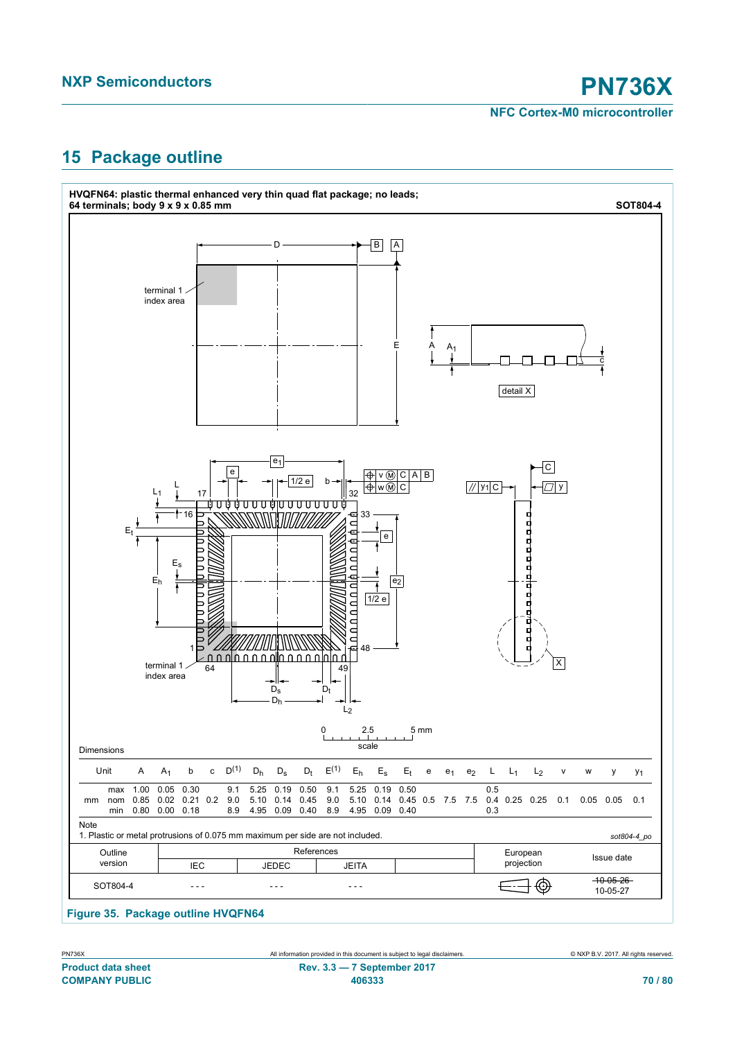## 15 Package outline

**HVQFN64: plastic thermal enhanced very thin quad flat package; no leads; 64 terminals; body 9 x 9 x 0.85 mm** — **SOT804-4**

Dimensions

| Unit | | A | $A_1$ | b | c | $D^{(1)}$ | $D_h$ | $D_s$ | $D_t$ | $E^{(1)}$ | $E_h$ | $E_s$ | $E_t$ | e | $e_1$ | $e_2$ | L | $L_1$ | $L_2$ | v | w | y | $y_1$ |
|---|---|---|---|---|---|---|---|---|---|---|---|---|---|---|---|---|---|---|---|---|---|---|---|
| mm | max | 1.00 | 0.05 | 0.30 | | 9.1 | 5.25 | 0.19 | 0.50 | 9.1 | 5.25 | 0.19 | 0.50 | | | | 0.5 | | | | | | |
| | nom | 0.85 | 0.02 | 0.21 | 0.2 | 9.0 | 5.10 | 0.14 | 0.45 | 9.0 | 5.10 | 0.14 | 0.45 | 0.5 | 7.5 | 7.5 | 0.4 | 0.25 | 0.25 | 0.1 | 0.05 | 0.05 | 0.1 |
| | min | 0.80 | 0.00 | 0.18 | | 8.9 | 4.95 | 0.09 | 0.40 | 8.9 | 4.95 | 0.09 | 0.40 | | | | 0.3 | | | | | | |

Note

1. Plastic or metal protrusions of 0.075 mm maximum per side are not included.

sot804-4_po

| Outline version | References IEC | References JEDEC | References JEITA | European projection | Issue date |
|---|---|---|---|---|---|
| SOT804-4 | - - - | - - - | - - - | | ~~10-05-26~~ 10-05-27 |

**Figure 35. Package outline HVQFN64**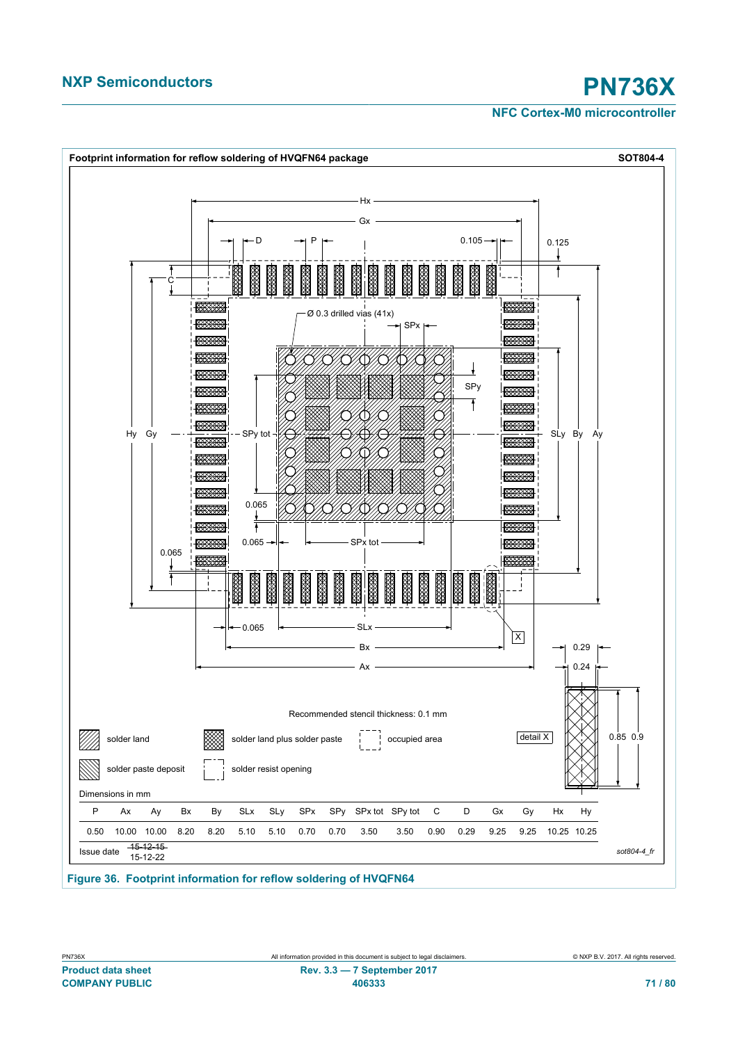**Footprint information for reflow soldering of HVQFN64 package** — **SOT804-4**

Recommended stencil thickness: 0.1 mm

Legend: solder land; solder land plus solder paste; occupied area; solder paste deposit; solder resist opening

Dimensions in mm

| P | Ax | Ay | Bx | By | SLx | SLy | SPx | SPy | SPx tot | SPy tot | C | D | Gx | Gy | Hx | Hy |
|---|---|---|---|---|---|---|---|---|---|---|---|---|---|---|---|---|
| 0.50 | 10.00 | 10.00 | 8.20 | 8.20 | 5.10 | 5.10 | 0.70 | 0.70 | 3.50 | 3.50 | 0.90 | 0.29 | 9.25 | 9.25 | 10.25 | 10.25 |

Issue date ~~15-12-15~~ 15-12-22

sot804-4_fr

**Figure 36. Footprint information for reflow soldering of HVQFN64**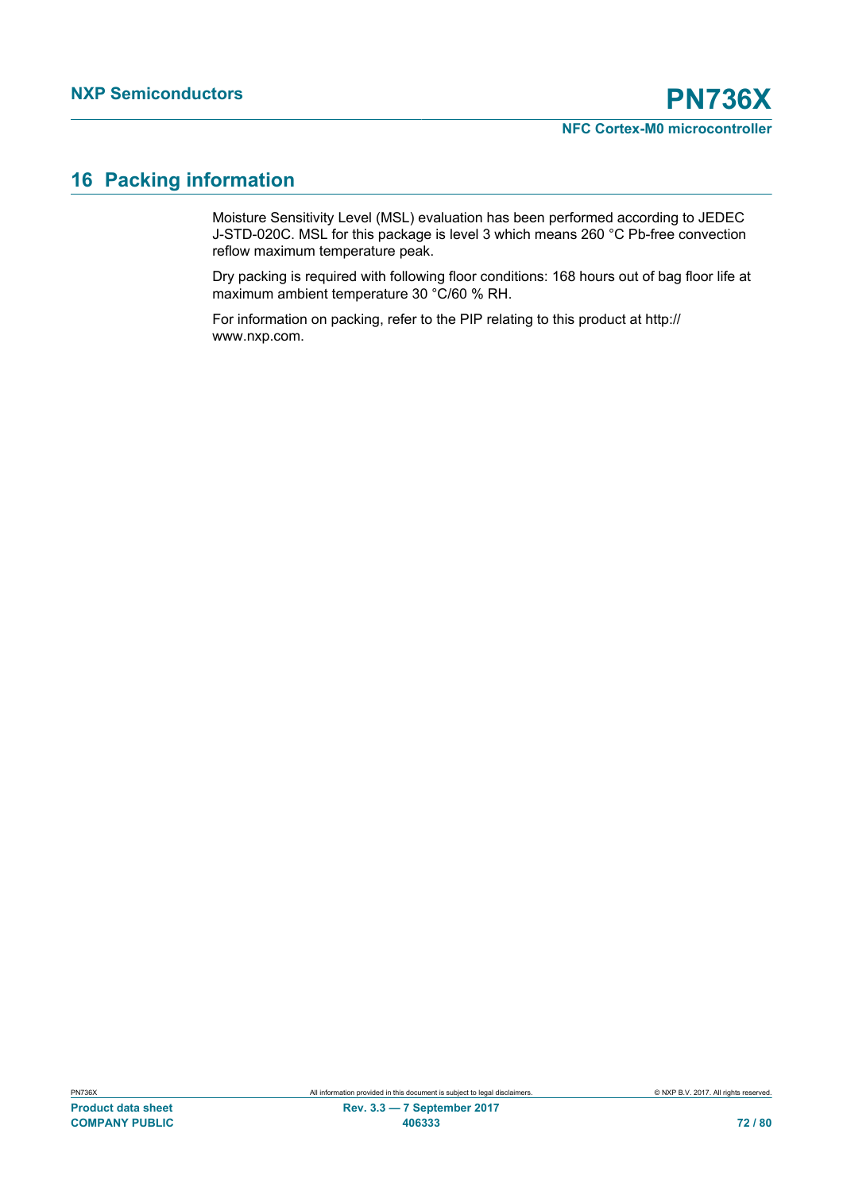## 16 Packing information

Moisture Sensitivity Level (MSL) evaluation has been performed according to JEDEC J-STD-020C. MSL for this package is level 3 which means 260 °C Pb-free convection reflow maximum temperature peak.

Dry packing is required with following floor conditions: 168 hours out of bag floor life at maximum ambient temperature 30 °C/60 % RH.

For information on packing, refer to the PIP relating to this product at http://www.nxp.com.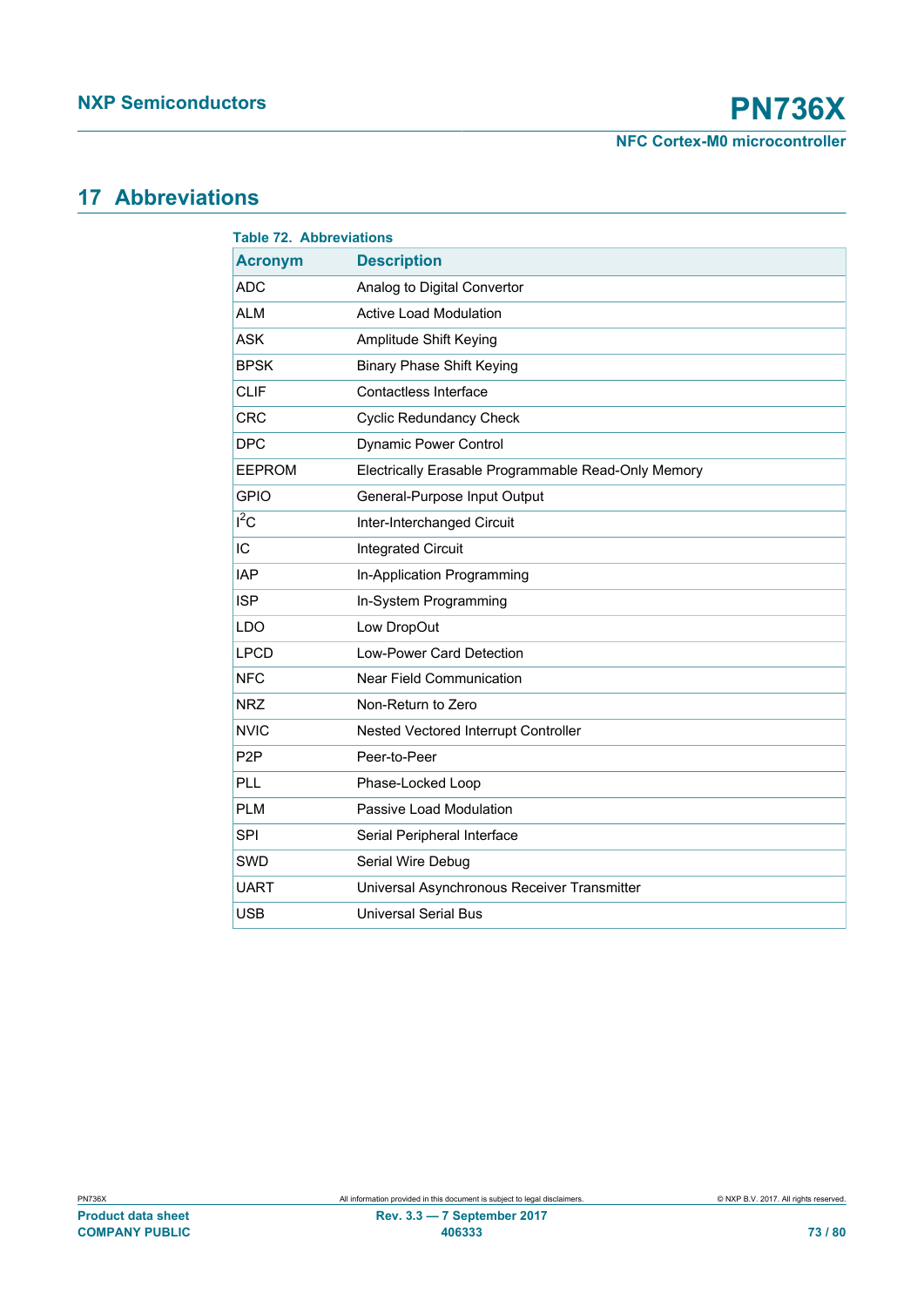# 17 Abbreviations

**Table 72. Abbreviations**

| Acronym | Description |
|---|---|
| ADC | Analog to Digital Convertor |
| ALM | Active Load Modulation |
| ASK | Amplitude Shift Keying |
| BPSK | Binary Phase Shift Keying |
| CLIF | Contactless Interface |
| CRC | Cyclic Redundancy Check |
| DPC | Dynamic Power Control |
| EEPROM | Electrically Erasable Programmable Read-Only Memory |
| GPIO | General-Purpose Input Output |
| $I^2C$ | Inter-Interchanged Circuit |
| IC | Integrated Circuit |
| IAP | In-Application Programming |
| ISP | In-System Programming |
| LDO | Low DropOut |
| LPCD | Low-Power Card Detection |
| NFC | Near Field Communication |
| NRZ | Non-Return to Zero |
| NVIC | Nested Vectored Interrupt Controller |
| P2P | Peer-to-Peer |
| PLL | Phase-Locked Loop |
| PLM | Passive Load Modulation |
| SPI | Serial Peripheral Interface |
| SWD | Serial Wire Debug |
| UART | Universal Asynchronous Receiver Transmitter |
| USB | Universal Serial Bus |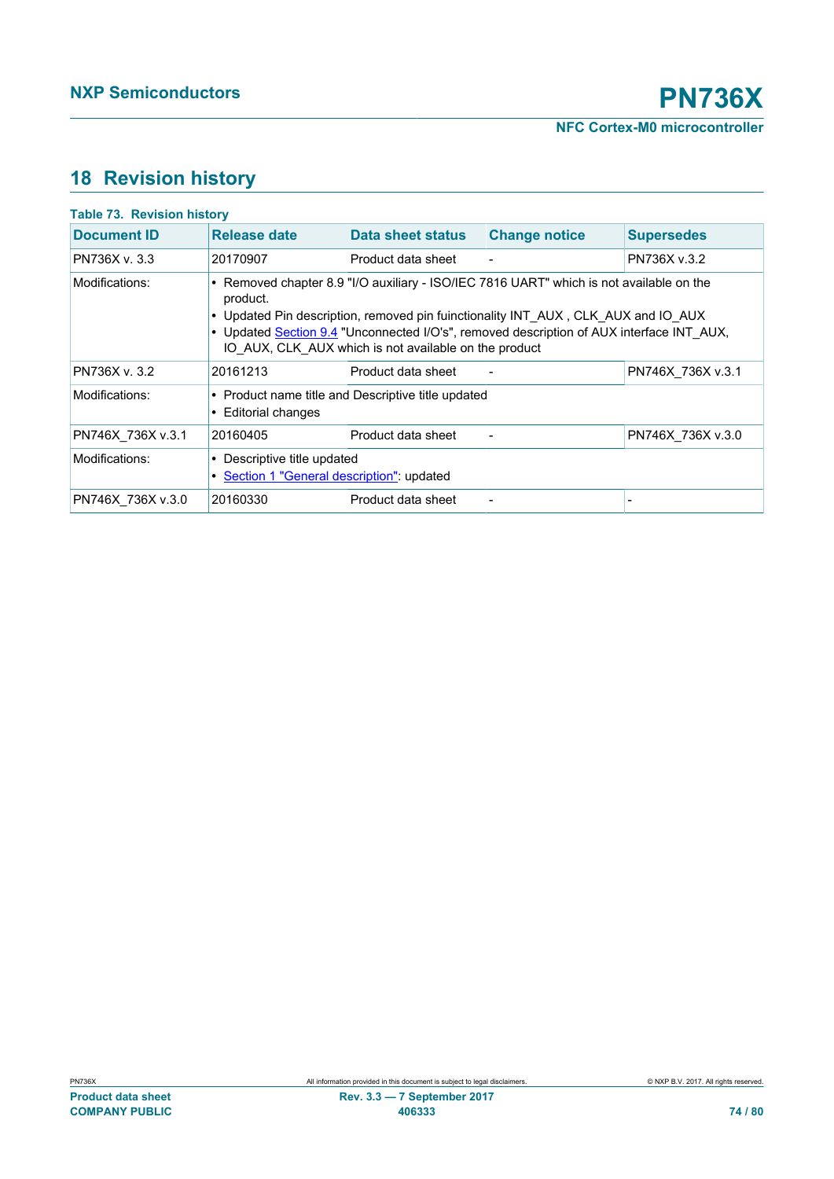## 18 Revision history

**Table 73. Revision history**

| Document ID | Release date | Data sheet status | Change notice | Supersedes |
|---|---|---|---|---|
| PN736X v. 3.3 | 20170907 | Product data sheet | - | PN736X v.3.2 |
| Modifications: | • Removed chapter 8.9 "I/O auxiliary - ISO/IEC 7816 UART" which is not available on the product.<br>• Updated Pin description, removed pin fuinctionality INT_AUX , CLK_AUX and IO_AUX<br>• Updated Section 9.4 "Unconnected I/O's", removed description of AUX interface INT_AUX, IO_AUX, CLK_AUX which is not available on the product | | | |
| PN736X v. 3.2 | 20161213 | Product data sheet | - | PN746X_736X v.3.1 |
| Modifications: | • Product name title and Descriptive title updated<br>• Editorial changes | | | |
| PN746X_736X v.3.1 | 20160405 | Product data sheet | - | PN746X_736X v.3.0 |
| Modifications: | • Descriptive title updated<br>• Section 1 "General description": updated | | | |
| PN746X_736X v.3.0 | 20160330 | Product data sheet | - | - |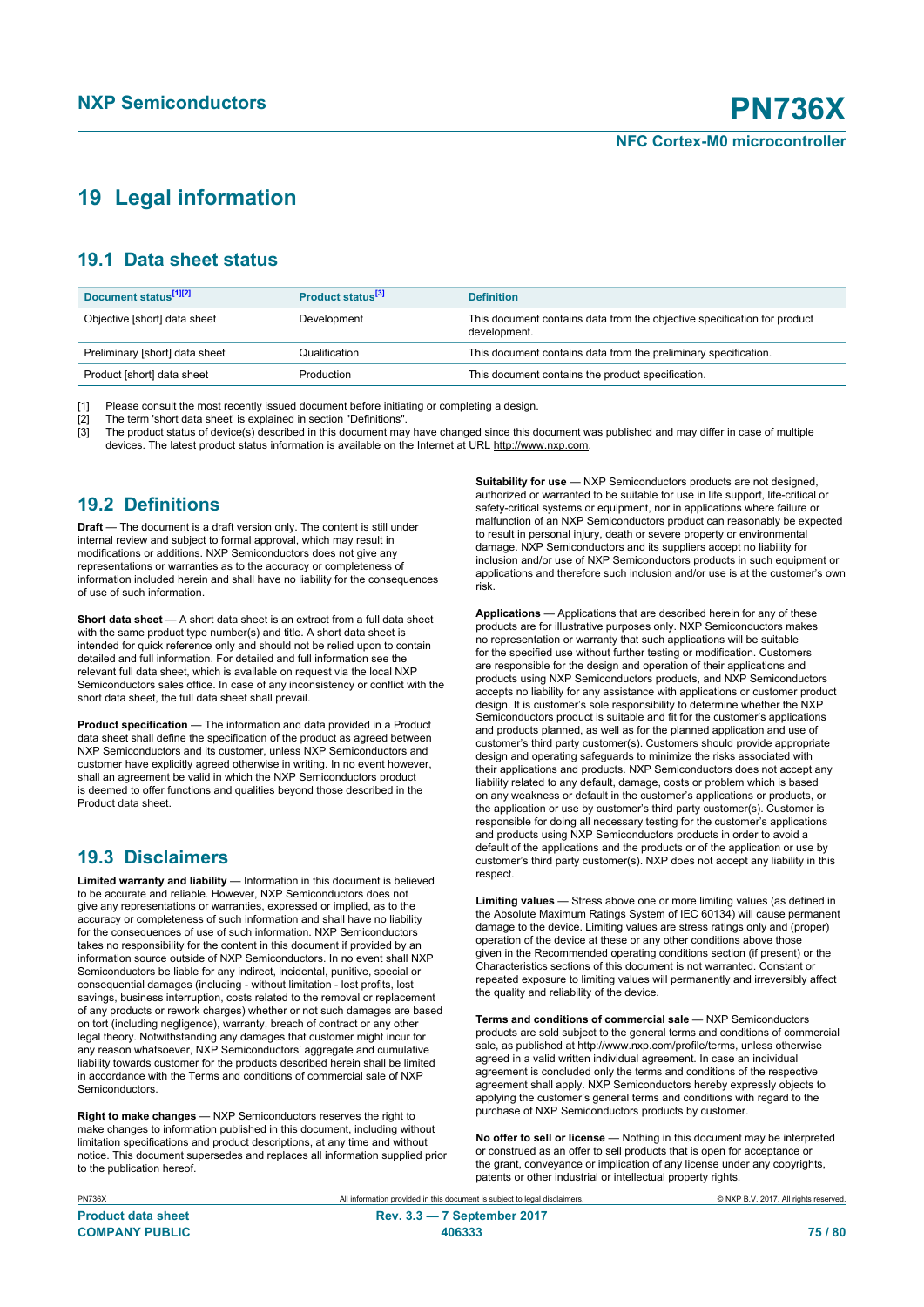# 19 Legal information

## 19.1 Data sheet status

| Document status[1][2] | Product status[3] | Definition |
|---|---|---|
| Objective [short] data sheet | Development | This document contains data from the objective specification for product development. |
| Preliminary [short] data sheet | Qualification | This document contains data from the preliminary specification. |
| Product [short] data sheet | Production | This document contains the product specification. |

[1] Please consult the most recently issued document before initiating or completing a design.

[2] The term 'short data sheet' is explained in section "Definitions".

[3] The product status of device(s) described in this document may have changed since this document was published and may differ in case of multiple devices. The latest product status information is available on the Internet at URL http://www.nxp.com.

## 19.2 Definitions

**Draft** — The document is a draft version only. The content is still under internal review and subject to formal approval, which may result in modifications or additions. NXP Semiconductors does not give any representations or warranties as to the accuracy or completeness of information included herein and shall have no liability for the consequences of use of such information.

**Short data sheet** — A short data sheet is an extract from a full data sheet with the same product type number(s) and title. A short data sheet is intended for quick reference only and should not be relied upon to contain detailed and full information. For detailed and full information see the relevant full data sheet, which is available on request via the local NXP Semiconductors sales office. In case of any inconsistency or conflict with the short data sheet, the full data sheet shall prevail.

**Product specification** — The information and data provided in a Product data sheet shall define the specification of the product as agreed between NXP Semiconductors and its customer, unless NXP Semiconductors and customer have explicitly agreed otherwise in writing. In no event however, shall an agreement be valid in which the NXP Semiconductors product is deemed to offer functions and qualities beyond those described in the Product data sheet.

## 19.3 Disclaimers

**Limited warranty and liability** — Information in this document is believed to be accurate and reliable. However, NXP Semiconductors does not give any representations or warranties, expressed or implied, as to the accuracy or completeness of such information and shall have no liability for the consequences of use of such information. NXP Semiconductors takes no responsibility for the content in this document if provided by an information source outside of NXP Semiconductors. In no event shall NXP Semiconductors be liable for any indirect, incidental, punitive, special or consequential damages (including - without limitation - lost profits, lost savings, business interruption, costs related to the removal or replacement of any products or rework charges) whether or not such damages are based on tort (including negligence), warranty, breach of contract or any other legal theory. Notwithstanding any damages that customer might incur for any reason whatsoever, NXP Semiconductors' aggregate and cumulative liability towards customer for the products described herein shall be limited in accordance with the Terms and conditions of commercial sale of NXP Semiconductors.

**Right to make changes** — NXP Semiconductors reserves the right to make changes to information published in this document, including without limitation specifications and product descriptions, at any time and without notice. This document supersedes and replaces all information supplied prior to the publication hereof.

**Suitability for use** — NXP Semiconductors products are not designed, authorized or warranted to be suitable for use in life support, life-critical or safety-critical systems or equipment, nor in applications where failure or malfunction of an NXP Semiconductors product can reasonably be expected to result in personal injury, death or severe property or environmental damage. NXP Semiconductors and its suppliers accept no liability for inclusion and/or use of NXP Semiconductors products in such equipment or applications and therefore such inclusion and/or use is at the customer's own risk.

**Applications** — Applications that are described herein for any of these products are for illustrative purposes only. NXP Semiconductors makes no representation or warranty that such applications will be suitable for the specified use without further testing or modification. Customers are responsible for the design and operation of their applications and products using NXP Semiconductors products, and NXP Semiconductors accepts no liability for any assistance with applications or customer product design. It is customer's sole responsibility to determine whether the NXP Semiconductors product is suitable and fit for the customer's applications and products planned, as well as for the planned application and use of customer's third party customer(s). Customers should provide appropriate design and operating safeguards to minimize the risks associated with their applications and products. NXP Semiconductors does not accept any liability related to any default, damage, costs or problem which is based on any weakness or default in the customer's applications or products, or the application or use by customer's third party customer(s). Customer is responsible for doing all necessary testing for the customer's applications and products using NXP Semiconductors products in order to avoid a default of the applications and the products or of the application or use by customer's third party customer(s). NXP does not accept any liability in this respect.

**Limiting values** — Stress above one or more limiting values (as defined in the Absolute Maximum Ratings System of IEC 60134) will cause permanent damage to the device. Limiting values are stress ratings only and (proper) operation of the device at these or any other conditions above those given in the Recommended operating conditions section (if present) or the Characteristics sections of this document is not warranted. Constant or repeated exposure to limiting values will permanently and irreversibly affect the quality and reliability of the device.

**Terms and conditions of commercial sale** — NXP Semiconductors products are sold subject to the general terms and conditions of commercial sale, as published at http://www.nxp.com/profile/terms, unless otherwise agreed in a valid written individual agreement. In case an individual agreement is concluded only the terms and conditions of the respective agreement shall apply. NXP Semiconductors hereby expressly objects to applying the customer's general terms and conditions with regard to the purchase of NXP Semiconductors products by customer.

**No offer to sell or license** — Nothing in this document may be interpreted or construed as an offer to sell products that is open for acceptance or the grant, conveyance or implication of any license under any copyrights, patents or other industrial or intellectual property rights.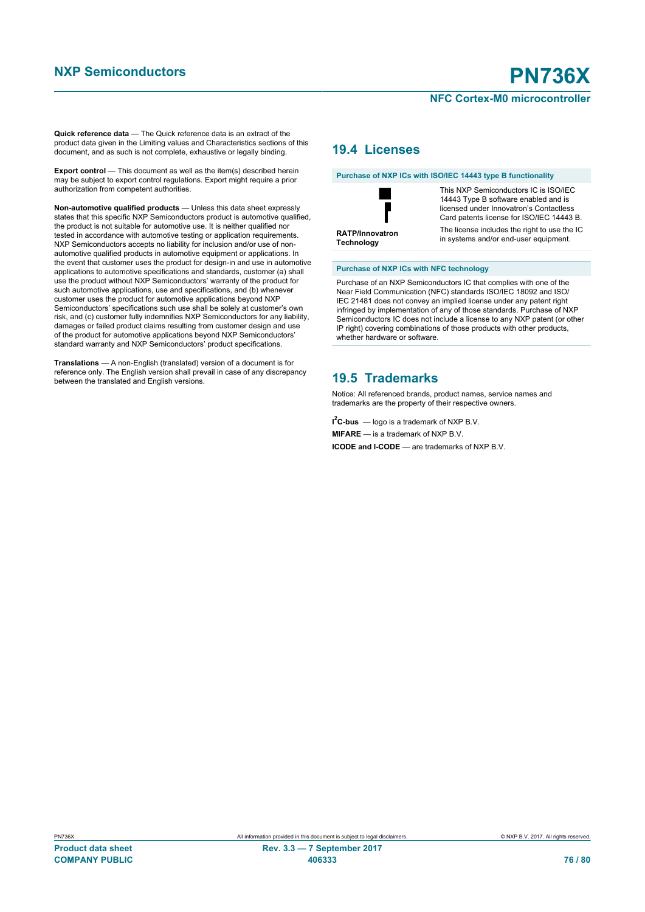**Quick reference data** — The Quick reference data is an extract of the product data given in the Limiting values and Characteristics sections of this document, and as such is not complete, exhaustive or legally binding.

**Export control** — This document as well as the item(s) described herein may be subject to export control regulations. Export might require a prior authorization from competent authorities.

**Non-automotive qualified products** — Unless this data sheet expressly states that this specific NXP Semiconductors product is automotive qualified, the product is not suitable for automotive use. It is neither qualified nor tested in accordance with automotive testing or application requirements. NXP Semiconductors accepts no liability for inclusion and/or use of non-automotive qualified products in automotive equipment or applications. In the event that customer uses the product for design-in and use in automotive applications to automotive specifications and standards, customer (a) shall use the product without NXP Semiconductors' warranty of the product for such automotive applications, use and specifications, and (b) whenever customer uses the product for automotive applications beyond NXP Semiconductors' specifications such use shall be solely at customer's own risk, and (c) customer fully indemnifies NXP Semiconductors for any liability, damages or failed product claims resulting from customer design and use of the product for automotive applications beyond NXP Semiconductors' standard warranty and NXP Semiconductors' product specifications.

**Translations** — A non-English (translated) version of a document is for reference only. The English version shall prevail in case of any discrepancy between the translated and English versions.

## 19.4 Licenses

**Purchase of NXP ICs with ISO/IEC 14443 type B functionality**

| | |
|---|---|
| **RATP/Innovatron Technology** | This NXP Semiconductors IC is ISO/IEC 14443 Type B software enabled and is licensed under Innovatron's Contactless Card patents license for ISO/IEC 14443 B.<br><br>The license includes the right to use the IC in systems and/or end-user equipment. |

**Purchase of NXP ICs with NFC technology**

Purchase of an NXP Semiconductors IC that complies with one of the Near Field Communication (NFC) standards ISO/IEC 18092 and ISO/IEC 21481 does not convey an implied license under any patent right infringed by implementation of any of those standards. Purchase of NXP Semiconductors IC does not include a license to any NXP patent (or other IP right) covering combinations of those products with other products, whether hardware or software.

## 19.5 Trademarks

Notice: All referenced brands, product names, service names and trademarks are the property of their respective owners.

**I²C-bus** — logo is a trademark of NXP B.V.

**MIFARE** — is a trademark of NXP B.V.

**ICODE and I-CODE** — are trademarks of NXP B.V.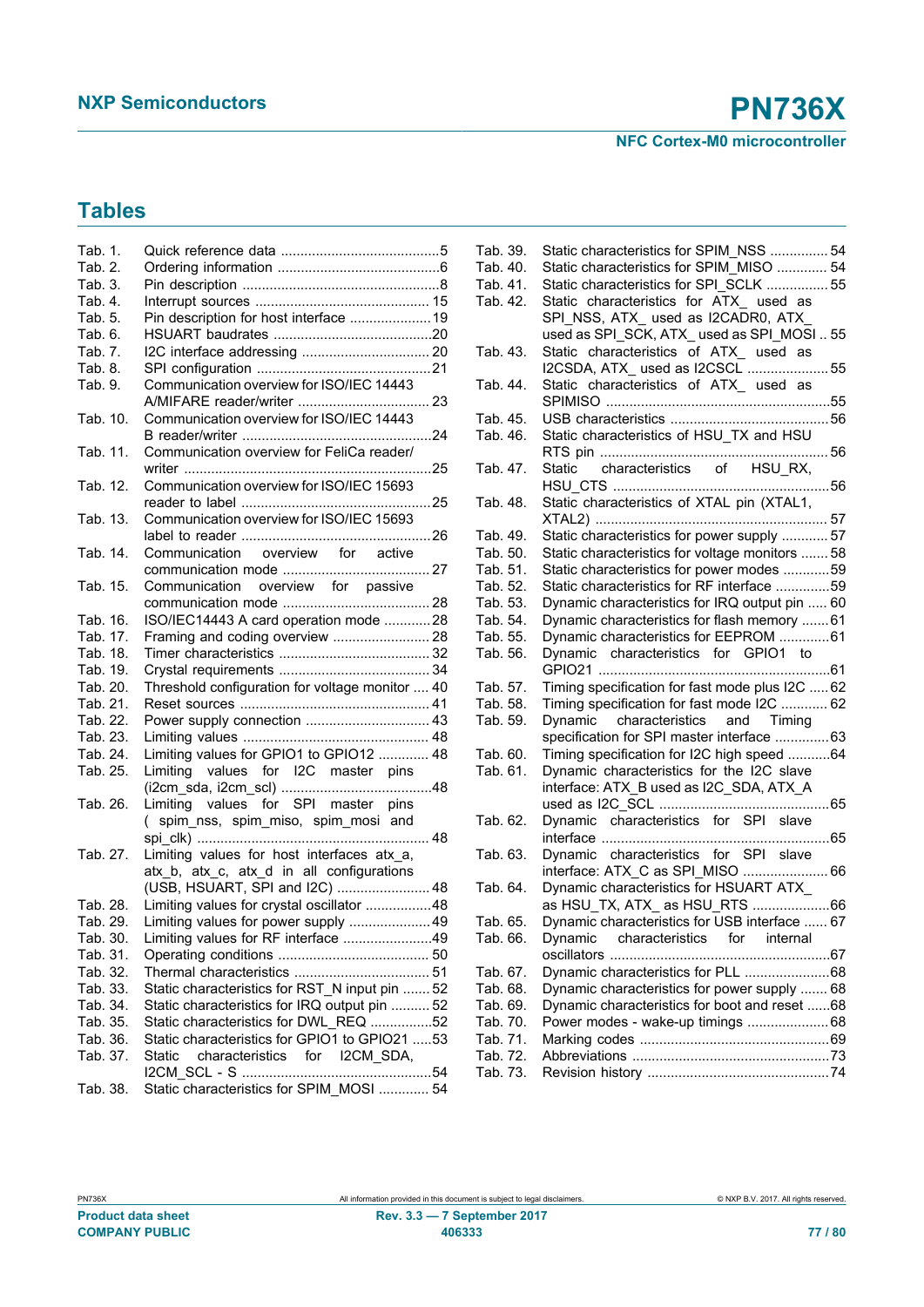## Tables

Tab. 1. Quick reference data .........................................5
Tab. 2. Ordering information .........................................6
Tab. 3. Pin description ..................................................8
Tab. 4. Interrupt sources ............................................. 15
Tab. 5. Pin description for host interface .................... 19
Tab. 6. HSUART baudrates ........................................20
Tab. 7. I2C interface addressing ................................ 20
Tab. 8. SPI configuration ............................................21
Tab. 9. Communication overview for ISO/IEC 14443 A/MIFARE reader/writer ................................ 23
Tab. 10. Communication overview for ISO/IEC 14443 B reader/writer ................................................24
Tab. 11. Communication overview for FeliCa reader/ writer ...............................................................25
Tab. 12. Communication overview for ISO/IEC 15693 reader to label ................................................25
Tab. 13. Communication overview for ISO/IEC 15693 label to reader ................................................26
Tab. 14. Communication overview for active communication mode ..................................... 27
Tab. 15. Communication overview for passive communication mode ..................................... 28
Tab. 16. ISO/IEC14443 A card operation mode ............28
Tab. 17. Framing and coding overview ......................... 28
Tab. 18. Timer characteristics ...................................... 32
Tab. 19. Crystal requirements ....................................... 34
Tab. 20. Threshold configuration for voltage monitor .... 40
Tab. 21. Reset sources ................................................ 41
Tab. 22. Power supply connection ............................... 43
Tab. 23. Limiting values ............................................... 48
Tab. 24. Limiting values for GPIO1 to GPIO12 ............. 48
Tab. 25. Limiting values for I2C master pins (i2cm_sda, i2cm_scl) ......................................48
Tab. 26. Limiting values for SPI master pins ( spim_nss, spim_miso, spim_mosi and spi_clk) ........................................................... 48
Tab. 27. Limiting values for host interfaces atx_a, atx_b, atx_c, atx_d in all configurations (USB, HSUART, SPI and I2C) ........................ 48
Tab. 28. Limiting values for crystal oscillator .................48
Tab. 29. Limiting values for power supply .....................49
Tab. 30. Limiting values for RF interface .......................49
Tab. 31. Operating conditions ....................................... 50
Tab. 32. Thermal characteristics ................................... 51
Tab. 33. Static characteristics for RST_N input pin ....... 52
Tab. 34. Static characteristics for IRQ output pin .......... 52
Tab. 35. Static characteristics for DWL_REQ ................52
Tab. 36. Static characteristics for GPIO1 to GPIO21 .....53
Tab. 37. Static characteristics for I2CM_SDA, I2CM_SCL - S ................................................54
Tab. 38. Static characteristics for SPIM_MOSI ............. 54
Tab. 39. Static characteristics for SPIM_NSS ............... 54
Tab. 40. Static characteristics for SPIM_MISO ............. 54
Tab. 41. Static characteristics for SPI_SCLK ................ 55
Tab. 42. Static characteristics for ATX_ used as SPI_NSS, ATX_ used as I2CADR0, ATX_ used as SPI_SCK, ATX_ used as SPI_MOSI .. 55
Tab. 43. Static characteristics of ATX_ used as I2CSDA, ATX_ used as I2CSCL .....................55
Tab. 44. Static characteristics of ATX_ used as SPIMISO .........................................................55
Tab. 45. USB characteristics .........................................56
Tab. 46. Static characteristics of HSU_TX and HSU RTS pin ..........................................................56
Tab. 47. Static characteristics of HSU_RX, HSU_CTS .......................................................56
Tab. 48. Static characteristics of XTAL pin (XTAL1, XTAL2) ........................................................... 57
Tab. 49. Static characteristics for power supply ............ 57
Tab. 50. Static characteristics for voltage monitors ....... 58
Tab. 51. Static characteristics for power modes ............59
Tab. 52. Static characteristics for RF interface ..............59
Tab. 53. Dynamic characteristics for IRQ output pin ..... 60
Tab. 54. Dynamic characteristics for flash memory .......61
Tab. 55. Dynamic characteristics for EEPROM .............61
Tab. 56. Dynamic characteristics for GPIO1 to GPIO21 ...........................................................61
Tab. 57. Timing specification for fast mode plus I2C .....62
Tab. 58. Timing specification for fast mode I2C ............ 62
Tab. 59. Dynamic characteristics and Timing specification for SPI master interface ..............63
Tab. 60. Timing specification for I2C high speed ...........64
Tab. 61. Dynamic characteristics for the I2C slave interface: ATX_B used as I2C_SDA, ATX_A used as I2C_SCL ...........................................65
Tab. 62. Dynamic characteristics for SPI slave interface ..........................................................65
Tab. 63. Dynamic characteristics for SPI slave interface: ATX_C as SPI_MISO ...................... 66
Tab. 64. Dynamic characteristics for HSUART ATX_ as HSU_TX, ATX_ as HSU_RTS ....................66
Tab. 65. Dynamic characteristics for USB interface ...... 67
Tab. 66. Dynamic characteristics for internal oscillators ........................................................67
Tab. 67. Dynamic characteristics for PLL ......................68
Tab. 68. Dynamic characteristics for power supply ....... 68
Tab. 69. Dynamic characteristics for boot and reset ......68
Tab. 70. Power modes - wake-up timings .....................68
Tab. 71. Marking codes ................................................69
Tab. 72. Abbreviations ..................................................73
Tab. 73. Revision history ..............................................74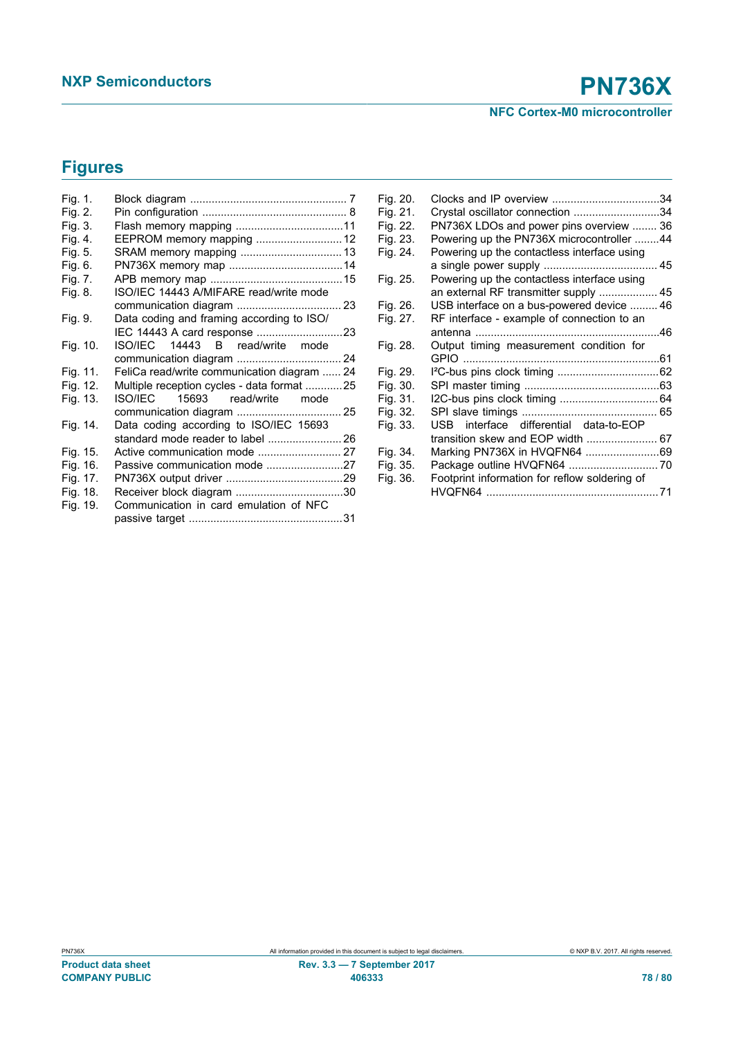## Figures

Fig. 1. Block diagram .................................................... 7
Fig. 2. Pin configuration ............................................... 8
Fig. 3. Flash memory mapping ...................................11
Fig. 4. EEPROM memory mapping ............................ 12
Fig. 5. SRAM memory mapping ................................. 13
Fig. 6. PN736X memory map .....................................14
Fig. 7. APB memory map ...........................................15
Fig. 8. ISO/IEC 14443 A/MIFARE read/write mode communication diagram .................................. 23
Fig. 9. Data coding and framing according to ISO/ IEC 14443 A card response ............................23
Fig. 10. ISO/IEC 14443 B read/write mode communication diagram .................................. 24
Fig. 11. FeliCa read/write communication diagram ...... 24
Fig. 12. Multiple reception cycles - data format ............25
Fig. 13. ISO/IEC 15693 read/write mode communication diagram .................................. 25
Fig. 14. Data coding according to ISO/IEC 15693 standard mode reader to label ........................ 26
Fig. 15. Active communication mode ........................... 27
Fig. 16. Passive communication mode .........................27
Fig. 17. PN736X output driver ......................................29
Fig. 18. Receiver block diagram ...................................30
Fig. 19. Communication in card emulation of NFC passive target .................................................31
Fig. 20. Clocks and IP overview ...................................34
Fig. 21. Crystal oscillator connection ............................34
Fig. 22. PN736X LDOs and power pins overview ........ 36
Fig. 23. Powering up the PN736X microcontroller ........44
Fig. 24. Powering up the contactless interface using a single power supply ..................................... 45
Fig. 25. Powering up the contactless interface using an external RF transmitter supply ................... 45
Fig. 26. USB interface on a bus-powered device ......... 46
Fig. 27. RF interface - example of connection to an antenna ...........................................................46
Fig. 28. Output timing measurement condition for GPIO ................................................................61
Fig. 29. I²C-bus pins clock timing .................................62
Fig. 30. SPI master timing ............................................63
Fig. 31. I2C-bus pins clock timing ................................ 64
Fig. 32. SPI slave timings ............................................ 65
Fig. 33. USB interface differential data-to-EOP transition skew and EOP width ....................... 67
Fig. 34. Marking PN736X in HVQFN64 ........................69
Fig. 35. Package outline HVQFN64 .............................70
Fig. 36. Footprint information for reflow soldering of HVQFN64 ........................................................71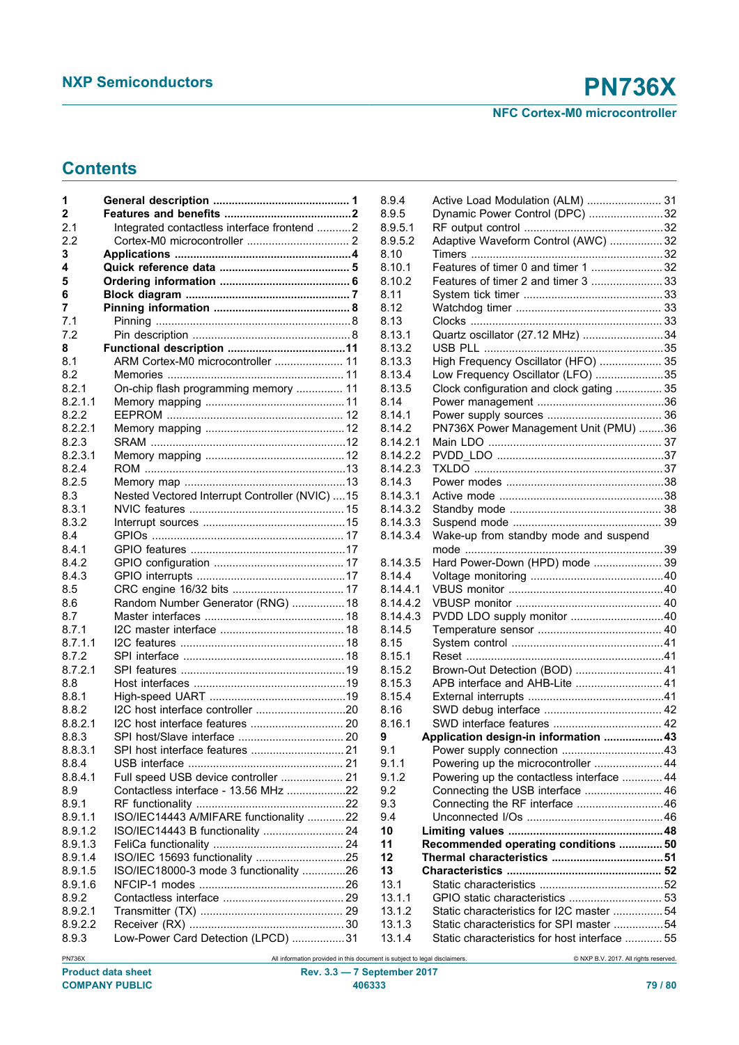## Contents

1 General description .......................................... 1
2 Features and benefits .......................................2
2.1 Integrated contactless interface frontend ...........2
2.2 Cortex-M0 microcontroller ................................. 2
3 Applications ......................................................4
4 Quick reference data ......................................... 5
5 Ordering information ......................................... 6
6 Block diagram .................................................... 7
7 Pinning information ........................................... 8
7.1 Pinning ...............................................................8
7.2 Pin description ................................................... 8
8 Functional description .....................................11
8.1 ARM Cortex-M0 microcontroller ...................... 11
8.2 Memories ......................................................... 11
8.2.1 On-chip flash programming memory .............. 11
8.2.1.1 Memory mapping ............................................. 11
8.2.2 EEPROM ......................................................... 12
8.2.2.1 Memory mapping ............................................. 12
8.2.3 SRAM ...............................................................12
8.2.3.1 Memory mapping ............................................. 12
8.2.4 ROM .................................................................13
8.2.5 Memory map ....................................................13
8.3 Nested Vectored Interrupt Controller (NVIC) ....15
8.3.1 NVIC features .................................................. 15
8.3.2 Interrupt sources ..............................................15
8.4 GPIOs .............................................................. 17
8.4.1 GPIO features ..................................................17
8.4.2 GPIO configuration .......................................... 17
8.4.3 GPIO interrupts ................................................17
8.5 CRC engine 16/32 bits .................................... 17
8.6 Random Number Generator (RNG) ................. 18
8.7 Master interfaces ............................................. 18
8.7.1 I2C master interface ........................................ 18
8.7.1.1 I2C features ..................................................... 18
8.7.2 SPI interface .................................................... 18
8.7.2.1 SPI features ..................................................... 19
8.8 Host interfaces ................................................. 19
8.8.1 High-speed UART ............................................19
8.8.2 I2C host interface controller .............................20
8.8.2.1 I2C host interface features .............................. 20
8.8.3 SPI host/Slave interface .................................. 20
8.8.3.1 SPI host interface features .............................. 21
8.8.4 USB interface .................................................. 21
8.8.4.1 Full speed USB device controller .................... 21
8.9 Contactless interface - 13.56 MHz ...................22
8.9.1 RF functionality ................................................22
8.9.1.1 ISO/IEC14443 A/MIFARE functionality ............22
8.9.1.2 ISO/IEC14443 B functionality .......................... 24
8.9.1.3 FeliCa functionality .......................................... 24
8.9.1.4 ISO/IEC 15693 functionality .............................25
8.9.1.5 ISO/IEC18000-3 mode 3 functionality ..............26
8.9.1.6 NFCIP-1 modes ............................................... 26
8.9.2 Contactless interface ....................................... 29
8.9.2.1 Transmitter (TX) .............................................. 29
8.9.2.2 Receiver (RX) .................................................. 30
8.9.3 Low-Power Card Detection (LPCD) .................31
8.9.4 Active Load Modulation (ALM) ........................ 31
8.9.5 Dynamic Power Control (DPC) ........................32
8.9.5.1 RF output control ............................................. 32
8.9.5.2 Adaptive Waveform Control (AWC) ................. 32
8.10 Timers .............................................................. 32
8.10.1 Features of timer 0 and timer 1 ....................... 32
8.10.2 Features of timer 2 and timer 3 ....................... 33
8.11 System tick timer ............................................. 33
8.12 Watchdog timer ............................................... 33
8.13 Clocks .............................................................. 33
8.13.1 Quartz oscillator (27.12 MHz) ..........................34
8.13.2 USB PLL ..........................................................35
8.13.3 High Frequency Oscillator (HFO) .................... 35
8.13.4 Low Frequency Oscillator (LFO) ......................35
8.13.5 Clock configuration and clock gating ............... 35
8.14 Power management .........................................36
8.14.1 Power supply sources ..................................... 36
8.14.2 PN736X Power Management Unit (PMU) ........36
8.14.2.1 Main LDO ........................................................ 37
8.14.2.2 PVDD_LDO ......................................................37
8.14.2.3 TXLDO .............................................................37
8.14.3 Power modes ...................................................38
8.14.3.1 Active mode .....................................................38
8.14.3.2 Standby mode ................................................. 38
8.14.3.3 Suspend mode ................................................ 39
8.14.3.4 Wake-up from standby mode and suspend mode ................................................................39
8.14.3.5 Hard Power-Down (HPD) mode ...................... 39
8.14.4 Voltage monitoring ...........................................40
8.14.4.1 VBUS monitor ..................................................40
8.14.4.2 VBUSP monitor ............................................... 40
8.14.4.3 PVDD LDO supply monitor ..............................40
8.14.5 Temperature sensor ........................................ 40
8.15 System control .................................................41
8.15.1 Reset ................................................................41
8.15.2 Brown-Out Detection (BOD) ............................ 41
8.15.3 APB interface and AHB-Lite ............................ 41
8.15.4 External interrupts ............................................41
8.16 SWD debug interface ...................................... 42
8.16.1 SWD interface features ................................... 42
9 Application design-in information ...................43
9.1 Power supply connection .................................43
9.1.1 Powering up the microcontroller ...................... 44
9.1.2 Powering up the contactless interface ............. 44
9.2 Connecting the USB interface ......................... 46
9.3 Connecting the RF interface ............................46
9.4 Unconnected I/Os ............................................46
10 Limiting values .................................................48
11 Recommended operating conditions .............. 50
12 Thermal characteristics ...................................51
13 Characteristics ................................................. 52
13.1 Static characteristics ........................................52
13.1.1 GPIO static characteristics ..............................53
13.1.2 Static characteristics for I2C master ................54
13.1.3 Static characteristics for SPI master ................54
13.1.4 Static characteristics for host interface ............ 55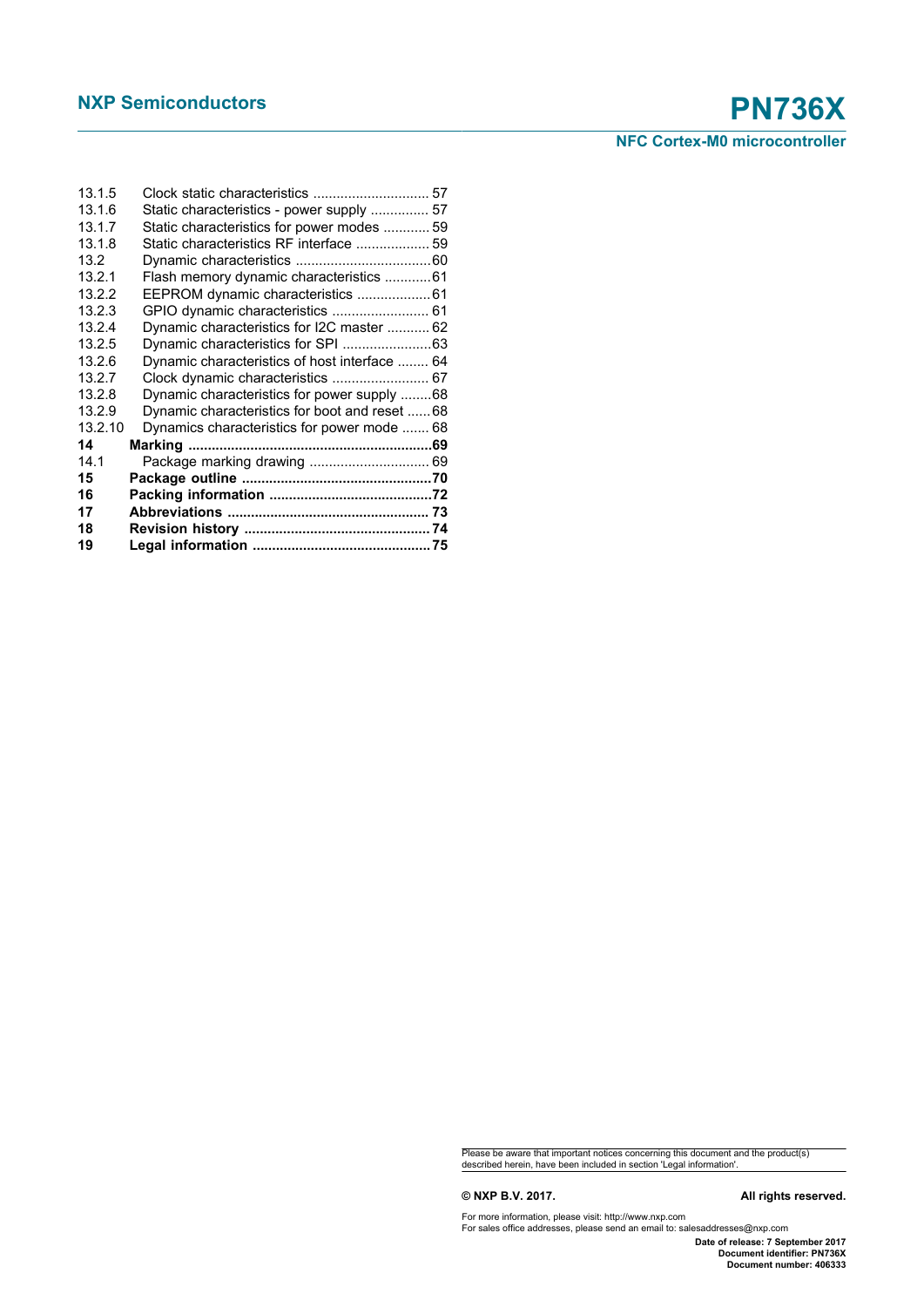| | | |
|---|---|---|
| 13.1.5 | Clock static characteristics | 57 |
| 13.1.6 | Static characteristics - power supply | 57 |
| 13.1.7 | Static characteristics for power modes | 59 |
| 13.1.8 | Static characteristics RF interface | 59 |
| 13.2 | Dynamic characteristics | 60 |
| 13.2.1 | Flash memory dynamic characteristics | 61 |
| 13.2.2 | EEPROM dynamic characteristics | 61 |
| 13.2.3 | GPIO dynamic characteristics | 61 |
| 13.2.4 | Dynamic characteristics for I2C master | 62 |
| 13.2.5 | Dynamic characteristics for SPI | 63 |
| 13.2.6 | Dynamic characteristics of host interface | 64 |
| 13.2.7 | Clock dynamic characteristics | 67 |
| 13.2.8 | Dynamic characteristics for power supply | 68 |
| 13.2.9 | Dynamic characteristics for boot and reset | 68 |
| 13.2.10 | Dynamics characteristics for power mode | 68 |
| **14** | **Marking** | **69** |
| 14.1 | Package marking drawing | 69 |
| **15** | **Package outline** | **70** |
| **16** | **Packing information** | **72** |
| **17** | **Abbreviations** | **73** |
| **18** | **Revision history** | **74** |
| **19** | **Legal information** | **75** |

Please be aware that important notices concerning this document and the product(s) described herein, have been included in section 'Legal information'.

**© NXP B.V. 2017.** **All rights reserved.**

For more information, please visit: http://www.nxp.com
For sales office addresses, please send an email to: salesaddresses@nxp.com

**Date of release: 7 September 2017**
**Document identifier: PN736X**
**Document number: 406333**